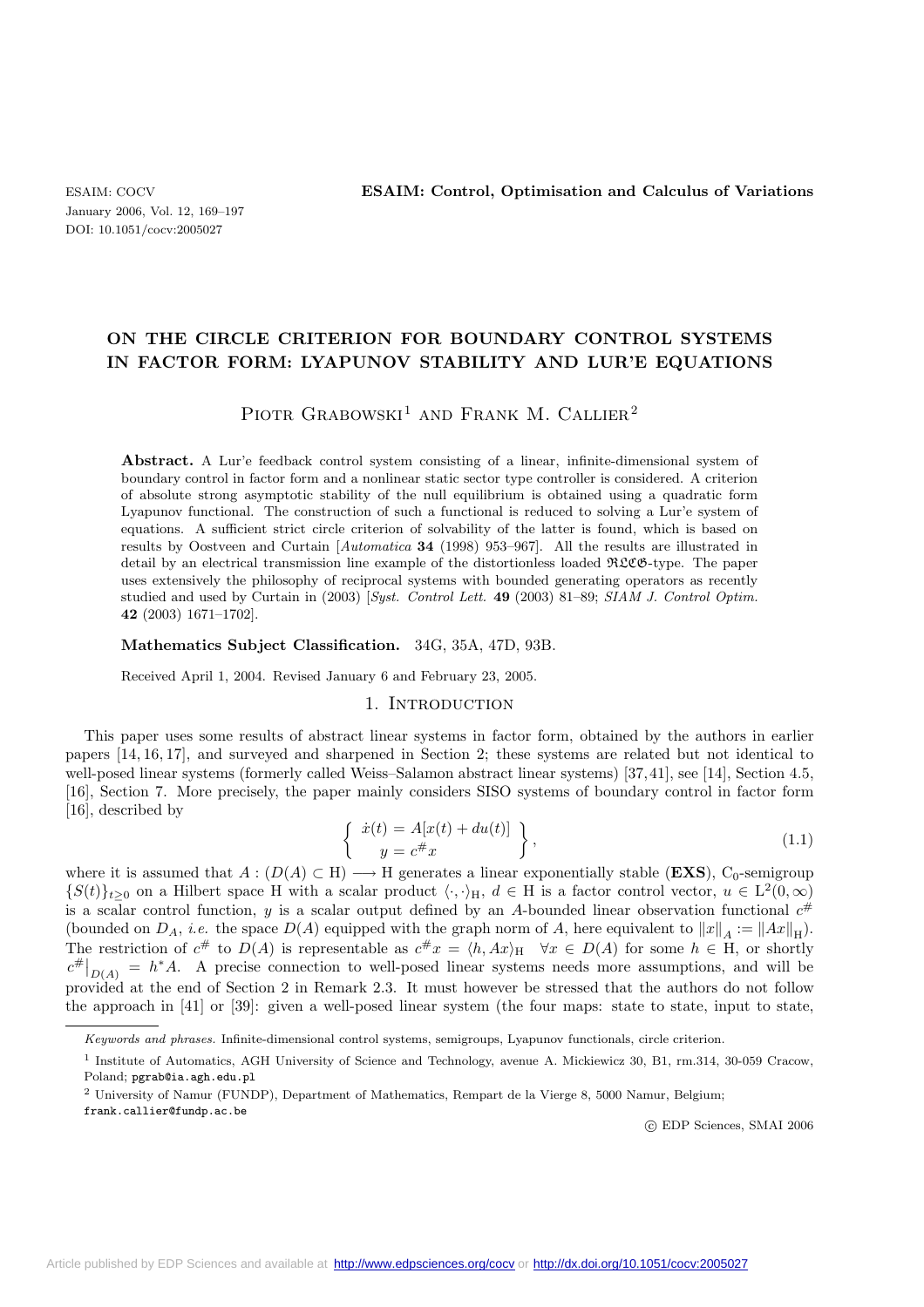# ON THE CIRCLE CRITERION FOR BOUNDARY CONTROL SYSTEMS IN FACTOR FORM: LYAPUNOV STABILITY AND LUR'E EQUATIONS

Piotr Grabowski[1] and Frank M. Callier[2]

**Abstract.** A Lur'e feedback control system consisting of a linear, infinite-dimensional system of boundary control in factor form and a nonlinear static sector type controller is considered. A criterion of absolute strong asymptotic stability of the null equilibrium is obtained using a quadratic form Lyapunov functional. The construction of such a functional is reduced to solving a Lur'e system of equations. A sufficient strict circle criterion of solvability of the latter is found, which is based on results by Oostveen and Curtain [*Automatica* **34** (1998) 953–967]. All the results are illustrated in detail by an electrical transmission line example of the distortionless loaded $\mathfrak{RLCG}$-type. The paper uses extensively the philosophy of reciprocal systems with bounded generating operators as recently studied and used by Curtain in (2003) [*Syst. Control Lett.* **49** (2003) 81–89; *SIAM J. Control Optim.* **42** (2003) 1671–1702].

**Mathematics Subject Classification.** 34G, 35A, 47D, 93B.

Received April 1, 2004. Revised January 6 and February 23, 2005.

## 1. Introduction

This paper uses some results of abstract linear systems in factor form, obtained by the authors in earlier papers [14, 16, 17], and surveyed and sharpened in Section 2; these systems are related but not identical to well-posed linear systems (formerly called Weiss–Salamon abstract linear systems) [37, 41], see [14], Section 4.5, [16], Section 7. More precisely, the paper mainly considers SISO systems of boundary control in factor form [16], described by

$$\left\{ \begin{array}{l} \dot{x}(t) = A[x(t) + du(t)] \\ y = c^{\#}x \end{array} \right\}, \tag{1.1}$$

where it is assumed that $A : (D(A) \subset \mathrm{H}) \longrightarrow \mathrm{H}$ generates a linear exponentially stable (**EXS**), $C_0$-semigroup $\{S(t)\}_{t\geq 0}$ on a Hilbert space H with a scalar product $\langle \cdot, \cdot \rangle_{\mathrm{H}}$, $d \in \mathrm{H}$ is a factor control vector, $u \in \mathrm{L}^2(0, \infty)$ is a scalar control function, $y$ is a scalar output defined by an $A$-bounded linear observation functional $c^{\#}$ (bounded on $D_A$, *i.e.* the space $D(A)$ equipped with the graph norm of $A$, here equivalent to $\|x\|_A := \|Ax\|_{\mathrm{H}}$). The restriction of $c^{\#}$ to $D(A)$ is representable as $c^{\#}x = \langle h, Ax \rangle_{\mathrm{H}}$ $\forall x \in D(A)$ for some $h \in \mathrm{H}$, or shortly $c^{\#}|_{D(A)} = h^* A$. A precise connection to well-posed linear systems needs more assumptions, and will be provided at the end of Section 2 in Remark 2.3. It must however be stressed that the authors do not follow the approach in [41] or [39]: given a well-posed linear system (the four maps: state to state, input to state,

*Keywords and phrases.* Infinite-dimensional control systems, semigroups, Lyapunov functionals, circle criterion.

[1] Institute of Automatics, AGH University of Science and Technology, avenue A. Mickiewicz 30, B1, rm.314, 30-059 Cracow, Poland; pgrab@ia.agh.edu.pl

[2] University of Namur (FUNDP), Department of Mathematics, Rempart de la Vierge 8, 5000 Namur, Belgium; frank.callier@fundp.ac.be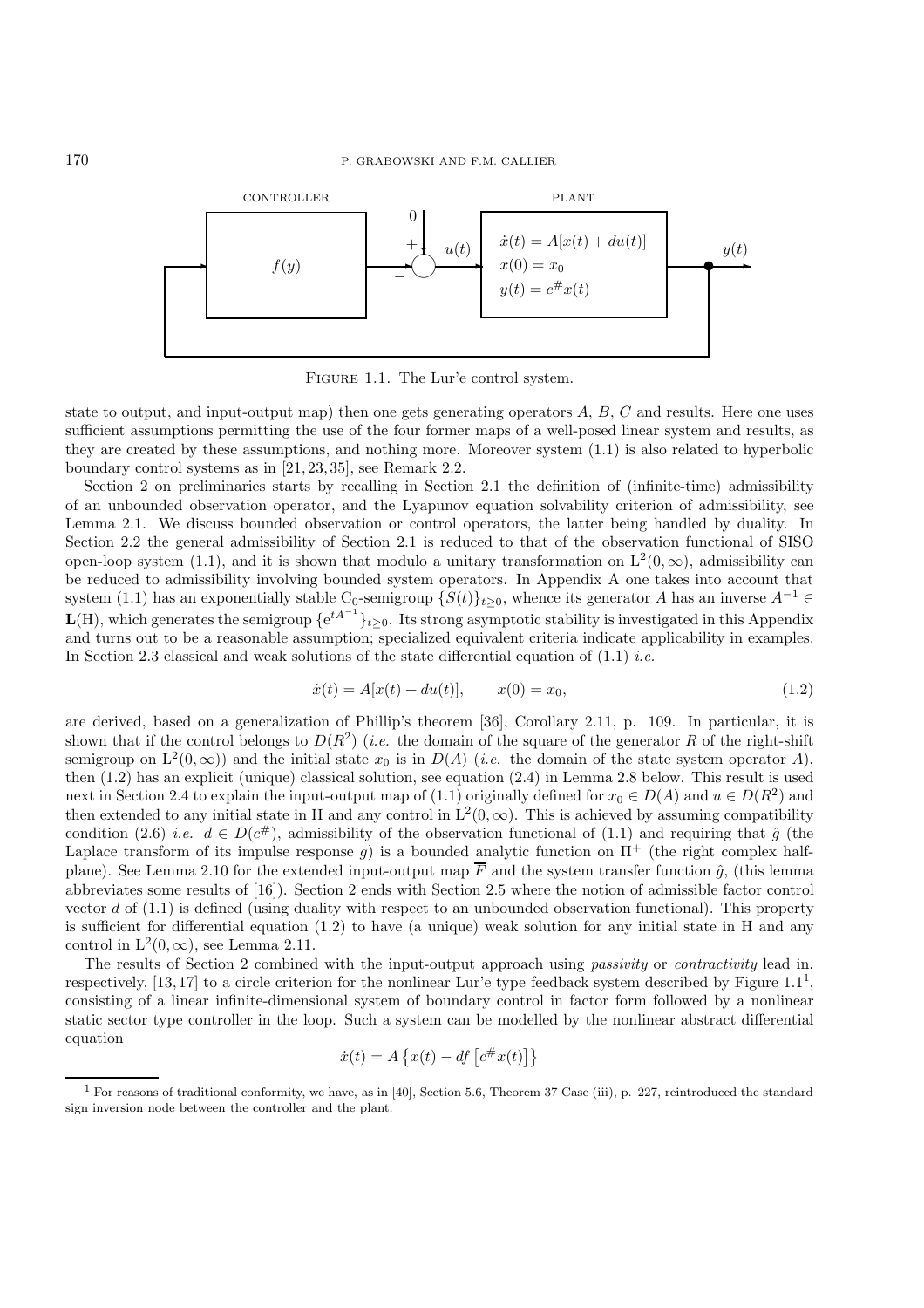CONTROLLER $f(y)$ → $-$ summing node with input $0$ $+$ → $u(t)$ → PLANT $\dot{x}(t) = A[x(t) + du(t)]$, $x(0) = x_0$, $y(t) = c^{\#}x(t)$ → $y(t)$

Figure 1.1. The Lur'e control system.

state to output, and input-output map) then one gets generating operators $A$, $B$, $C$ and results. Here one uses sufficient assumptions permitting the use of the four former maps of a well-posed linear system and results, as they are created by these assumptions, and nothing more. Moreover system (1.1) is also related to hyperbolic boundary control systems as in [21, 23, 35], see Remark 2.2.

Section 2 on preliminaries starts by recalling in Section 2.1 the definition of (infinite-time) admissibility of an unbounded observation operator, and the Lyapunov equation solvability criterion of admissibility, see Lemma 2.1. We discuss bounded observation or control operators, the latter being handled by duality. In Section 2.2 the general admissibility of Section 2.1 is reduced to that of the observation functional of SISO open-loop system (1.1), and it is shown that modulo a unitary transformation on $\mathrm{L}^2(0,\infty)$, admissibility can be reduced to admissibility involving bounded system operators. In Appendix A one takes into account that system (1.1) has an exponentially stable $\mathrm{C}_0$-semigroup $\{S(t)\}_{t\geq 0}$, whence its generator $A$ has an inverse $A^{-1} \in \mathbf{L}(\mathrm{H})$, which generates the semigroup $\{\mathrm{e}^{tA^{-1}}\}_{t\geq 0}$. Its strong asymptotic stability is investigated in this Appendix and turns out to be a reasonable assumption; specialized equivalent criteria indicate applicability in examples. In Section 2.3 classical and weak solutions of the state differential equation of (1.1) *i.e.*

$$\dot{x}(t) = A[x(t) + du(t)], \qquad x(0) = x_0, \tag{1.2}$$

are derived, based on a generalization of Phillip's theorem [36], Corollary 2.11, p. 109. In particular, it is shown that if the control belongs to $D(R^2)$ (*i.e.* the domain of the square of the generator $R$ of the right-shift semigroup on $\mathrm{L}^2(0,\infty)$) and the initial state $x_0$ is in $D(A)$ (*i.e.* the domain of the state system operator $A$), then (1.2) has an explicit (unique) classical solution, see equation (2.4) in Lemma 2.8 below. This result is used next in Section 2.4 to explain the input-output map of (1.1) originally defined for $x_0 \in D(A)$ and $u \in D(R^2)$ and then extended to any initial state in H and any control in $\mathrm{L}^2(0,\infty)$. This is achieved by assuming compatibility condition (2.6) *i.e.* $d \in D(c^{\#})$, admissibility of the observation functional of (1.1) and requiring that $\hat{g}$ (the Laplace transform of its impulse response $g$) is a bounded analytic function on $\Pi^+$ (the right complex half-plane). See Lemma 2.10 for the extended input-output map $\overline{F}$ and the system transfer function $\hat{g}$, (this lemma abbreviates some results of [16]). Section 2 ends with Section 2.5 where the notion of admissible factor control vector $d$ of (1.1) is defined (using duality with respect to an unbounded observation functional). This property is sufficient for differential equation (1.2) to have (a unique) weak solution for any initial state in H and any control in $\mathrm{L}^2(0,\infty)$, see Lemma 2.11.

The results of Section 2 combined with the input-output approach using *passivity* or *contractivity* lead in, respectively, [13, 17] to a circle criterion for the nonlinear Lur'e type feedback system described by Figure 1.1[1], consisting of a linear infinite-dimensional system of boundary control in factor form followed by a nonlinear static sector type controller in the loop. Such a system can be modelled by the nonlinear abstract differential equation

$$\dot{x}(t) = A\left\{x(t) - df\left[c^{\#}x(t)\right]\right\}$$

[1] For reasons of traditional conformity, we have, as in [40], Section 5.6, Theorem 37 Case (iii), p. 227, reintroduced the standard sign inversion node between the controller and the plant.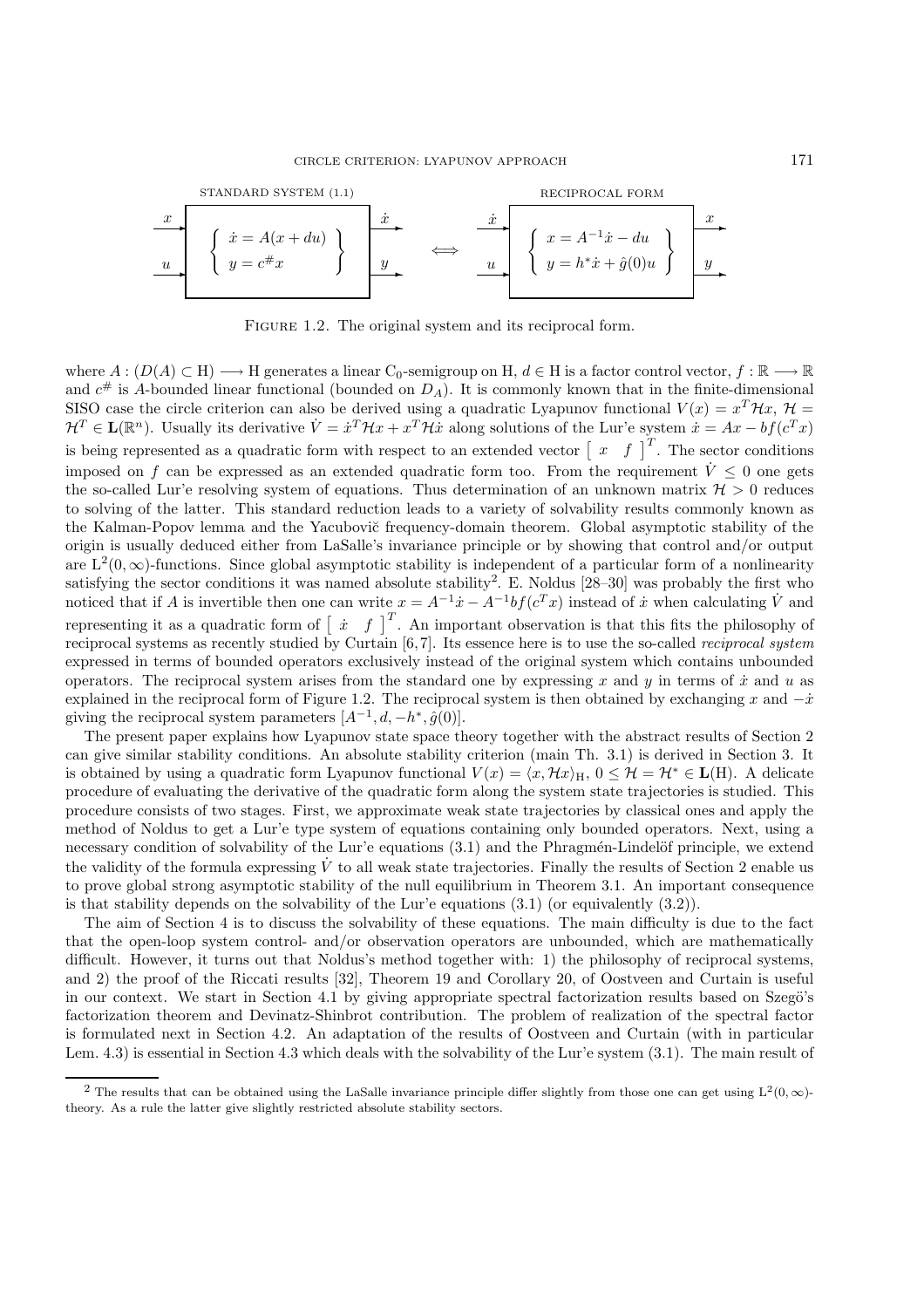STANDARD SYSTEM (1.1)

$$\begin{array}{c} x \\ u \end{array} \left\{ \begin{array}{l} \dot{x} = A(x + du) \\ y = c^{\#}x \end{array} \right\} \begin{array}{c} \dot{x} \\ y \end{array} \quad \Longleftrightarrow \quad \begin{array}{c} \dot{x} \\ u \end{array} \left\{ \begin{array}{l} x = A^{-1}\dot{x} - du \\ y = h^{*}\dot{x} + \hat{g}(0)u \end{array} \right\} \begin{array}{c} x \\ y \end{array}$$

RECIPROCAL FORM

Figure 1.2. The original system and its reciprocal form.

where $A : (D(A) \subset \mathrm{H}) \longrightarrow \mathrm{H}$ generates a linear $\mathrm{C}_0$-semigroup on H, $d \in \mathrm{H}$ is a factor control vector, $f : \mathbb{R} \longrightarrow \mathbb{R}$ and $c^{\#}$ is $A$-bounded linear functional (bounded on $D_A$). It is commonly known that in the finite-dimensional SISO case the circle criterion can also be derived using a quadratic Lyapunov functional $V(x) = x^T\mathcal{H}x$, $\mathcal{H} = \mathcal{H}^T \in \mathbf{L}(\mathbb{R}^n)$. Usually its derivative $\dot{V} = \dot{x}^T\mathcal{H}x + x^T\mathcal{H}\dot{x}$ along solutions of the Lur'e system $\dot{x} = Ax - bf(c^Tx)$ is being represented as a quadratic form with respect to an extended vector $\begin{bmatrix} x & f \end{bmatrix}^T$. The sector conditions imposed on $f$ can be expressed as an extended quadratic form too. From the requirement $\dot{V} \leq 0$ one gets the so-called Lur'e resolving system of equations. Thus determination of an unknown matrix $\mathcal{H} > 0$ reduces to solving of the latter. This standard reduction leads to a variety of solvability results commonly known as the Kalman-Popov lemma and the Yacubovič frequency-domain theorem. Global asymptotic stability of the origin is usually deduced either from LaSalle's invariance principle or by showing that control and/or output are $\mathrm{L}^2(0,\infty)$-functions. Since global asymptotic stability is independent of a particular form of a nonlinearity satisfying the sector conditions it was named absolute stability[2]. E. Noldus [28–30] was probably the first who noticed that if $A$ is invertible then one can write $x = A^{-1}\dot{x} - A^{-1}bf(c^Tx)$ instead of $\dot{x}$ when calculating $\dot{V}$ and representing it as a quadratic form of $\begin{bmatrix} \dot{x} & f \end{bmatrix}^T$. An important observation is that this fits the philosophy of reciprocal systems as recently studied by Curtain [6,7]. Its essence here is to use the so-called *reciprocal system* expressed in terms of bounded operators exclusively instead of the original system which contains unbounded operators. The reciprocal system arises from the standard one by expressing $x$ and $y$ in terms of $\dot{x}$ and $u$ as explained in the reciprocal form of Figure 1.2. The reciprocal system is then obtained by exchanging $x$ and $-\dot{x}$ giving the reciprocal system parameters $[A^{-1}, d, -h^*, \hat{g}(0)]$.

The present paper explains how Lyapunov state space theory together with the abstract results of Section 2 can give similar stability conditions. An absolute stability criterion (main Th. 3.1) is derived in Section 3. It is obtained by using a quadratic form Lyapunov functional $V(x) = \langle x, \mathcal{H}x\rangle_{\mathrm{H}}$, $0 \leq \mathcal{H} = \mathcal{H}^* \in \mathbf{L}(\mathrm{H})$. A delicate procedure of evaluating the derivative of the quadratic form along the system state trajectories is studied. This procedure consists of two stages. First, we approximate weak state trajectories by classical ones and apply the method of Noldus to get a Lur'e type system of equations containing only bounded operators. Next, using a necessary condition of solvability of the Lur'e equations (3.1) and the Phragmén-Lindelöf principle, we extend the validity of the formula expressing $\dot{V}$ to all weak state trajectories. Finally the results of Section 2 enable us to prove global strong asymptotic stability of the null equilibrium in Theorem 3.1. An important consequence is that stability depends on the solvability of the Lur'e equations (3.1) (or equivalently (3.2)).

The aim of Section 4 is to discuss the solvability of these equations. The main difficulty is due to the fact that the open-loop system control- and/or observation operators are unbounded, which are mathematically difficult. However, it turns out that Noldus's method together with: 1) the philosophy of reciprocal systems, and 2) the proof of the Riccati results [32], Theorem 19 and Corollary 20, of Oostveen and Curtain is useful in our context. We start in Section 4.1 by giving appropriate spectral factorization results based on Szegö's factorization theorem and Devinatz-Shinbrot contribution. The problem of realization of the spectral factor is formulated next in Section 4.2. An adaptation of the results of Oostveen and Curtain (with in particular Lem. 4.3) is essential in Section 4.3 which deals with the solvability of the Lur'e system (3.1). The main result of

[2] The results that can be obtained using the LaSalle invariance principle differ slightly from those one can get using $\mathrm{L}^2(0,\infty)$-theory. As a rule the latter give slightly restricted absolute stability sectors.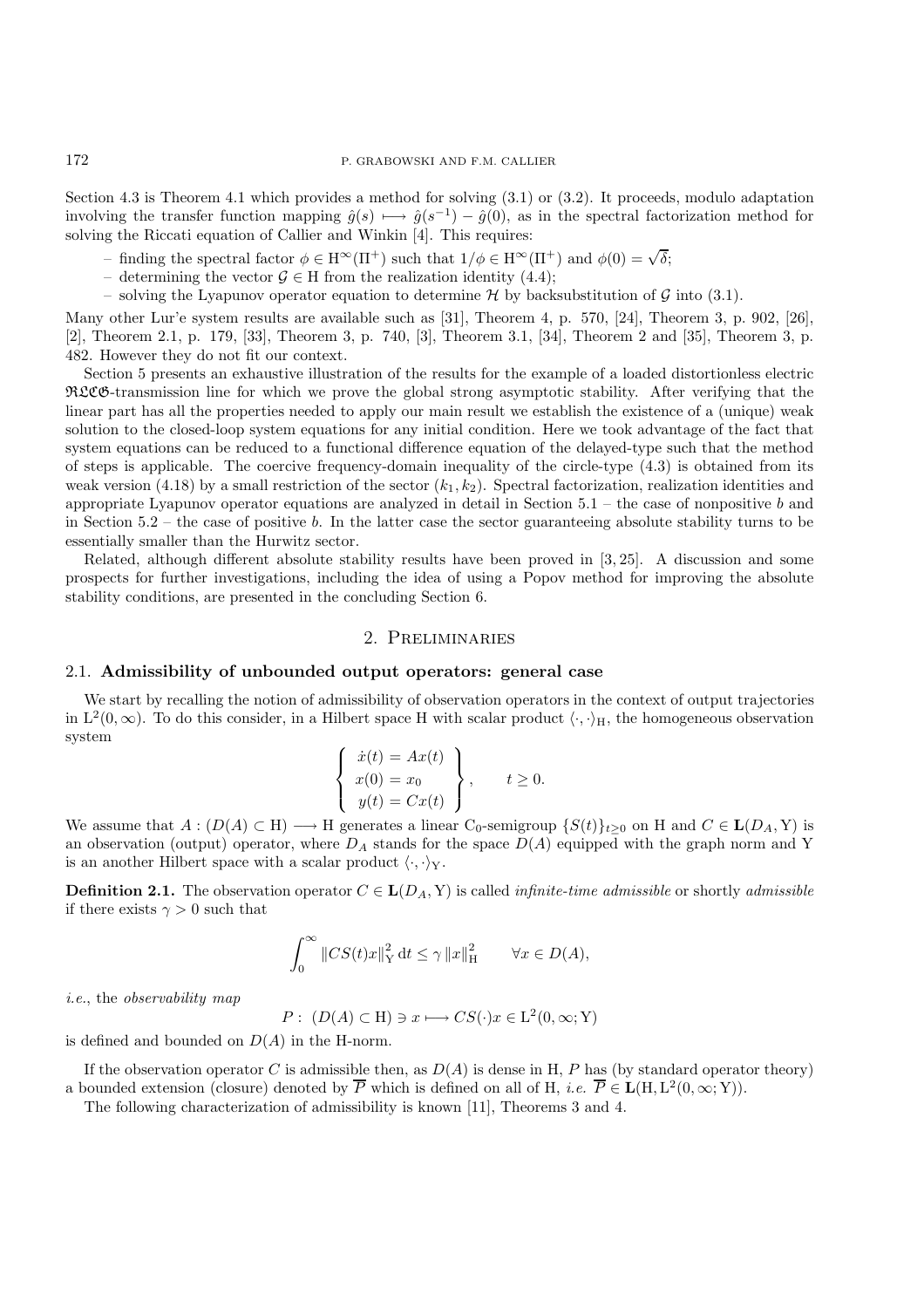Section 4.3 is Theorem 4.1 which provides a method for solving (3.1) or (3.2). It proceeds, modulo adaptation involving the transfer function mapping $\hat{g}(s) \longmapsto \hat{g}(s^{-1}) - \hat{g}(0)$, as in the spectral factorization method for solving the Riccati equation of Callier and Winkin [4]. This requires:

- finding the spectral factor $\phi \in \mathrm{H}^\infty(\Pi^+)$ such that $1/\phi \in \mathrm{H}^\infty(\Pi^+)$ and $\phi(0) = \sqrt{\delta}$;
- determining the vector $\mathcal{G} \in \mathrm{H}$ from the realization identity (4.4);
- solving the Lyapunov operator equation to determine $\mathcal{H}$ by backsubstitution of $\mathcal{G}$ into (3.1).

Many other Lur'e system results are available such as [31], Theorem 4, p. 570, [24], Theorem 3, p. 902, [26], [2], Theorem 2.1, p. 179, [33], Theorem 3, p. 740, [3], Theorem 3.1, [34], Theorem 2 and [35], Theorem 3, p. 482. However they do not fit our context.

Section 5 presents an exhaustive illustration of the results for the example of a loaded distortionless electric $\mathfrak{RLCG}$-transmission line for which we prove the global strong asymptotic stability. After verifying that the linear part has all the properties needed to apply our main result we establish the existence of a (unique) weak solution to the closed-loop system equations for any initial condition. Here we took advantage of the fact that system equations can be reduced to a functional difference equation of the delayed-type such that the method of steps is applicable. The coercive frequency-domain inequality of the circle-type (4.3) is obtained from its weak version (4.18) by a small restriction of the sector $(k_1, k_2)$. Spectral factorization, realization identities and appropriate Lyapunov operator equations are analyzed in detail in Section 5.1 – the case of nonpositive $b$ and in Section 5.2 – the case of positive $b$. In the latter case the sector guaranteeing absolute stability turns to be essentially smaller than the Hurwitz sector.

Related, although different absolute stability results have been proved in [3, 25]. A discussion and some prospects for further investigations, including the idea of using a Popov method for improving the absolute stability conditions, are presented in the concluding Section 6.

## 2. Preliminaries

### 2.1. Admissibility of unbounded output operators: general case

We start by recalling the notion of admissibility of observation operators in the context of output trajectories in $\mathrm{L}^2(0,\infty)$. To do this consider, in a Hilbert space H with scalar product $\langle\cdot,\cdot\rangle_{\mathrm{H}}$, the homogeneous observation system

$$\left\{\begin{array}{l} \dot{x}(t) = Ax(t) \\ x(0) = x_0 \\ y(t) = Cx(t) \end{array}\right\}, \qquad t \geq 0.$$

We assume that $A : (D(A) \subset \mathrm{H}) \longrightarrow \mathrm{H}$ generates a linear $\mathrm{C}_0$-semigroup $\{S(t)\}_{t\geq 0}$ on H and $C \in \mathbf{L}(D_A, \mathrm{Y})$ is an observation (output) operator, where $D_A$ stands for the space $D(A)$ equipped with the graph norm and Y is an another Hilbert space with a scalar product $\langle\cdot,\cdot\rangle_{\mathrm{Y}}$.

**Definition 2.1.** The observation operator $C \in \mathbf{L}(D_A, \mathrm{Y})$ is called *infinite-time admissible* or shortly *admissible* if there exists $\gamma > 0$ such that

$$\int_0^\infty \|CS(t)x\|_{\mathrm{Y}}^2 \,\mathrm{d}t \leq \gamma \|x\|_{\mathrm{H}}^2 \qquad \forall x \in D(A),$$

*i.e.*, the *observability map*

$$P : \ (D(A) \subset \mathrm{H}) \ni x \longmapsto CS(\cdot)x \in \mathrm{L}^2(0,\infty;\mathrm{Y})$$

is defined and bounded on $D(A)$ in the H-norm.

If the observation operator $C$ is admissible then, as $D(A)$ is dense in H, $P$ has (by standard operator theory) a bounded extension (closure) denoted by $\overline{P}$ which is defined on all of H, *i.e.* $\overline{P} \in \mathbf{L}(\mathrm{H}, \mathrm{L}^2(0,\infty;\mathrm{Y}))$.

The following characterization of admissibility is known [11], Theorems 3 and 4.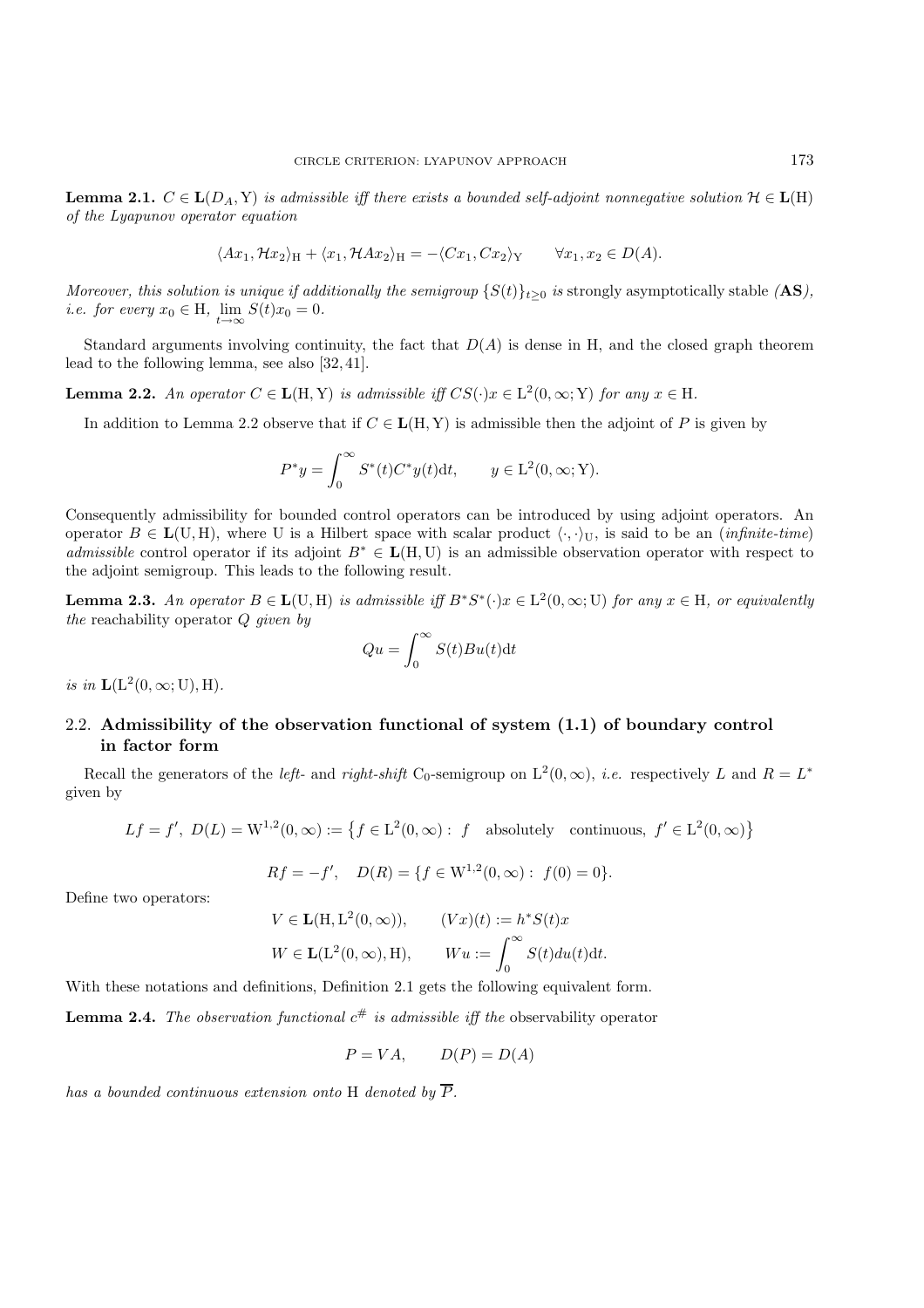**Lemma 2.1.** *$C \in \mathbf{L}(D_A, \mathrm{Y})$ is admissible iff there exists a bounded self-adjoint nonnegative solution $\mathcal{H} \in \mathbf{L}(\mathrm{H})$ of the Lyapunov operator equation*

$$\langle Ax_1, \mathcal{H}x_2\rangle_{\mathrm{H}} + \langle x_1, \mathcal{H}Ax_2\rangle_{\mathrm{H}} = -\langle Cx_1, Cx_2\rangle_{\mathrm{Y}} \qquad \forall x_1, x_2 \in D(A).$$

*Moreover, this solution is unique if additionally the semigroup $\{S(t)\}_{t\geq 0}$ is* strongly asymptotically stable *(**AS**), i.e. for every $x_0 \in \mathrm{H}$, $\lim_{t\to\infty} S(t)x_0 = 0$.*

Standard arguments involving continuity, the fact that $D(A)$ is dense in H, and the closed graph theorem lead to the following lemma, see also [32, 41].

**Lemma 2.2.** *An operator $C \in \mathbf{L}(\mathrm{H}, \mathrm{Y})$ is admissible iff $CS(\cdot)x \in \mathrm{L}^2(0, \infty; \mathrm{Y})$ for any $x \in \mathrm{H}$.*

In addition to Lemma 2.2 observe that if $C \in \mathbf{L}(\mathrm{H}, \mathrm{Y})$ is admissible then the adjoint of $P$ is given by

$$P^*y = \int_0^\infty S^*(t)C^*y(t)\mathrm{d}t, \qquad y \in \mathrm{L}^2(0, \infty; \mathrm{Y}).$$

Consequently admissibility for bounded control operators can be introduced by using adjoint operators. An operator $B \in \mathbf{L}(\mathrm{U}, \mathrm{H})$, where U is a Hilbert space with scalar product $\langle\cdot,\cdot\rangle_{\mathrm{U}}$, is said to be an (*infinite-time*) *admissible* control operator if its adjoint $B^* \in \mathbf{L}(\mathrm{H}, \mathrm{U})$ is an admissible observation operator with respect to the adjoint semigroup. This leads to the following result.

**Lemma 2.3.** *An operator $B \in \mathbf{L}(\mathrm{U}, \mathrm{H})$ is admissible iff $B^*S^*(\cdot)x \in \mathrm{L}^2(0, \infty; \mathrm{U})$ for any $x \in \mathrm{H}$, or equivalently the* reachability operator *$Q$ given by*

$$Qu = \int_0^\infty S(t)Bu(t)\mathrm{d}t$$

*is in $\mathbf{L}(\mathrm{L}^2(0, \infty; \mathrm{U}), \mathrm{H})$.*

### 2.2. Admissibility of the observation functional of system (1.1) of boundary control in factor form

Recall the generators of the *left-* and *right-shift* $\mathrm{C}_0$-semigroup on $\mathrm{L}^2(0, \infty)$, *i.e.* respectively $L$ and $R = L^*$ given by

$$Lf = f', \ D(L) = \mathrm{W}^{1,2}(0, \infty) := \left\{f \in \mathrm{L}^2(0, \infty) : \ f \quad \text{absolutely} \quad \text{continuous}, \ f' \in \mathrm{L}^2(0, \infty)\right\}$$

$$Rf = -f', \quad D(R) = \{f \in \mathrm{W}^{1,2}(0, \infty) : \ f(0) = 0\}.$$

Define two operators:

$$V \in \mathbf{L}(\mathrm{H}, \mathrm{L}^2(0, \infty)), \qquad (Vx)(t) := h^*S(t)x$$

$$W \in \mathbf{L}(\mathrm{L}^2(0, \infty), \mathrm{H}), \qquad Wu := \int_0^\infty S(t)du(t)\mathrm{d}t.$$

With these notations and definitions, Definition 2.1 gets the following equivalent form.

**Lemma 2.4.** *The observation functional $c^\#$ is admissible iff the* observability operator

$$P = VA, \qquad D(P) = D(A)$$

*has a bounded continuous extension onto H denoted by $\overline{P}$.*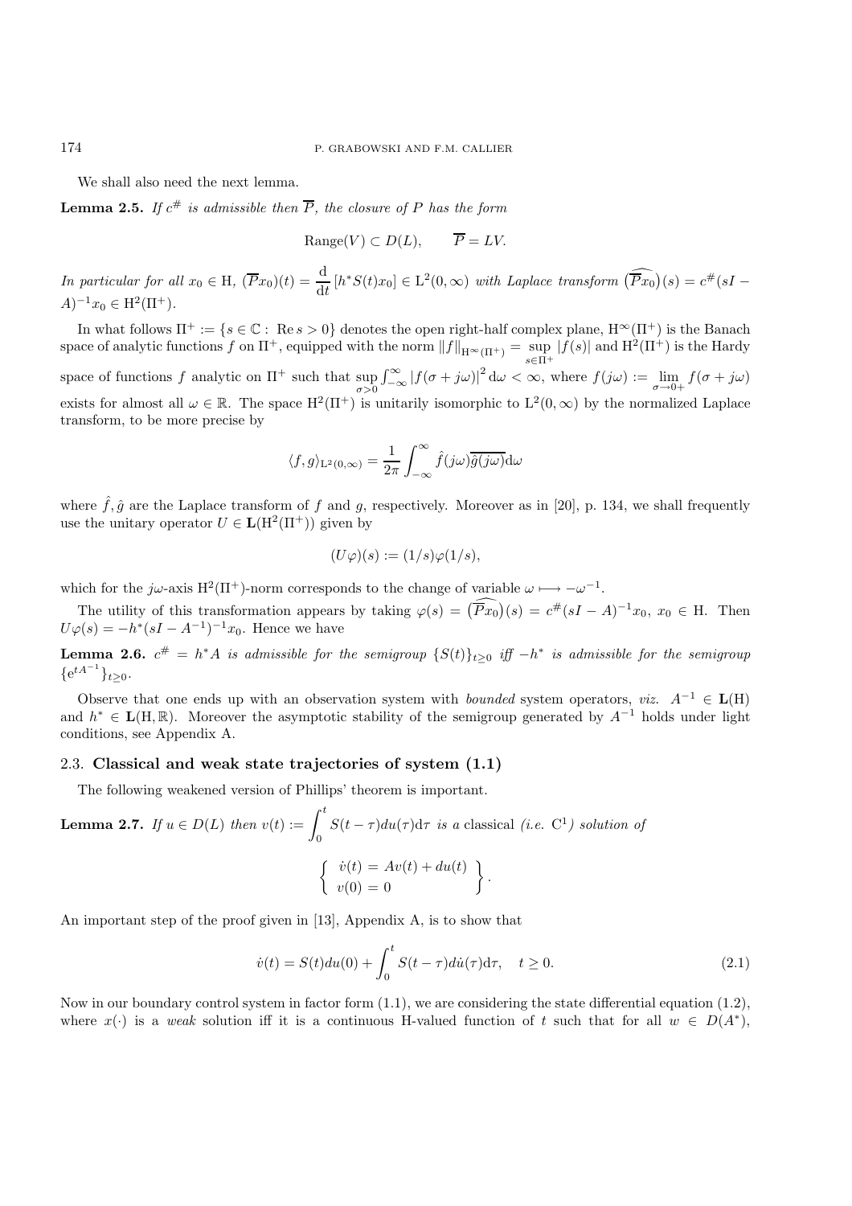We shall also need the next lemma.

**Lemma 2.5.** *If $c^{\#}$ is admissible then $\overline{P}$, the closure of $P$ has the form*

$$\operatorname{Range}(V) \subset D(L), \qquad \overline{P} = LV.$$

*In particular for all $x_0 \in \mathrm{H}$, $(\overline{P}x_0)(t) = \dfrac{\mathrm{d}}{\mathrm{d}t}\left[h^* S(t) x_0\right] \in \mathrm{L}^2(0,\infty)$ with Laplace transform $\widehat{\left(\overline{P}x_0\right)}(s) = c^{\#}(sI - A)^{-1}x_0 \in \mathrm{H}^2(\Pi^+)$.*

In what follows $\Pi^+ := \{s \in \mathbb{C} : \operatorname{Re} s > 0\}$ denotes the open right-half complex plane, $\mathrm{H}^\infty(\Pi^+)$ is the Banach space of analytic functions $f$ on $\Pi^+$, equipped with the norm $\|f\|_{\mathrm{H}^\infty(\Pi^+)} = \sup_{s\in\Pi^+} |f(s)|$ and $\mathrm{H}^2(\Pi^+)$ is the Hardy space of functions $f$ analytic on $\Pi^+$ such that $\sup_{\sigma>0} \int_{-\infty}^{\infty} |f(\sigma + j\omega)|^2 \mathrm{d}\omega < \infty$, where $f(j\omega) := \lim_{\sigma\to 0+} f(\sigma + j\omega)$ exists for almost all $\omega \in \mathbb{R}$. The space $\mathrm{H}^2(\Pi^+)$ is unitarily isomorphic to $\mathrm{L}^2(0,\infty)$ by the normalized Laplace transform, to be more precise by

$$\langle f, g\rangle_{\mathrm{L}^2(0,\infty)} = \frac{1}{2\pi}\int_{-\infty}^{\infty} \hat{f}(j\omega)\overline{\hat{g}(j\omega)}\mathrm{d}\omega$$

where $\hat{f}, \hat{g}$ are the Laplace transform of $f$ and $g$, respectively. Moreover as in [20], p. 134, we shall frequently use the unitary operator $U \in \mathbf{L}(\mathrm{H}^2(\Pi^+))$ given by

$$(U\varphi)(s) := (1/s)\varphi(1/s),$$

which for the $j\omega$-axis $\mathrm{H}^2(\Pi^+)$-norm corresponds to the change of variable $\omega \longmapsto -\omega^{-1}$.

The utility of this transformation appears by taking $\varphi(s) = \widehat{\left(\overline{P}x_0\right)}(s) = c^{\#}(sI - A)^{-1}x_0$, $x_0 \in \mathrm{H}$. Then $U\varphi(s) = -h^*(sI - A^{-1})^{-1}x_0$. Hence we have

**Lemma 2.6.** *$c^{\#} = h^* A$ is admissible for the semigroup $\{S(t)\}_{t\geq 0}$ iff $-h^*$ is admissible for the semigroup $\{\mathrm{e}^{tA^{-1}}\}_{t\geq 0}$.*

Observe that one ends up with an observation system with *bounded* system operators, *viz.* $A^{-1} \in \mathbf{L}(\mathrm{H})$ and $h^* \in \mathbf{L}(\mathrm{H}, \mathbb{R})$. Moreover the asymptotic stability of the semigroup generated by $A^{-1}$ holds under light conditions, see Appendix A.

### 2.3. Classical and weak state trajectories of system (1.1)

The following weakened version of Phillips' theorem is important.

**Lemma 2.7.** *If $u \in D(L)$ then $v(t) := \displaystyle\int_0^t S(t-\tau)du(\tau)\mathrm{d}\tau$ is a* classical *(i.e. $\mathrm{C}^1$) solution of*

$$\left\{\begin{array}{l} \dot{v}(t) = Av(t) + du(t) \\ v(0) = 0 \end{array}\right\}.$$

An important step of the proof given in [13], Appendix A, is to show that

$$\dot{v}(t) = S(t)du(0) + \int_0^t S(t-\tau)d\dot{u}(\tau)\mathrm{d}\tau, \quad t \geq 0. \tag{2.1}$$

Now in our boundary control system in factor form (1.1), we are considering the state differential equation (1.2), where $x(\cdot)$ is a *weak* solution iff it is a continuous H-valued function of $t$ such that for all $w \in D(A^*)$,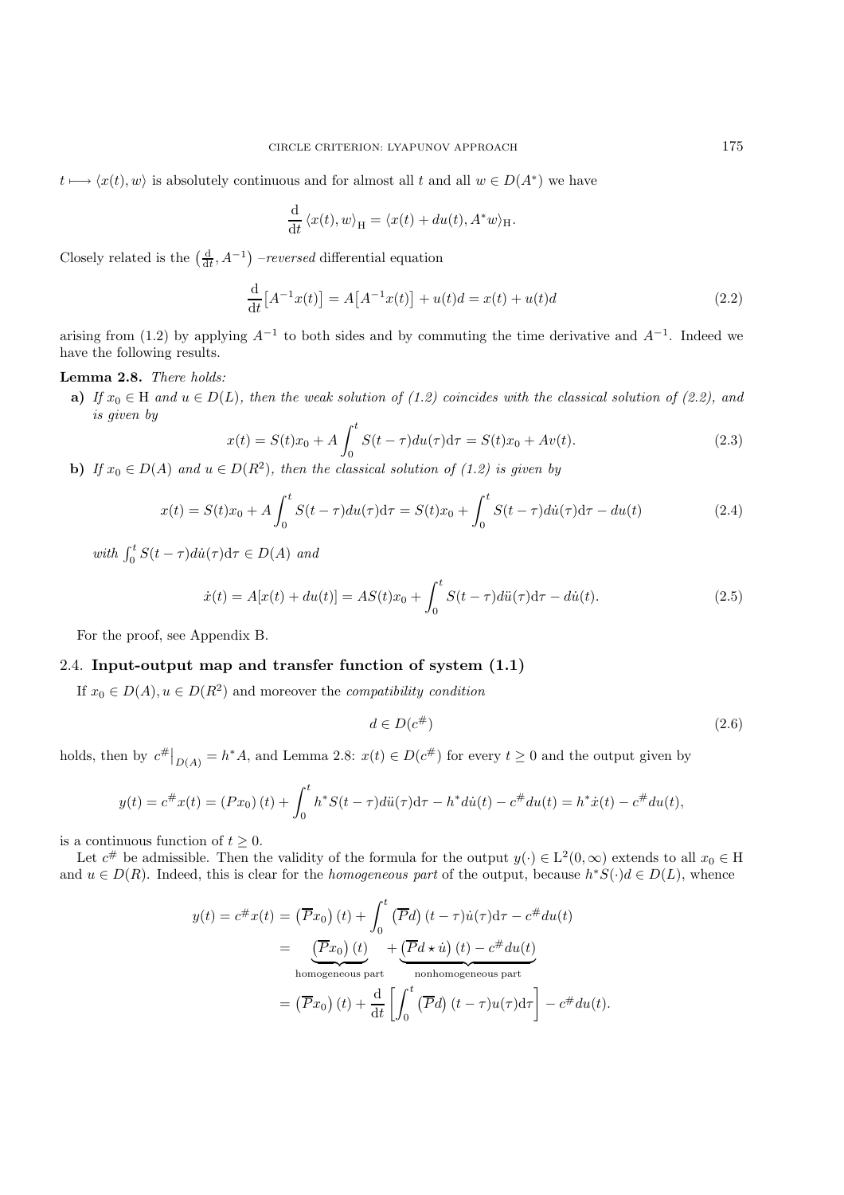$t \longmapsto \langle x(t), w \rangle$ is absolutely continuous and for almost all $t$ and all $w \in D(A^*)$ we have

$$\frac{\mathrm{d}}{\mathrm{d}t} \langle x(t), w \rangle_{\mathrm{H}} = \langle x(t) + du(t), A^* w \rangle_{\mathrm{H}}.$$

Closely related is the $\left(\frac{\mathrm{d}}{\mathrm{d}t}, A^{-1}\right)$ *–reversed* differential equation

$$\frac{\mathrm{d}}{\mathrm{d}t}\big[A^{-1}x(t)\big] = A\big[A^{-1}x(t)\big] + u(t)d = x(t) + u(t)d \tag{2.2}$$

arising from (1.2) by applying $A^{-1}$ to both sides and by commuting the time derivative and $A^{-1}$. Indeed we have the following results.

**Lemma 2.8.** *There holds:*

**a)** *If $x_0 \in \mathrm{H}$ and $u \in D(L)$, then the weak solution of (1.2) coincides with the classical solution of (2.2), and is given by*

$$x(t) = S(t)x_0 + A \int_0^t S(t-\tau) du(\tau) \mathrm{d}\tau = S(t)x_0 + Av(t). \tag{2.3}$$

**b)** *If $x_0 \in D(A)$ and $u \in D(R^2)$, then the classical solution of (1.2) is given by*

$$x(t) = S(t)x_0 + A \int_0^t S(t-\tau) du(\tau) \mathrm{d}\tau = S(t)x_0 + \int_0^t S(t-\tau) d\dot{u}(\tau) \mathrm{d}\tau - du(t) \tag{2.4}$$

*with $\int_0^t S(t-\tau) d\dot{u}(\tau) \mathrm{d}\tau \in D(A)$ and*

$$\dot{x}(t) = A[x(t) + du(t)] = AS(t)x_0 + \int_0^t S(t-\tau) d\ddot{u}(\tau) \mathrm{d}\tau - d\dot{u}(t). \tag{2.5}$$

For the proof, see Appendix B.

### 2.4. Input-output map and transfer function of system (1.1)

If $x_0 \in D(A), u \in D(R^2)$ and moreover the *compatibility condition*

$$d \in D(c^{\#}) \tag{2.6}$$

holds, then by $c^{\#}\big|_{D(A)} = h^* A$, and Lemma 2.8: $x(t) \in D(c^{\#})$ for every $t \geq 0$ and the output given by

$$y(t) = c^{\#} x(t) = (Px_0)(t) + \int_0^t h^* S(t-\tau) d\ddot{u}(\tau) \mathrm{d}\tau - h^* d\dot{u}(t) - c^{\#} du(t) = h^* \dot{x}(t) - c^{\#} du(t),$$

is a continuous function of $t \geq 0$.

Let $c^{\#}$ be admissible. Then the validity of the formula for the output $y(\cdot) \in \mathrm{L}^2(0,\infty)$ extends to all $x_0 \in \mathrm{H}$ and $u \in D(R)$. Indeed, this is clear for the *homogeneous part* of the output, because $h^* S(\cdot) d \in D(L)$, whence

$$\begin{aligned}
y(t) = c^{\#} x(t) &= \left(\overline{P} x_0\right)(t) + \int_0^t \left(\overline{P} d\right)(t-\tau) \dot{u}(\tau) \mathrm{d}\tau - c^{\#} du(t) \\
&= \underbrace{\left(\overline{P} x_0\right)(t)}_{\text{homogeneous part}} + \underbrace{\left(\overline{P} d \star \dot{u}\right)(t) - c^{\#} du(t)}_{\text{nonhomogeneous part}} \\
&= \left(\overline{P} x_0\right)(t) + \frac{\mathrm{d}}{\mathrm{d}t}\left[\int_0^t \left(\overline{P} d\right)(t-\tau) u(\tau) \mathrm{d}\tau\right] - c^{\#} du(t).
\end{aligned}$$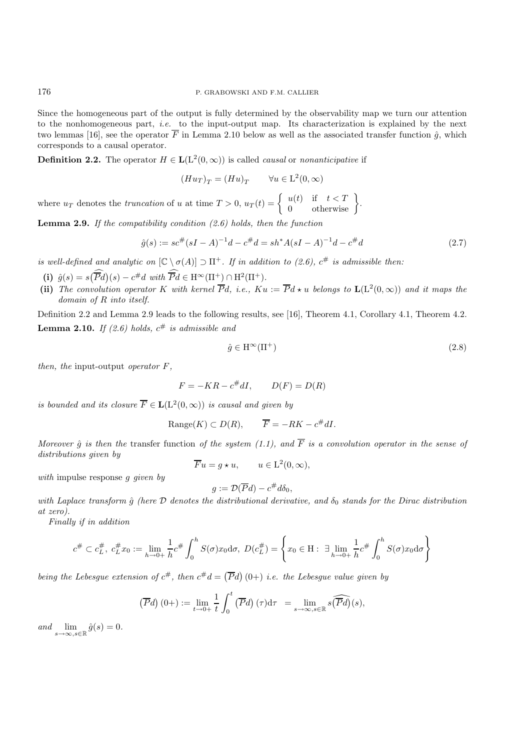Since the homogeneous part of the output is fully determined by the observability map we turn our attention to the nonhomogeneous part, *i.e.* to the input-output map. Its characterization is explained by the next two lemmas [16], see the operator $\overline{F}$ in Lemma 2.10 below as well as the associated transfer function $\hat{g}$, which corresponds to a causal operator.

**Definition 2.2.** The operator $H \in \mathbf{L}(\mathrm{L}^2(0,\infty))$ is called *causal* or *nonanticipative* if

$$(Hu_T)_T = (Hu)_T \qquad \forall u \in \mathrm{L}^2(0,\infty)$$

where $u_T$ denotes the *truncation* of $u$ at time $T > 0$, $u_T(t) = \left\{ \begin{array}{ll} u(t) & \text{if} \quad t < T \\ 0 & \text{otherwise} \end{array} \right\}$.

**Lemma 2.9.** *If the compatibility condition (2.6) holds, then the function*

$$\hat{g}(s) := sc^{\#}(sI - A)^{-1}d - c^{\#}d = sh^{*}A(sI - A)^{-1}d - c^{\#}d \tag{2.7}$$

*is well-defined and analytic on $[\mathbb{C} \setminus \sigma(A)] \supset \Pi^{+}$. If in addition to (2.6), $c^{\#}$ is admissible then:*

- **(i)** $\hat{g}(s) = s\widehat{(\overline{P}d)}(s) - c^{\#}d$ *with* $\widehat{\overline{P}d} \in \mathrm{H}^{\infty}(\Pi^{+}) \cap \mathrm{H}^{2}(\Pi^{+})$.
- **(ii)** *The convolution operator $K$ with kernel $\overline{P}d$, i.e., $Ku := \overline{P}d \star u$ belongs to $\mathbf{L}(\mathrm{L}^2(0,\infty))$ and it maps the domain of $R$ into itself.*

Definition 2.2 and Lemma 2.9 leads to the following results, see [16], Theorem 4.1, Corollary 4.1, Theorem 4.2.

**Lemma 2.10.** *If (2.6) holds, $c^{\#}$ is admissible and*

$$\hat{g} \in \mathrm{H}^{\infty}(\Pi^{+}) \tag{2.8}$$

*then, the* input-output *operator $F$,*

$$F = -KR - c^{\#}dI, \qquad D(F) = D(R)$$

*is bounded and its closure $\overline{F} \in \mathbf{L}(\mathrm{L}^2(0,\infty))$ is causal and given by*

$$\mathrm{Range}(K) \subset D(R), \qquad \overline{F} = -RK - c^{\#}dI.$$

*Moreover $\hat{g}$ is then the* transfer function *of the system (1.1), and $\overline{F}$ is a convolution operator in the sense of distributions given by*

$$\overline{F}u = g \star u, \qquad u \in \mathrm{L}^2(0,\infty),$$

*with* impulse response *$g$ given by*

$$g := \mathcal{D}(\overline{P}d) - c^{\#}d\delta_0,$$

*with Laplace transform $\hat{g}$ (here $\mathcal{D}$ denotes the distributional derivative, and $\delta_0$ stands for the Dirac distribution at zero).*

*Finally if in addition*

$$c^{\#} \subset c^{\#}_{L},\ c^{\#}_{L}x_0 := \lim_{h\to 0+} \frac{1}{h} c^{\#}\int_0^h S(\sigma)x_0 \mathrm{d}\sigma,\ D(c^{\#}_{L}) = \left\{ x_0 \in \mathrm{H} :\ \exists \lim_{h\to 0+} \frac{1}{h} c^{\#}\int_0^h S(\sigma)x_0 \mathrm{d}\sigma \right\}$$

*being the Lebesgue extension of $c^{\#}$, then $c^{\#}d = \left(\overline{P}d\right)(0+)$ i.e. the Lebesgue value given by*

$$\left(\overline{P}d\right)(0+) := \lim_{t\to 0+} \frac{1}{t} \int_0^t \left(\overline{P}d\right)(\tau)\mathrm{d}\tau \ \ = \lim_{s\to\infty, s\in\mathbb{R}} s\widehat{\left(\overline{P}d\right)}(s),$$

*and* $\displaystyle\lim_{s\to\infty, s\in\mathbb{R}} \hat{g}(s) = 0.$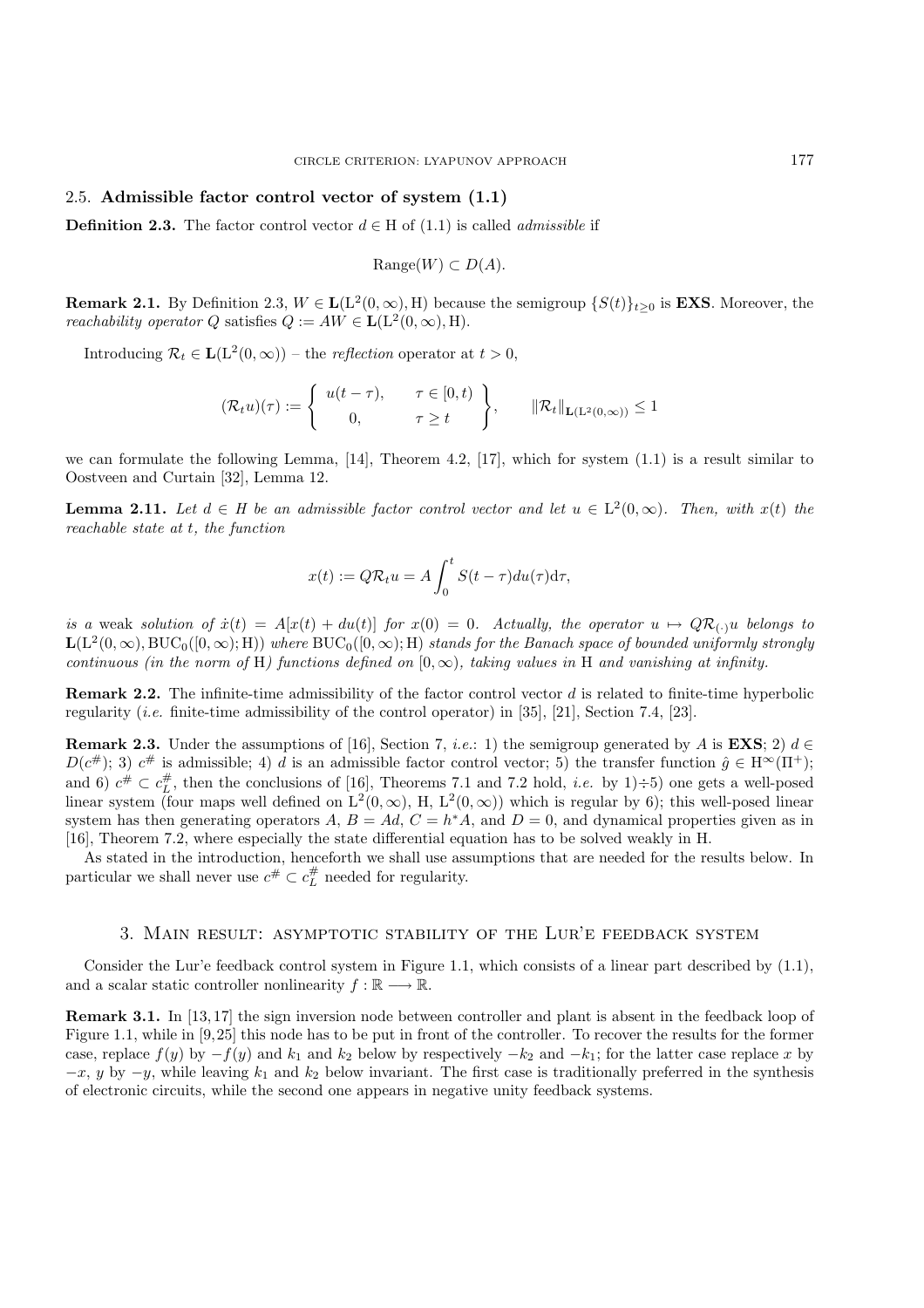### 2.5. Admissible factor control vector of system (1.1)

**Definition 2.3.** The factor control vector $d \in \mathrm{H}$ of (1.1) is called *admissible* if

$$\mathrm{Range}(W) \subset D(A).$$

**Remark 2.1.** By Definition 2.3, $W \in \mathbf{L}(\mathrm{L}^2(0,\infty), \mathrm{H})$ because the semigroup $\{S(t)\}_{t\geq 0}$ is **EXS**. Moreover, the *reachability operator* $Q$ satisfies $Q := AW \in \mathbf{L}(\mathrm{L}^2(0,\infty), \mathrm{H})$.

Introducing $\mathcal{R}_t \in \mathbf{L}(\mathrm{L}^2(0,\infty))$ – the *reflection* operator at $t > 0$,

$$(\mathcal{R}_t u)(\tau) := \left\{ \begin{array}{cc} u(t-\tau), & \tau \in [0,t) \\ 0, & \tau \geq t \end{array} \right\}, \qquad \|\mathcal{R}_t\|_{\mathbf{L}(\mathrm{L}^2(0,\infty))} \leq 1$$

we can formulate the following Lemma, [14], Theorem 4.2, [17], which for system (1.1) is a result similar to Oostveen and Curtain [32], Lemma 12.

**Lemma 2.11.** *Let $d \in H$ be an admissible factor control vector and let $u \in \mathrm{L}^2(0,\infty)$. Then, with $x(t)$ the reachable state at $t$, the function*

$$x(t) := Q\mathcal{R}_t u = A\int_0^t S(t-\tau)du(\tau)\mathrm{d}\tau,$$

*is a* weak *solution of $\dot{x}(t) = A[x(t) + du(t)]$ for $x(0) = 0$. Actually, the operator $u \mapsto Q\mathcal{R}_{(\cdot)}u$ belongs to $\mathbf{L}(\mathrm{L}^2(0,\infty), \mathrm{BUC}_0([0,\infty); \mathrm{H}))$ where $\mathrm{BUC}_0([0,\infty); \mathrm{H})$ stands for the Banach space of bounded uniformly strongly continuous (in the norm of $\mathrm{H}$) functions defined on $[0,\infty)$, taking values in $\mathrm{H}$ and vanishing at infinity.*

**Remark 2.2.** The infinite-time admissibility of the factor control vector $d$ is related to finite-time hyperbolic regularity (*i.e.* finite-time admissibility of the control operator) in [35], [21], Section 7.4, [23].

**Remark 2.3.** Under the assumptions of [16], Section 7, *i.e.*: 1) the semigroup generated by $A$ is **EXS**; 2) $d \in D(c^\#)$; 3) $c^\#$ is admissible; 4) $d$ is an admissible factor control vector; 5) the transfer function $\hat{g} \in \mathrm{H}^\infty(\Pi^+)$; and 6) $c^\# \subset c_L^\#$, then the conclusions of [16], Theorems 7.1 and 7.2 hold, *i.e.* by 1)÷5) one gets a well-posed linear system (four maps well defined on $\mathrm{L}^2(0,\infty)$, $\mathrm{H}$, $\mathrm{L}^2(0,\infty)$) which is regular by 6); this well-posed linear system has then generating operators $A$, $B = Ad$, $C = h^*A$, and $D = 0$, and dynamical properties given as in [16], Theorem 7.2, where especially the state differential equation has to be solved weakly in $\mathrm{H}$.

As stated in the introduction, henceforth we shall use assumptions that are needed for the results below. In particular we shall never use $c^\# \subset c_L^\#$ needed for regularity.

## 3. Main result: asymptotic stability of the Lur'e feedback system

Consider the Lur'e feedback control system in Figure 1.1, which consists of a linear part described by (1.1), and a scalar static controller nonlinearity $f : \mathbb{R} \longrightarrow \mathbb{R}$.

**Remark 3.1.** In [13,17] the sign inversion node between controller and plant is absent in the feedback loop of Figure 1.1, while in [9,25] this node has to be put in front of the controller. To recover the results for the former case, replace $f(y)$ by $-f(y)$ and $k_1$ and $k_2$ below by respectively $-k_2$ and $-k_1$; for the latter case replace $x$ by $-x$, $y$ by $-y$, while leaving $k_1$ and $k_2$ below invariant. The first case is traditionally preferred in the synthesis of electronic circuits, while the second one appears in negative unity feedback systems.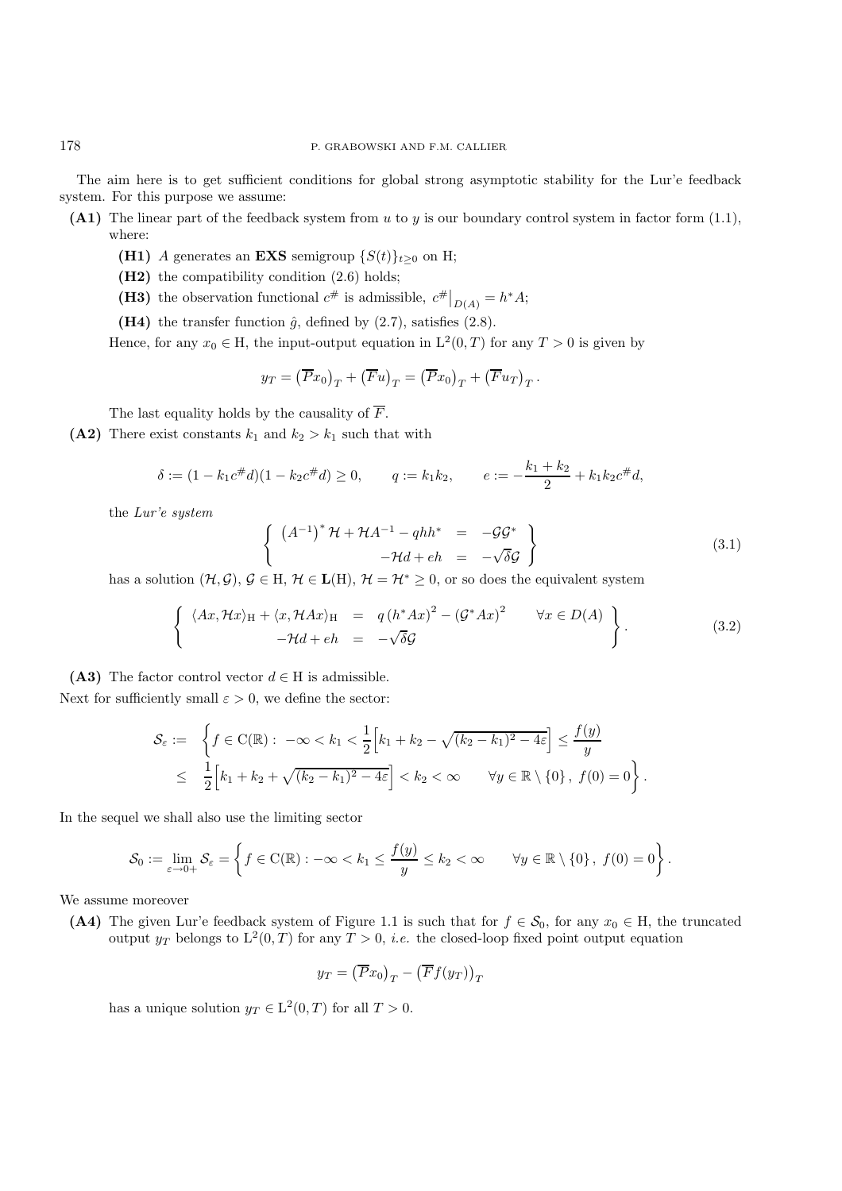The aim here is to get sufficient conditions for global strong asymptotic stability for the Lur'e feedback system. For this purpose we assume:

**(A1)** The linear part of the feedback system from $u$ to $y$ is our boundary control system in factor form (1.1), where:

- **(H1)** $A$ generates an **EXS** semigroup $\{S(t)\}_{t\geq 0}$ on H;
- **(H2)** the compatibility condition (2.6) holds;
- **(H3)** the observation functional $c^\#$ is admissible, $c^\#\big|_{D(A)} = h^* A$;
- **(H4)** the transfer function $\hat{g}$, defined by (2.7), satisfies (2.8).

Hence, for any $x_0 \in \mathrm{H}$, the input-output equation in $\mathrm{L}^2(0,T)$ for any $T > 0$ is given by

$$y_T = \left(\overline{P}x_0\right)_T + \left(\overline{F}u\right)_T = \left(\overline{P}x_0\right)_T + \left(\overline{F}u_T\right)_T.$$

The last equality holds by the causality of $\overline{F}$.

**(A2)** There exist constants $k_1$ and $k_2 > k_1$ such that with

$$\delta := (1 - k_1 c^\# d)(1 - k_2 c^\# d) \geq 0, \qquad q := k_1 k_2, \qquad e := -\frac{k_1 + k_2}{2} + k_1 k_2 c^\# d,$$

the *Lur'e system*

$$\left\{ \begin{array}{rcl} \left(A^{-1}\right)^* \mathcal{H} + \mathcal{H}A^{-1} - qhh^* & = & -\mathcal{G}\mathcal{G}^* \\ -\mathcal{H}d + eh & = & -\sqrt{\delta}\mathcal{G} \end{array} \right\} \tag{3.1}$$

has a solution $(\mathcal{H}, \mathcal{G})$, $\mathcal{G} \in \mathrm{H}$, $\mathcal{H} \in \mathbf{L}(\mathrm{H})$, $\mathcal{H} = \mathcal{H}^* \geq 0$, or so does the equivalent system

$$\left\{ \begin{array}{rcll} \langle Ax, \mathcal{H}x\rangle_{\mathrm{H}} + \langle x, \mathcal{H}Ax\rangle_{\mathrm{H}} & = & q\left(h^* Ax\right)^2 - \left(\mathcal{G}^* Ax\right)^2 & \qquad \forall x \in D(A) \\ -\mathcal{H}d + eh & = & -\sqrt{\delta}\mathcal{G} & \end{array} \right\}. \tag{3.2}$$

**(A3)** The factor control vector $d \in \mathrm{H}$ is admissible.

Next for sufficiently small $\varepsilon > 0$, we define the sector:

$$\begin{aligned} \mathcal{S}_\varepsilon := \; & \Bigg\{ f \in \mathrm{C}(\mathbb{R}) : \; -\infty < k_1 < \frac{1}{2}\Big[k_1 + k_2 - \sqrt{(k_2 - k_1)^2 - 4\varepsilon}\Big] \leq \frac{f(y)}{y} \\ \leq \; & \frac{1}{2}\Big[k_1 + k_2 + \sqrt{(k_2 - k_1)^2 - 4\varepsilon}\Big] < k_2 < \infty \qquad \forall y \in \mathbb{R}\setminus\{0\}, \; f(0) = 0 \Bigg\}. \end{aligned}$$

In the sequel we shall also use the limiting sector

$$\mathcal{S}_0 := \lim_{\varepsilon \to 0+} \mathcal{S}_\varepsilon = \left\{ f \in \mathrm{C}(\mathbb{R}) : -\infty < k_1 \leq \frac{f(y)}{y} \leq k_2 < \infty \qquad \forall y \in \mathbb{R}\setminus\{0\}, \; f(0) = 0 \right\}.$$

We assume moreover

**(A4)** The given Lur'e feedback system of Figure 1.1 is such that for $f \in \mathcal{S}_0$, for any $x_0 \in \mathrm{H}$, the truncated output $y_T$ belongs to $\mathrm{L}^2(0,T)$ for any $T > 0$, *i.e.* the closed-loop fixed point output equation

$$y_T = \left(\overline{P}x_0\right)_T - \left(\overline{F}f(y_T)\right)_T$$

has a unique solution $y_T \in \mathrm{L}^2(0,T)$ for all $T > 0$.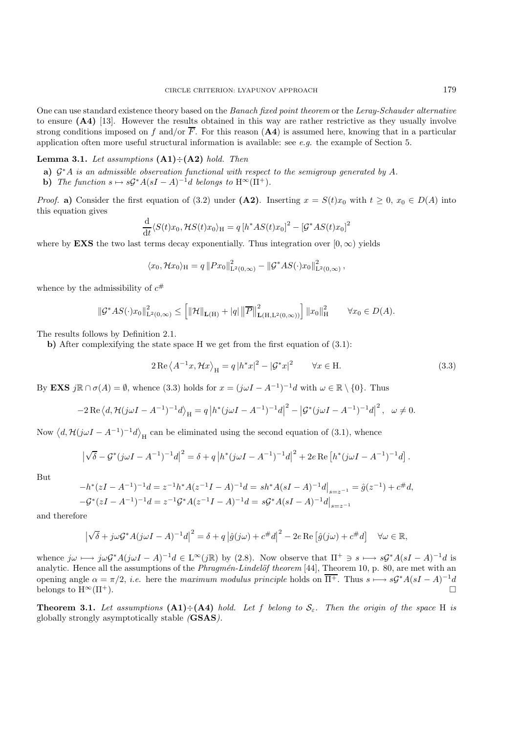One can use standard existence theory based on the *Banach fixed point theorem* or the *Leray-Schauder alternative* to ensure **(A4)** [13]. However the results obtained in this way are rather restrictive as they usually involve strong conditions imposed on $f$ and/or $\overline{F}$. For this reason (**A4**) is assumed here, knowing that in a particular application often more useful structural information is available: see *e.g.* the example of Section 5.

**Lemma 3.1.** *Let assumptions* **(A1)**÷**(A2)** *hold. Then*

- **a)** $\mathcal{G}^*A$ *is an admissible observation functional with respect to the semigroup generated by* $A$.
- **b)** *The function* $s \mapsto s\mathcal{G}^*A(sI - A)^{-1}d$ *belongs to* $\mathrm{H}^\infty(\Pi^+)$.

*Proof.* **a)** Consider the first equation of (3.2) under **(A2)**. Inserting $x = S(t)x_0$ with $t \geq 0$, $x_0 \in D(A)$ into this equation gives

$$\frac{\mathrm{d}}{\mathrm{d}t}\langle S(t)x_0, \mathcal{H}S(t)x_0\rangle_{\mathrm{H}} = q\left[h^*AS(t)x_0\right]^2 - \left[\mathcal{G}^*AS(t)x_0\right]^2$$

where by **EXS** the two last terms decay exponentially. Thus integration over $[0,\infty)$ yields

$$\langle x_0, \mathcal{H}x_0\rangle_{\mathrm{H}} = q\left\|Px_0\right\|^2_{\mathrm{L}^2(0,\infty)} - \left\|\mathcal{G}^*AS(\cdot)x_0\right\|^2_{\mathrm{L}^2(0,\infty)},$$

whence by the admissibility of $c^\#$

$$\left\|\mathcal{G}^*AS(\cdot)x_0\right\|^2_{\mathrm{L}^2(0,\infty)} \leq \left[\left\|\mathcal{H}\right\|_{\mathbf{L}(\mathrm{H})} + |q|\left\|\overline{P}\right\|^2_{\mathbf{L}(\mathrm{H},\mathrm{L}^2(0,\infty))}\right]\left\|x_0\right\|^2_{\mathrm{H}} \qquad \forall x_0 \in D(A).$$

The results follows by Definition 2.1.

**b)** After complexifying the state space H we get from the first equation of (3.1):

$$2\,\mathrm{Re}\left\langle A^{-1}x, \mathcal{H}x\right\rangle_{\mathrm{H}} = q\left|h^*x\right|^2 - \left|\mathcal{G}^*x\right|^2 \qquad \forall x \in \mathrm{H}. \tag{3.3}$$

By **EXS** $j\mathbb{R} \cap \sigma(A) = \emptyset$, whence (3.3) holds for $x = (j\omega I - A^{-1})^{-1}d$ with $\omega \in \mathbb{R}\setminus\{0\}$. Thus

$$-2\,\mathrm{Re}\left\langle d, \mathcal{H}(j\omega I - A^{-1})^{-1}d\right\rangle_{\mathrm{H}} = q\left|h^*(j\omega I - A^{-1})^{-1}d\right|^2 - \left|\mathcal{G}^*(j\omega I - A^{-1})^{-1}d\right|^2, \quad \omega \neq 0.$$

Now $\left\langle d, \mathcal{H}(j\omega I - A^{-1})^{-1}d\right\rangle_{\mathrm{H}}$ can be eliminated using the second equation of (3.1), whence

$$\left|\sqrt{\delta} - \mathcal{G}^*(j\omega I - A^{-1})^{-1}d\right|^2 = \delta + q\left|h^*(j\omega I - A^{-1})^{-1}d\right|^2 + 2e\,\mathrm{Re}\left[h^*(j\omega I - A^{-1})^{-1}d\right].$$

But

$$-h^*(zI - A^{-1})^{-1}d = z^{-1}h^*A(z^{-1}I - A)^{-1}d = sh^*A(sI - A)^{-1}d\big|_{s=z^{-1}} = \hat{g}(z^{-1}) + c^\#d,$$
$$-\mathcal{G}^*(zI - A^{-1})^{-1}d = z^{-1}\mathcal{G}^*A(z^{-1}I - A)^{-1}d = s\mathcal{G}^*A(sI - A)^{-1}d\big|_{s=z^{-1}}$$

and therefore

$$\left|\sqrt{\delta} + j\omega\mathcal{G}^*A(j\omega I - A)^{-1}d\right|^2 = \delta + q\left|\hat{g}(j\omega) + c^\#d\right|^2 - 2e\,\mathrm{Re}\left[\hat{g}(j\omega) + c^\#d\right] \quad \forall \omega \in \mathbb{R},$$

whence $j\omega \longmapsto j\omega\mathcal{G}^*A(j\omega I - A)^{-1}d \in \mathrm{L}^\infty(j\mathbb{R})$ by (2.8). Now observe that $\Pi^+ \ni s \longmapsto s\mathcal{G}^*A(sI - A)^{-1}d$ is analytic. Hence all the assumptions of the *Phragmén-Lindelöf theorem* [44], Theorem 10, p. 80, are met with an opening angle $\alpha = \pi/2$, *i.e.* here the *maximum modulus principle* holds on $\overline{\Pi^+}$. Thus $s \longmapsto s\mathcal{G}^*A(sI - A)^{-1}d$ belongs to $\mathrm{H}^\infty(\Pi^+)$. $\square$

**Theorem 3.1.** *Let assumptions* **(A1)**÷**(A4)** *hold. Let* $f$ *belong to* $\mathcal{S}_\varepsilon$. *Then the origin of the space* H *is globally strongly asymptotically stable (***GSAS***).*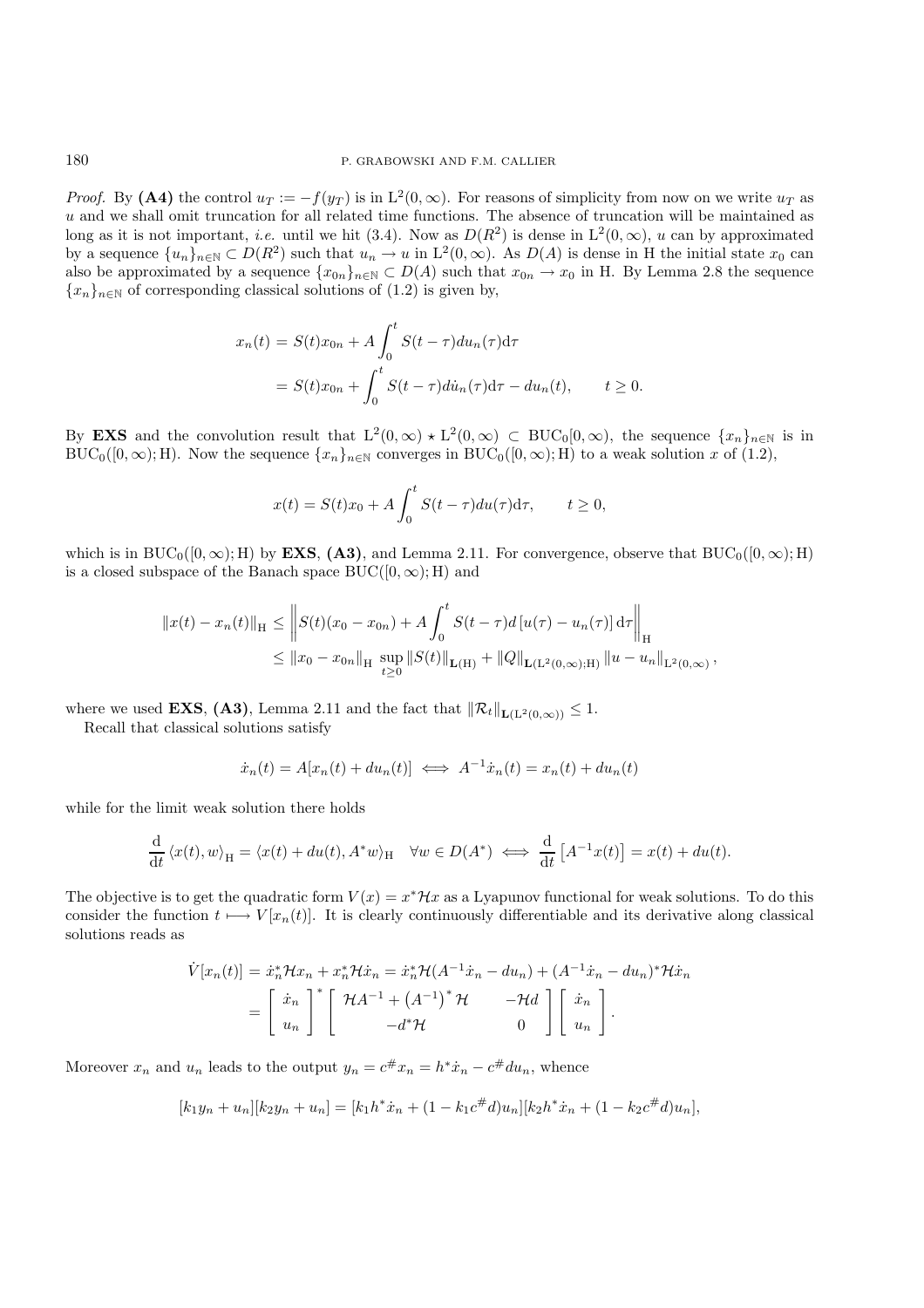*Proof.* By **(A4)** the control $u_T := -f(y_T)$ is in $\mathrm{L}^2(0,\infty)$. For reasons of simplicity from now on we write $u_T$ as $u$ and we shall omit truncation for all related time functions. The absence of truncation will be maintained as long as it is not important, *i.e.* until we hit (3.4). Now as $D(R^2)$ is dense in $\mathrm{L}^2(0,\infty)$, $u$ can by approximated by a sequence $\{u_n\}_{n\in\mathbb{N}} \subset D(R^2)$ such that $u_n \to u$ in $\mathrm{L}^2(0,\infty)$. As $D(A)$ is dense in H the initial state $x_0$ can also be approximated by a sequence $\{x_{0n}\}_{n\in\mathbb{N}} \subset D(A)$ such that $x_{0n} \to x_0$ in H. By Lemma 2.8 the sequence $\{x_n\}_{n\in\mathbb{N}}$ of corresponding classical solutions of (1.2) is given by,

$$
\begin{aligned}
x_n(t) &= S(t)x_{0n} + A\int_0^t S(t-\tau)du_n(\tau)\mathrm{d}\tau \\
&= S(t)x_{0n} + \int_0^t S(t-\tau)d\dot{u}_n(\tau)\mathrm{d}\tau - du_n(t), \qquad t \geq 0.
\end{aligned}
$$

By **EXS** and the convolution result that $\mathrm{L}^2(0,\infty) \star \mathrm{L}^2(0,\infty) \subset \mathrm{BUC}_0[0,\infty)$, the sequence $\{x_n\}_{n\in\mathbb{N}}$ is in $\mathrm{BUC}_0([0,\infty);\mathrm{H})$. Now the sequence $\{x_n\}_{n\in\mathbb{N}}$ converges in $\mathrm{BUC}_0([0,\infty);\mathrm{H})$ to a weak solution $x$ of (1.2),

$$
x(t) = S(t)x_0 + A\int_0^t S(t-\tau)du(\tau)\mathrm{d}\tau, \qquad t \geq 0,
$$

which is in $\mathrm{BUC}_0([0,\infty);\mathrm{H})$ by **EXS**, **(A3)**, and Lemma 2.11. For convergence, observe that $\mathrm{BUC}_0([0,\infty);\mathrm{H})$ is a closed subspace of the Banach space $\mathrm{BUC}([0,\infty);\mathrm{H})$ and

$$
\begin{aligned}
\|x(t) - x_n(t)\|_{\mathrm{H}} &\leq \left\| S(t)(x_0 - x_{0n}) + A\int_0^t S(t-\tau)d\left[u(\tau) - u_n(\tau)\right]\mathrm{d}\tau \right\|_{\mathrm{H}} \\
&\leq \|x_0 - x_{0n}\|_{\mathrm{H}} \sup_{t\geq 0}\|S(t)\|_{\mathbf{L}(\mathrm{H})} + \|Q\|_{\mathbf{L}(\mathrm{L}^2(0,\infty);\mathrm{H})}\|u - u_n\|_{\mathrm{L}^2(0,\infty)},
\end{aligned}
$$

where we used **EXS**, **(A3)**, Lemma 2.11 and the fact that $\|\mathcal{R}_t\|_{\mathbf{L}(\mathrm{L}^2(0,\infty))} \leq 1$.

Recall that classical solutions satisfy

$$
\dot{x}_n(t) = A[x_n(t) + du_n(t)] \iff A^{-1}\dot{x}_n(t) = x_n(t) + du_n(t)
$$

while for the limit weak solution there holds

$$
\frac{\mathrm{d}}{\mathrm{d}t}\langle x(t), w\rangle_{\mathrm{H}} = \langle x(t) + du(t), A^*w\rangle_{\mathrm{H}} \quad \forall w \in D(A^*) \iff \frac{\mathrm{d}}{\mathrm{d}t}\left[A^{-1}x(t)\right] = x(t) + du(t).
$$

The objective is to get the quadratic form $V(x) = x^*\mathcal{H}x$ as a Lyapunov functional for weak solutions. To do this consider the function $t \longmapsto V[x_n(t)]$. It is clearly continuously differentiable and its derivative along classical solutions reads as

$$
\begin{aligned}
\dot{V}[x_n(t)] &= \dot{x}_n^*\mathcal{H}x_n + x_n^*\mathcal{H}\dot{x}_n = \dot{x}_n^*\mathcal{H}(A^{-1}\dot{x}_n - du_n) + (A^{-1}\dot{x}_n - du_n)^*\mathcal{H}\dot{x}_n \\
&= \begin{bmatrix} \dot{x}_n \\ u_n \end{bmatrix}^* \begin{bmatrix} \mathcal{H}A^{-1} + \left(A^{-1}\right)^*\mathcal{H} & -\mathcal{H}d \\ -d^*\mathcal{H} & 0 \end{bmatrix} \begin{bmatrix} \dot{x}_n \\ u_n \end{bmatrix}.
\end{aligned}
$$

Moreover $x_n$ and $u_n$ leads to the output $y_n = c^{\#}x_n = h^*\dot{x}_n - c^{\#}du_n$, whence

$$
[k_1 y_n + u_n][k_2 y_n + u_n] = [k_1 h^*\dot{x}_n + (1 - k_1 c^{\#}d)u_n][k_2 h^*\dot{x}_n + (1 - k_2 c^{\#}d)u_n],
$$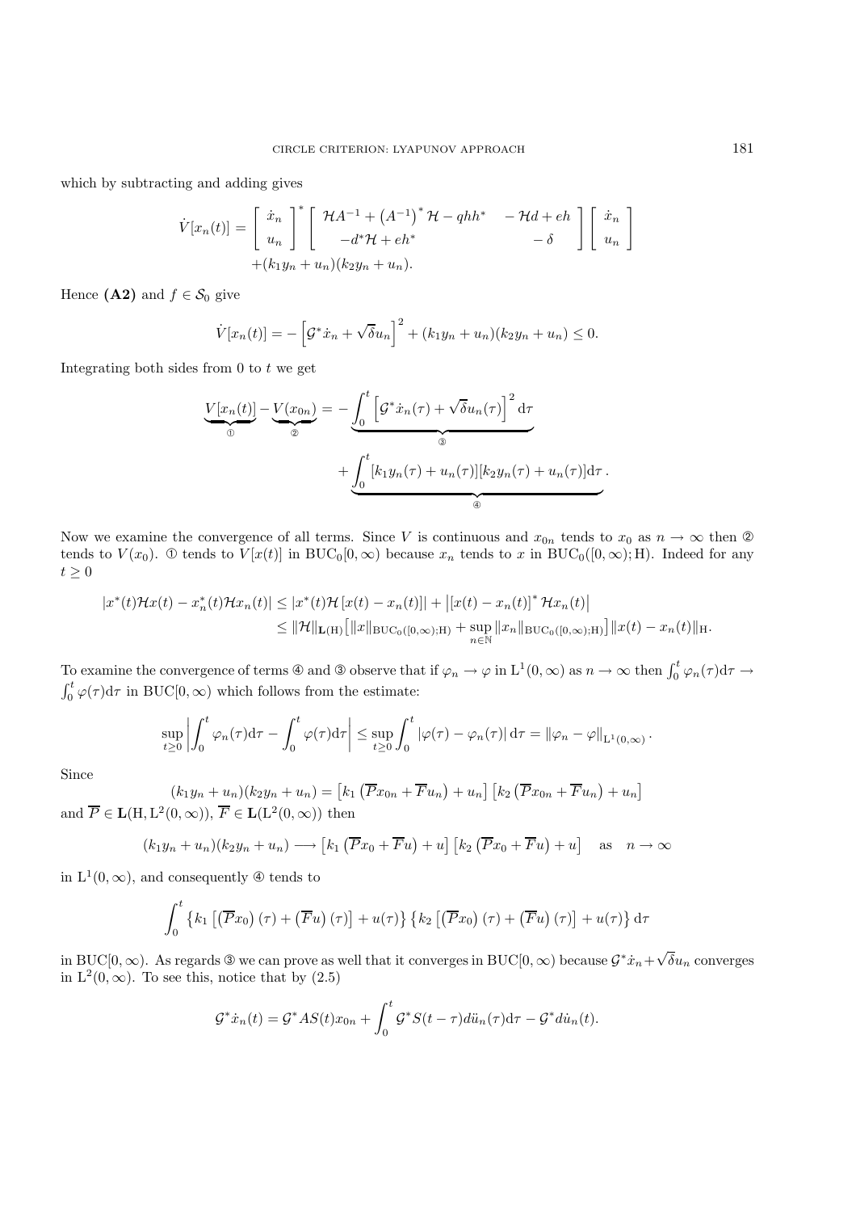which by subtracting and adding gives

$$\dot{V}[x_n(t)] = \begin{bmatrix} \dot{x}_n \\ u_n \end{bmatrix}^* \begin{bmatrix} \mathcal{H}A^{-1} + \left(A^{-1}\right)^* \mathcal{H} - qhh^* & -\mathcal{H}d + eh \\ -d^*\mathcal{H} + eh^* & -\delta \end{bmatrix} \begin{bmatrix} \dot{x}_n \\ u_n \end{bmatrix}$$
$$+(k_1 y_n + u_n)(k_2 y_n + u_n).$$

Hence **(A2)** and $f \in \mathcal{S}_0$ give

$$\dot{V}[x_n(t)] = -\left[\mathcal{G}^* \dot{x}_n + \sqrt{\delta} u_n\right]^2 + (k_1 y_n + u_n)(k_2 y_n + u_n) \leq 0.$$

Integrating both sides from 0 to $t$ we get

$$\underbrace{V[x_n(t)]}_{①} - \underbrace{V(x_{0n})}_{②} = -\underbrace{\int_0^t \left[\mathcal{G}^* \dot{x}_n(\tau) + \sqrt{\delta} u_n(\tau)\right]^2 \mathrm{d}\tau}_{③}$$
$$+ \underbrace{\int_0^t [k_1 y_n(\tau) + u_n(\tau)][k_2 y_n(\tau) + u_n(\tau)] \mathrm{d}\tau}_{④}.$$

Now we examine the convergence of all terms. Since $V$ is continuous and $x_{0n}$ tends to $x_0$ as $n \to \infty$ then ② tends to $V(x_0)$. ① tends to $V[x(t)]$ in $\mathrm{BUC}_0[0,\infty)$ because $x_n$ tends to $x$ in $\mathrm{BUC}_0([0,\infty);\mathrm{H})$. Indeed for any $t \geq 0$

$$\begin{aligned} |x^*(t)\mathcal{H}x(t) - x_n^*(t)\mathcal{H}x_n(t)| &\leq |x^*(t)\mathcal{H}[x(t) - x_n(t)]| + \left|[x(t) - x_n(t)]^* \mathcal{H}x_n(t)\right| \\ &\leq \|\mathcal{H}\|_{\mathbf{L}(\mathrm{H})}\big[\|x\|_{\mathrm{BUC}_0([0,\infty);\mathrm{H})} + \sup_{n\in\mathbb{N}} \|x_n\|_{\mathrm{BUC}_0([0,\infty);\mathrm{H})}\big]\|x(t) - x_n(t)\|_{\mathrm{H}}. \end{aligned}$$

To examine the convergence of terms ④ and ③ observe that if $\varphi_n \to \varphi$ in $\mathrm{L}^1(0,\infty)$ as $n \to \infty$ then $\int_0^t \varphi_n(\tau)\mathrm{d}\tau \to \int_0^t \varphi(\tau)\mathrm{d}\tau$ in $\mathrm{BUC}[0,\infty)$ which follows from the estimate:

$$\sup_{t\geq 0}\left|\int_0^t \varphi_n(\tau)\mathrm{d}\tau - \int_0^t \varphi(\tau)\mathrm{d}\tau\right| \leq \sup_{t\geq 0}\int_0^t |\varphi(\tau) - \varphi_n(\tau)|\, \mathrm{d}\tau = \|\varphi_n - \varphi\|_{\mathrm{L}^1(0,\infty)}.$$

Since

$$(k_1 y_n + u_n)(k_2 y_n + u_n) = \left[k_1\left(\overline{P}x_{0n} + \overline{F}u_n\right) + u_n\right]\left[k_2\left(\overline{P}x_{0n} + \overline{F}u_n\right) + u_n\right]$$

and $\overline{P} \in \mathbf{L}(\mathrm{H}, \mathrm{L}^2(0,\infty))$, $\overline{F} \in \mathbf{L}(\mathrm{L}^2(0,\infty))$ then

$$(k_1 y_n + u_n)(k_2 y_n + u_n) \longrightarrow \left[k_1\left(\overline{P}x_0 + \overline{F}u\right) + u\right]\left[k_2\left(\overline{P}x_0 + \overline{F}u\right) + u\right] \quad \text{as} \quad n \to \infty$$

in $\mathrm{L}^1(0,\infty)$, and consequently ④ tends to

$$\int_0^t \left\{k_1\left[\left(\overline{P}x_0\right)(\tau) + \left(\overline{F}u\right)(\tau)\right] + u(\tau)\right\}\left\{k_2\left[\left(\overline{P}x_0\right)(\tau) + \left(\overline{F}u\right)(\tau)\right] + u(\tau)\right\}\mathrm{d}\tau$$

in $\mathrm{BUC}[0,\infty)$. As regards ③ we can prove as well that it converges in $\mathrm{BUC}[0,\infty)$ because $\mathcal{G}^*\dot{x}_n + \sqrt{\delta}u_n$ converges in $\mathrm{L}^2(0,\infty)$. To see this, notice that by (2.5)

$$\mathcal{G}^*\dot{x}_n(t) = \mathcal{G}^* A S(t) x_{0n} + \int_0^t \mathcal{G}^* S(t-\tau) d\ddot{u}_n(\tau)\mathrm{d}\tau - \mathcal{G}^* d\dot{u}_n(t).$$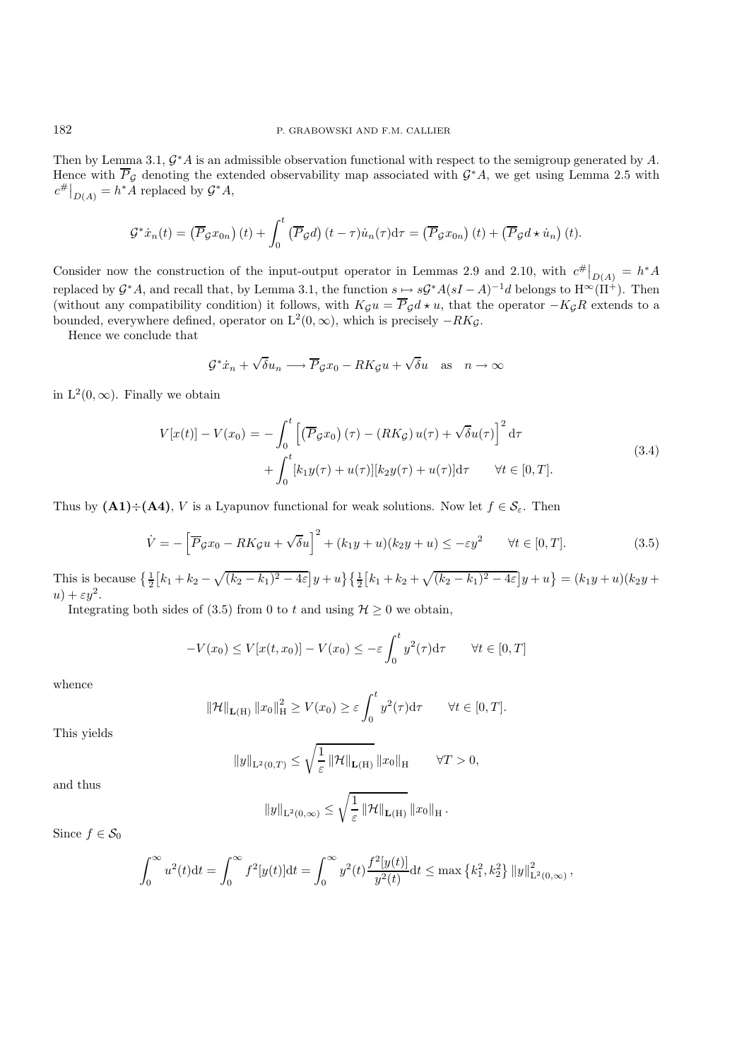Then by Lemma 3.1, $\mathcal{G}^*A$ is an admissible observation functional with respect to the semigroup generated by $A$. Hence with $\overline{P}_{\mathcal{G}}$ denoting the extended observability map associated with $\mathcal{G}^*A$, we get using Lemma 2.5 with $c^{\#}\big|_{D(A)} = h^*A$ replaced by $\mathcal{G}^*A$,

$$\mathcal{G}^*\dot{x}_n(t) = \left(\overline{P}_{\mathcal{G}}x_{0n}\right)(t) + \int_0^t \left(\overline{P}_{\mathcal{G}}d\right)(t-\tau)\dot{u}_n(\tau)\mathrm{d}\tau = \left(\overline{P}_{\mathcal{G}}x_{0n}\right)(t) + \left(\overline{P}_{\mathcal{G}}d \star \dot{u}_n\right)(t).$$

Consider now the construction of the input-output operator in Lemmas 2.9 and 2.10, with $c^{\#}\big|_{D(A)} = h^*A$ replaced by $\mathcal{G}^*A$, and recall that, by Lemma 3.1, the function $s \mapsto s\mathcal{G}^*A(sI-A)^{-1}d$ belongs to $\mathrm{H}^\infty(\Pi^+)$. Then (without any compatibility condition) it follows, with $K_{\mathcal{G}}u = \overline{P}_{\mathcal{G}}d \star u$, that the operator $-K_{\mathcal{G}}R$ extends to a bounded, everywhere defined, operator on $\mathrm{L}^2(0,\infty)$, which is precisely $-RK_{\mathcal{G}}$.

Hence we conclude that

$$\mathcal{G}^*\dot{x}_n + \sqrt{\delta}u_n \longrightarrow \overline{P}_{\mathcal{G}}x_0 - RK_{\mathcal{G}}u + \sqrt{\delta}u \quad \text{as} \quad n \to \infty$$

in $\mathrm{L}^2(0,\infty)$. Finally we obtain

$$\begin{aligned} V[x(t)] - V(x_0) = &-\int_0^t \left[\left(\overline{P}_{\mathcal{G}}x_0\right)(\tau) - \left(RK_{\mathcal{G}}\right)u(\tau) + \sqrt{\delta}u(\tau)\right]^2 \mathrm{d}\tau \\ &+ \int_0^t [k_1y(\tau) + u(\tau)][k_2y(\tau) + u(\tau)]\mathrm{d}\tau \qquad \forall t \in [0,T]. \end{aligned} \tag{3.4}$$

Thus by **(A1)**$\div$**(A4)**, $V$ is a Lyapunov functional for weak solutions. Now let $f \in \mathcal{S}_\varepsilon$. Then

$$\dot{V} = -\left[\overline{P}_{\mathcal{G}}x_0 - RK_{\mathcal{G}}u + \sqrt{\delta}u\right]^2 + (k_1y+u)(k_2y+u) \leq -\varepsilon y^2 \qquad \forall t \in [0,T]. \tag{3.5}$$

This is because $\left\{\frac{1}{2}\left[k_1+k_2-\sqrt{(k_2-k_1)^2-4\varepsilon}\right]y+u\right\}\left\{\frac{1}{2}\left[k_1+k_2+\sqrt{(k_2-k_1)^2-4\varepsilon}\right]y+u\right\} = (k_1y+u)(k_2y+u)+\varepsilon y^2$.

Integrating both sides of (3.5) from 0 to $t$ and using $\mathcal{H} \geq 0$ we obtain,

$$-V(x_0) \leq V[x(t,x_0)] - V(x_0) \leq -\varepsilon\int_0^t y^2(\tau)\mathrm{d}\tau \qquad \forall t \in [0,T]$$

whence

$$\|\mathcal{H}\|_{\mathbf{L}(\mathrm{H})}\|x_0\|^2_{\mathrm{H}} \geq V(x_0) \geq \varepsilon\int_0^t y^2(\tau)\mathrm{d}\tau \qquad \forall t \in [0,T].$$

This yields

$$\|y\|_{\mathrm{L}^2(0,T)} \leq \sqrt{\frac{1}{\varepsilon}\|\mathcal{H}\|_{\mathbf{L}(\mathrm{H})}}\,\|x_0\|_{\mathrm{H}} \qquad \forall T > 0,$$

and thus

$$\|y\|_{\mathrm{L}^2(0,\infty)} \leq \sqrt{\frac{1}{\varepsilon}\|\mathcal{H}\|_{\mathbf{L}(\mathrm{H})}}\,\|x_0\|_{\mathrm{H}}.$$

Since $f \in \mathcal{S}_0$

$$\int_0^\infty u^2(t)\mathrm{d}t = \int_0^\infty f^2[y(t)]\mathrm{d}t = \int_0^\infty y^2(t)\frac{f^2[y(t)]}{y^2(t)}\mathrm{d}t \leq \max\left\{k_1^2,k_2^2\right\}\|y\|^2_{\mathrm{L}^2(0,\infty)},$$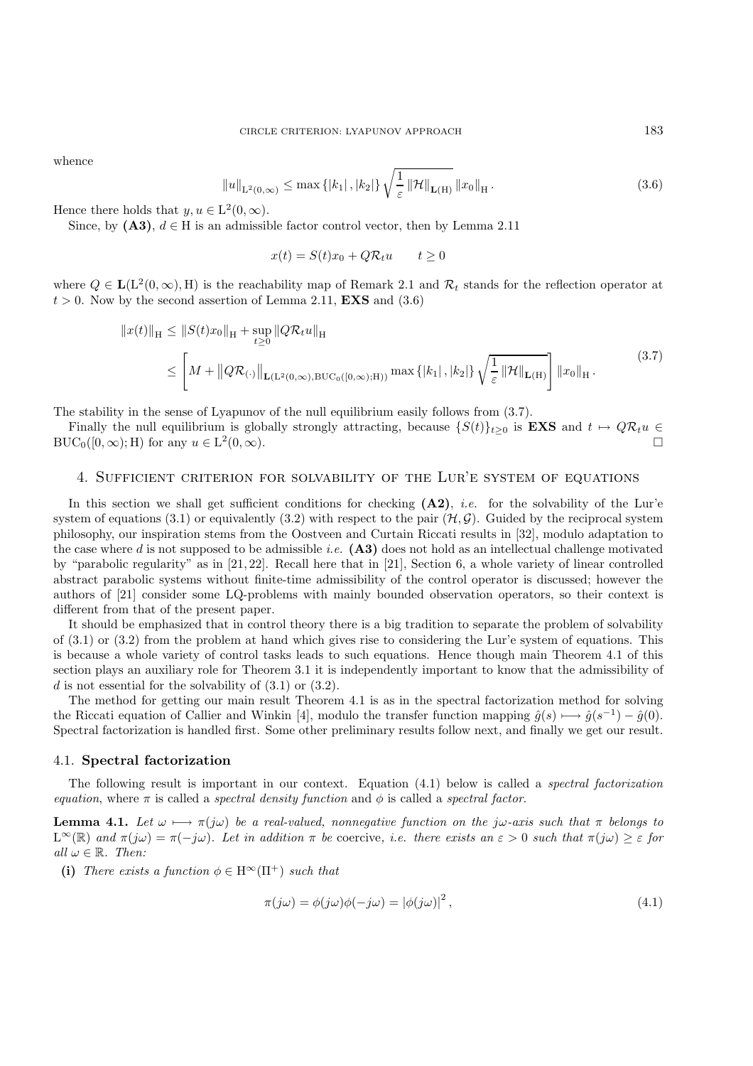whence

$$\|u\|_{\mathrm{L}^2(0,\infty)} \leq \max\{|k_1|, |k_2|\} \sqrt{\frac{1}{\varepsilon} \|\mathcal{H}\|_{\mathbf{L}(\mathrm{H})}} \|x_0\|_{\mathrm{H}}. \tag{3.6}$$

Hence there holds that $y, u \in \mathrm{L}^2(0,\infty)$.

Since, by **(A3)**, $d \in \mathrm{H}$ is an admissible factor control vector, then by Lemma 2.11

$$x(t) = S(t)x_0 + Q\mathcal{R}_t u \qquad t \geq 0$$

where $Q \in \mathbf{L}(\mathrm{L}^2(0,\infty), \mathrm{H})$ is the reachability map of Remark 2.1 and $\mathcal{R}_t$ stands for the reflection operator at $t > 0$. Now by the second assertion of Lemma 2.11, **EXS** and (3.6)

$$\begin{aligned}
\|x(t)\|_{\mathrm{H}} &\leq \|S(t)x_0\|_{\mathrm{H}} + \sup_{t\geq 0} \|Q\mathcal{R}_t u\|_{\mathrm{H}} \\
&\leq \left[ M + \left\|Q\mathcal{R}_{(\cdot)}\right\|_{\mathbf{L}(\mathrm{L}^2(0,\infty),\mathrm{BUC}_0([0,\infty);\mathrm{H}))} \max\{|k_1|, |k_2|\} \sqrt{\frac{1}{\varepsilon} \|\mathcal{H}\|_{\mathbf{L}(\mathrm{H})}} \right] \|x_0\|_{\mathrm{H}}.
\end{aligned} \tag{3.7}$$

The stability in the sense of Lyapunov of the null equilibrium easily follows from (3.7).

Finally the null equilibrium is globally strongly attracting, because $\{S(t)\}_{t\geq 0}$ is **EXS** and $t \mapsto Q\mathcal{R}_t u \in \mathrm{BUC}_0([0,\infty); \mathrm{H})$ for any $u \in \mathrm{L}^2(0,\infty)$. □

## 4. Sufficient criterion for solvability of the Lur'e system of equations

In this section we shall get sufficient conditions for checking **(A2)**, *i.e.* for the solvability of the Lur'e system of equations (3.1) or equivalently (3.2) with respect to the pair $(\mathcal{H}, \mathcal{G})$. Guided by the reciprocal system philosophy, our inspiration stems from the Oostveen and Curtain Riccati results in [32], modulo adaptation to the case where $d$ is not supposed to be admissible *i.e.* **(A3)** does not hold as an intellectual challenge motivated by "parabolic regularity" as in [21, 22]. Recall here that in [21], Section 6, a whole variety of linear controlled abstract parabolic systems without finite-time admissibility of the control operator is discussed; however the authors of [21] consider some LQ-problems with mainly bounded observation operators, so their context is different from that of the present paper.

It should be emphasized that in control theory there is a big tradition to separate the problem of solvability of (3.1) or (3.2) from the problem at hand which gives rise to considering the Lur'e system of equations. This is because a whole variety of control tasks leads to such equations. Hence though main Theorem 4.1 of this section plays an auxiliary role for Theorem 3.1 it is independently important to know that the admissibility of $d$ is not essential for the solvability of (3.1) or (3.2).

The method for getting our main result Theorem 4.1 is as in the spectral factorization method for solving the Riccati equation of Callier and Winkin [4], modulo the transfer function mapping $\hat{g}(s) \longmapsto \hat{g}(s^{-1}) - \hat{g}(0)$. Spectral factorization is handled first. Some other preliminary results follow next, and finally we get our result.

### 4.1. Spectral factorization

The following result is important in our context. Equation (4.1) below is called a *spectral factorization equation*, where $\pi$ is called a *spectral density function* and $\phi$ is called a *spectral factor*.

**Lemma 4.1.** *Let $\omega \longmapsto \pi(j\omega)$ be a real-valued, nonnegative function on the $j\omega$-axis such that $\pi$ belongs to $\mathrm{L}^\infty(\mathbb{R})$ and $\pi(j\omega) = \pi(-j\omega)$. Let in addition $\pi$ be* coercive, *i.e. there exists an $\varepsilon > 0$ such that $\pi(j\omega) \geq \varepsilon$ for all $\omega \in \mathbb{R}$. Then:*

**(i)** *There exists a function $\phi \in \mathrm{H}^\infty(\Pi^+)$ such that*

$$\pi(j\omega) = \phi(j\omega)\phi(-j\omega) = |\phi(j\omega)|^2, \tag{4.1}$$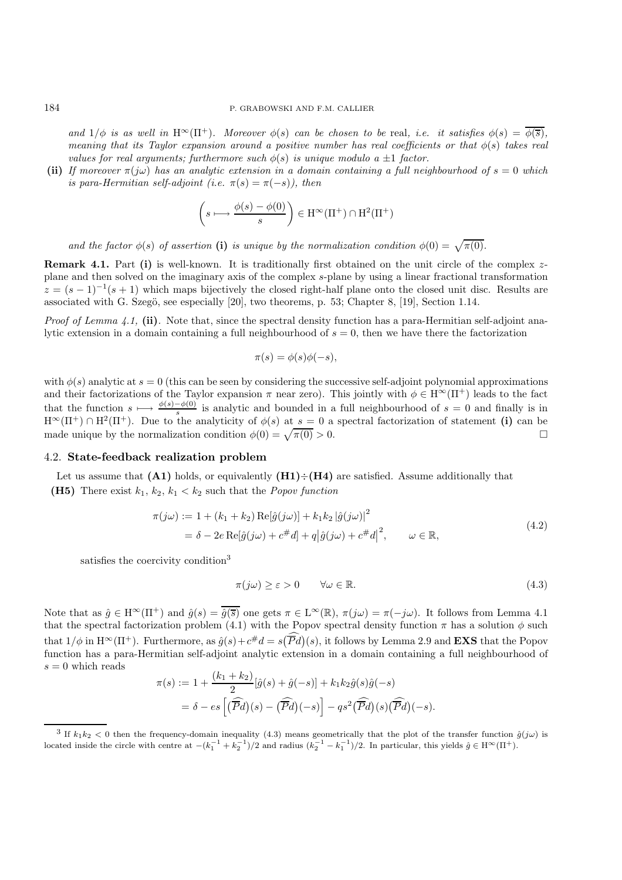*and $1/\phi$ is as well in $\mathrm{H}^\infty(\Pi^+)$. Moreover $\phi(s)$ can be chosen to be* real, *i.e. it satisfies $\phi(s) = \overline{\phi(\overline{s})}$, meaning that its Taylor expansion around a positive number has real coefficients or that $\phi(s)$ takes real values for real arguments; furthermore such $\phi(s)$ is unique modulo a $\pm 1$ factor.*

**(ii)** *If moreover $\pi(j\omega)$ has an analytic extension in a domain containing a full neighbourhood of $s = 0$ which is para-Hermitian self-adjoint (i.e. $\pi(s) = \pi(-s)$), then*

$$\left( s \longmapsto \frac{\phi(s) - \phi(0)}{s} \right) \in \mathrm{H}^\infty(\Pi^+) \cap \mathrm{H}^2(\Pi^+)$$

*and the factor $\phi(s)$ of assertion* **(i)** *is unique by the normalization condition $\phi(0) = \sqrt{\pi(0)}$.*

**Remark 4.1.** Part **(i)** is well-known. It is traditionally first obtained on the unit circle of the complex $z$-plane and then solved on the imaginary axis of the complex $s$-plane by using a linear fractional transformation $z = (s-1)^{-1}(s+1)$ which maps bijectively the closed right-half plane onto the closed unit disc. Results are associated with G. Szegö, see especially [20], two theorems, p. 53; Chapter 8, [19], Section 1.14.

*Proof of Lemma 4.1,* **(ii)**. Note that, since the spectral density function has a para-Hermitian self-adjoint analytic extension in a domain containing a full neighbourhood of $s = 0$, then we have there the factorization

$$\pi(s) = \phi(s)\phi(-s),$$

with $\phi(s)$ analytic at $s = 0$ (this can be seen by considering the successive self-adjoint polynomial approximations and their factorizations of the Taylor expansion $\pi$ near zero). This jointly with $\phi \in \mathrm{H}^\infty(\Pi^+)$ leads to the fact that the function $s \longmapsto \frac{\phi(s)-\phi(0)}{s}$ is analytic and bounded in a full neighbourhood of $s = 0$ and finally is in $\mathrm{H}^\infty(\Pi^+) \cap \mathrm{H}^2(\Pi^+)$. Due to the analyticity of $\phi(s)$ at $s = 0$ a spectral factorization of statement **(i)** can be made unique by the normalization condition $\phi(0) = \sqrt{\pi(0)} > 0$. □

### 4.2. State-feedback realization problem

Let us assume that **(A1)** holds, or equivalently **(H1)**÷**(H4)** are satisfied. Assume additionally that

**(H5)** There exist $k_1$, $k_2$, $k_1 < k_2$ such that the *Popov function*

$$\begin{aligned} \pi(j\omega) &:= 1 + (k_1 + k_2)\operatorname{Re}[\hat{g}(j\omega)] + k_1 k_2 |\hat{g}(j\omega)|^2 \\ &= \delta - 2e \operatorname{Re}[\hat{g}(j\omega) + c^\# d] + q\big|\hat{g}(j\omega) + c^\# d\big|^2, \qquad \omega \in \mathbb{R}, \end{aligned} \tag{4.2}$$

satisfies the coercivity condition[3]

$$\pi(j\omega) \geq \varepsilon > 0 \qquad \forall \omega \in \mathbb{R}. \tag{4.3}$$

Note that as $\hat{g} \in \mathrm{H}^\infty(\Pi^+)$ and $\hat{g}(s) = \overline{\hat{g}(\overline{s})}$ one gets $\pi \in \mathrm{L}^\infty(\mathbb{R})$, $\pi(j\omega) = \pi(-j\omega)$. It follows from Lemma 4.1 that the spectral factorization problem (4.1) with the Popov spectral density function $\pi$ has a solution $\phi$ such that $1/\phi$ in $\mathrm{H}^\infty(\Pi^+)$. Furthermore, as $\hat{g}(s) + c^\# d = s\big(\widehat{\overline{P}d}\big)(s)$, it follows by Lemma 2.9 and **EXS** that the Popov function has a para-Hermitian self-adjoint analytic extension in a domain containing a full neighbourhood of $s = 0$ which reads

$$\begin{aligned} \pi(s) &:= 1 + \frac{(k_1 + k_2)}{2}[\hat{g}(s) + \hat{g}(-s)] + k_1 k_2 \hat{g}(s)\hat{g}(-s) \\ &= \delta - es\left[\big(\widehat{\overline{P}d}\big)(s) - \big(\widehat{\overline{P}d}\big)(-s)\right] - qs^2\big(\widehat{\overline{P}d}\big)(s)\big(\widehat{\overline{P}d}\big)(-s). \end{aligned}$$

---

[3] If $k_1 k_2 < 0$ then the frequency-domain inequality (4.3) means geometrically that the plot of the transfer function $\hat{g}(j\omega)$ is located inside the circle with centre at $-(k_1^{-1} + k_2^{-1})/2$ and radius $(k_2^{-1} - k_1^{-1})/2$. In particular, this yields $\hat{g} \in \mathrm{H}^\infty(\Pi^+)$.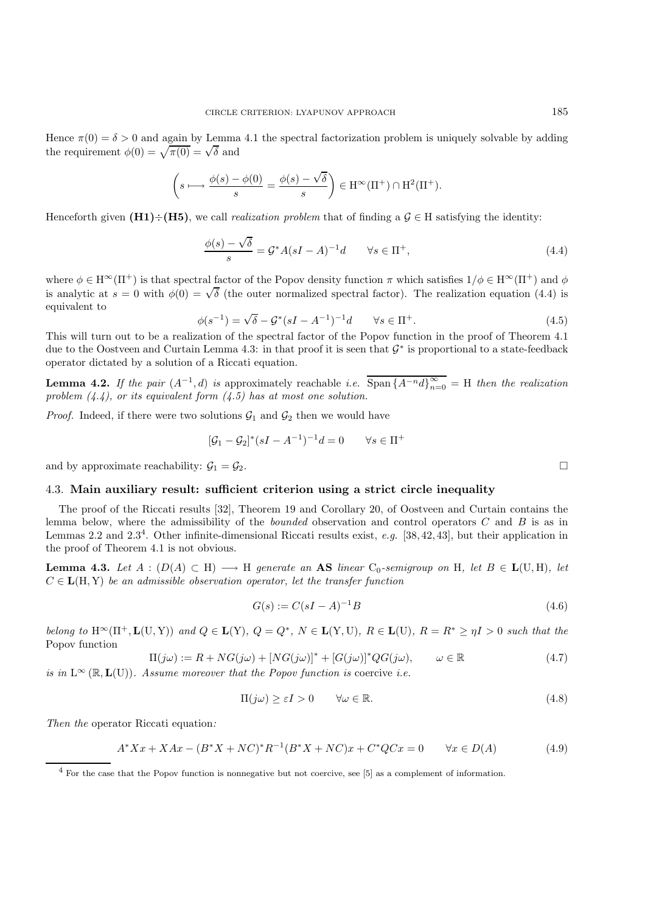Hence $\pi(0) = \delta > 0$ and again by Lemma 4.1 the spectral factorization problem is uniquely solvable by adding the requirement $\phi(0) = \sqrt{\pi(0)} = \sqrt{\delta}$ and

$$\left( s \longmapsto \frac{\phi(s) - \phi(0)}{s} = \frac{\phi(s) - \sqrt{\delta}}{s} \right) \in \mathrm{H}^\infty(\Pi^+) \cap \mathrm{H}^2(\Pi^+).$$

Henceforth given **(H1)÷(H5)**, we call *realization problem* that of finding a $\mathcal{G} \in \mathrm{H}$ satisfying the identity:

$$\frac{\phi(s) - \sqrt{\delta}}{s} = \mathcal{G}^* A(sI - A)^{-1} d \qquad \forall s \in \Pi^+, \tag{4.4}$$

where $\phi \in \mathrm{H}^\infty(\Pi^+)$ is that spectral factor of the Popov density function $\pi$ which satisfies $1/\phi \in \mathrm{H}^\infty(\Pi^+)$ and $\phi$ is analytic at $s = 0$ with $\phi(0) = \sqrt{\delta}$ (the outer normalized spectral factor). The realization equation (4.4) is equivalent to

$$\phi(s^{-1}) = \sqrt{\delta} - \mathcal{G}^*(sI - A^{-1})^{-1} d \qquad \forall s \in \Pi^+. \tag{4.5}$$

This will turn out to be a realization of the spectral factor of the Popov function in the proof of Theorem 4.1 due to the Oostveen and Curtain Lemma 4.3: in that proof it is seen that $\mathcal{G}^*$ is proportional to a state-feedback operator dictated by a solution of a Riccati equation.

**Lemma 4.2.** *If the pair $(A^{-1}, d)$ is* approximately reachable *i.e.* $\overline{\mathrm{Span}\,\{A^{-n}d\}_{n=0}^{\infty}} = \mathrm{H}$ *then the realization problem (4.4), or its equivalent form (4.5) has at most one solution.*

*Proof.* Indeed, if there were two solutions $\mathcal{G}_1$ and $\mathcal{G}_2$ then we would have

$$[\mathcal{G}_1 - \mathcal{G}_2]^*(sI - A^{-1})^{-1} d = 0 \qquad \forall s \in \Pi^+$$

and by approximate reachability: $\mathcal{G}_1 = \mathcal{G}_2$. □

### 4.3. Main auxiliary result: sufficient criterion using a strict circle inequality

The proof of the Riccati results [32], Theorem 19 and Corollary 20, of Oostveen and Curtain contains the lemma below, where the admissibility of the *bounded* observation and control operators $C$ and $B$ is as in Lemmas 2.2 and 2.3[4]. Other infinite-dimensional Riccati results exist, *e.g.* [38, 42, 43], but their application in the proof of Theorem 4.1 is not obvious.

**Lemma 4.3.** *Let $A : (D(A) \subset \mathrm{H}) \longrightarrow \mathrm{H}$ generate an* **AS** *linear $\mathrm{C}_0$-semigroup on* H*, let $B \in \mathbf{L}(\mathrm{U}, \mathrm{H})$, let $C \in \mathbf{L}(\mathrm{H}, \mathrm{Y})$ be an admissible observation operator, let the transfer function*

$$G(s) := C(sI - A)^{-1} B \tag{4.6}$$

*belong to $\mathrm{H}^\infty(\Pi^+, \mathbf{L}(\mathrm{U}, \mathrm{Y}))$ and $Q \in \mathbf{L}(\mathrm{Y})$, $Q = Q^*$, $N \in \mathbf{L}(\mathrm{Y}, \mathrm{U})$, $R \in \mathbf{L}(\mathrm{U})$, $R = R^* \geq \eta I > 0$ such that the* Popov function

$$\Pi(j\omega) := R + NG(j\omega) + [NG(j\omega)]^* + [G(j\omega)]^* QG(j\omega), \qquad \omega \in \mathbb{R} \tag{4.7}$$

*is in $\mathrm{L}^\infty(\mathbb{R}, \mathbf{L}(\mathrm{U}))$. Assume moreover that the Popov function is* coercive *i.e.*

$$\Pi(j\omega) \geq \varepsilon I > 0 \qquad \forall \omega \in \mathbb{R}. \tag{4.8}$$

*Then the* operator Riccati equation*:*

$$A^* Xx + XAx - (B^*X + NC)^* R^{-1}(B^*X + NC)x + C^*QCx = 0 \qquad \forall x \in D(A) \tag{4.9}$$

[4] For the case that the Popov function is nonnegative but not coercive, see [5] as a complement of information.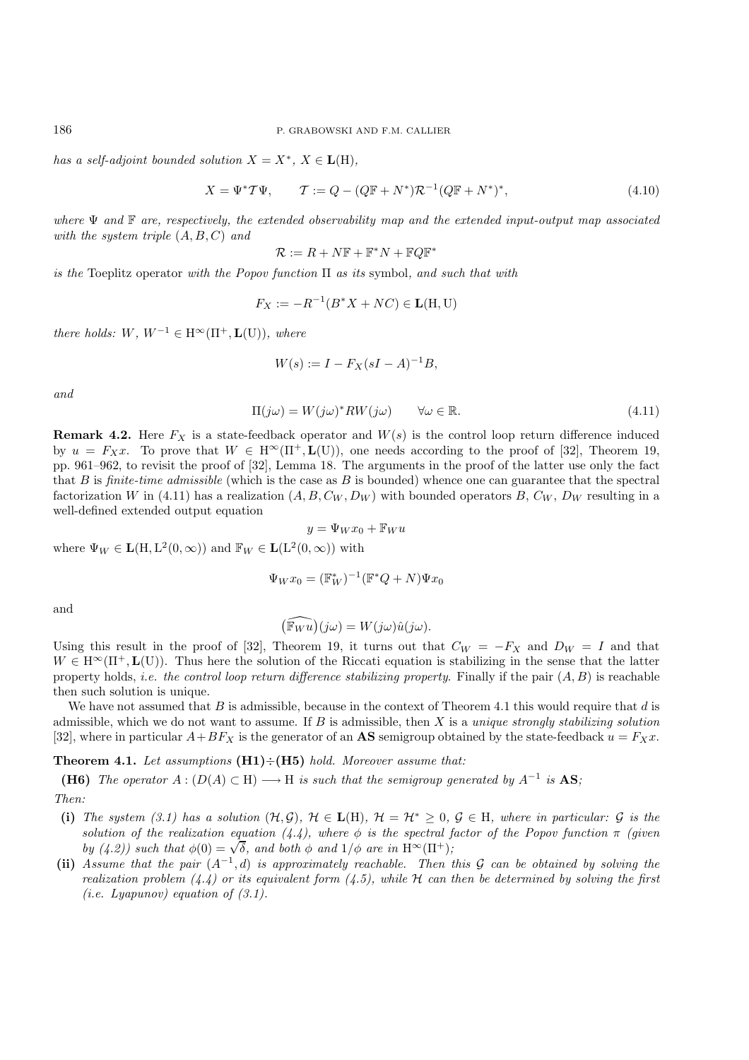*has a self-adjoint bounded solution* $X = X^*$, $X \in \mathbf{L}(\mathrm{H})$,

$$X = \Psi^* \mathcal{T} \Psi, \qquad \mathcal{T} := Q - (Q\mathbb{F} + N^*)\mathcal{R}^{-1}(Q\mathbb{F} + N^*)^*, \tag{4.10}$$

*where* $\Psi$ *and* $\mathbb{F}$ *are, respectively, the extended observability map and the extended input-output map associated with the system triple* $(A, B, C)$ *and*

$$\mathcal{R} := R + N\mathbb{F} + \mathbb{F}^* N + \mathbb{F} Q \mathbb{F}^*$$

*is the* Toeplitz operator *with the Popov function* $\Pi$ *as its* symbol*, and such that with*

$$F_X := -R^{-1}(B^* X + NC) \in \mathbf{L}(\mathrm{H}, \mathrm{U})$$

*there holds:* $W$*,* $W^{-1} \in \mathrm{H}^\infty(\Pi^+, \mathbf{L}(\mathrm{U}))$*, where*

$$W(s) := I - F_X(sI - A)^{-1}B,$$

*and*

$$\Pi(j\omega) = W(j\omega)^* R W(j\omega) \qquad \forall \omega \in \mathbb{R}. \tag{4.11}$$

**Remark 4.2.** Here $F_X$ is a state-feedback operator and $W(s)$ is the control loop return difference induced by $u = F_X x$. To prove that $W \in \mathrm{H}^\infty(\Pi^+, \mathbf{L}(\mathrm{U}))$, one needs according to the proof of [32], Theorem 19, pp. 961–962, to revisit the proof of [32], Lemma 18. The arguments in the proof of the latter use only the fact that $B$ is *finite-time admissible* (which is the case as $B$ is bounded) whence one can guarantee that the spectral factorization $W$ in (4.11) has a realization $(A, B, C_W, D_W)$ with bounded operators $B$, $C_W$, $D_W$ resulting in a well-defined extended output equation

$$y = \Psi_W x_0 + \mathbb{F}_W u$$

where $\Psi_W \in \mathbf{L}(\mathrm{H}, \mathrm{L}^2(0, \infty))$ and $\mathbb{F}_W \in \mathbf{L}(\mathrm{L}^2(0, \infty))$ with

$$\Psi_W x_0 = (\mathbb{F}_W^*)^{-1}(\mathbb{F}^* Q + N)\Psi x_0$$

and

$$\big(\widehat{\mathbb{F}_W u}\big)(j\omega) = W(j\omega)\hat{u}(j\omega).$$

Using this result in the proof of [32], Theorem 19, it turns out that $C_W = -F_X$ and $D_W = I$ and that $W \in \mathrm{H}^\infty(\Pi^+, \mathbf{L}(\mathrm{U}))$. Thus here the solution of the Riccati equation is stabilizing in the sense that the latter property holds, *i.e. the control loop return difference stabilizing property*. Finally if the pair $(A, B)$ is reachable then such solution is unique.

We have not assumed that $B$ is admissible, because in the context of Theorem 4.1 this would require that $d$ is admissible, which we do not want to assume. If $B$ is admissible, then $X$ is a *unique strongly stabilizing solution* [32], where in particular $A + BF_X$ is the generator of an **AS** semigroup obtained by the state-feedback $u = F_X x$.

**Theorem 4.1.** *Let assumptions* **(H1)**÷**(H5)** *hold. Moreover assume that:*

**(H6)** *The operator* $A : (D(A) \subset \mathrm{H}) \longrightarrow \mathrm{H}$ *is such that the semigroup generated by* $A^{-1}$ *is* **AS***;*

*Then:*

- **(i)** *The system (3.1) has a solution* $(\mathcal{H}, \mathcal{G})$*,* $\mathcal{H} \in \mathbf{L}(\mathrm{H})$*,* $\mathcal{H} = \mathcal{H}^* \geq 0$*,* $\mathcal{G} \in \mathrm{H}$*, where in particular:* $\mathcal{G}$ *is the solution of the realization equation (4.4), where* $\phi$ *is the spectral factor of the Popov function* $\pi$ *(given by (4.2)) such that* $\phi(0) = \sqrt{\delta}$*, and both* $\phi$ *and* $1/\phi$ *are in* $\mathrm{H}^\infty(\Pi^+)$*;*
- **(ii)** *Assume that the pair* $(A^{-1}, d)$ *is approximately reachable. Then this* $\mathcal{G}$ *can be obtained by solving the realization problem (4.4) or its equivalent form (4.5), while* $\mathcal{H}$ *can then be determined by solving the first (i.e. Lyapunov) equation of (3.1).*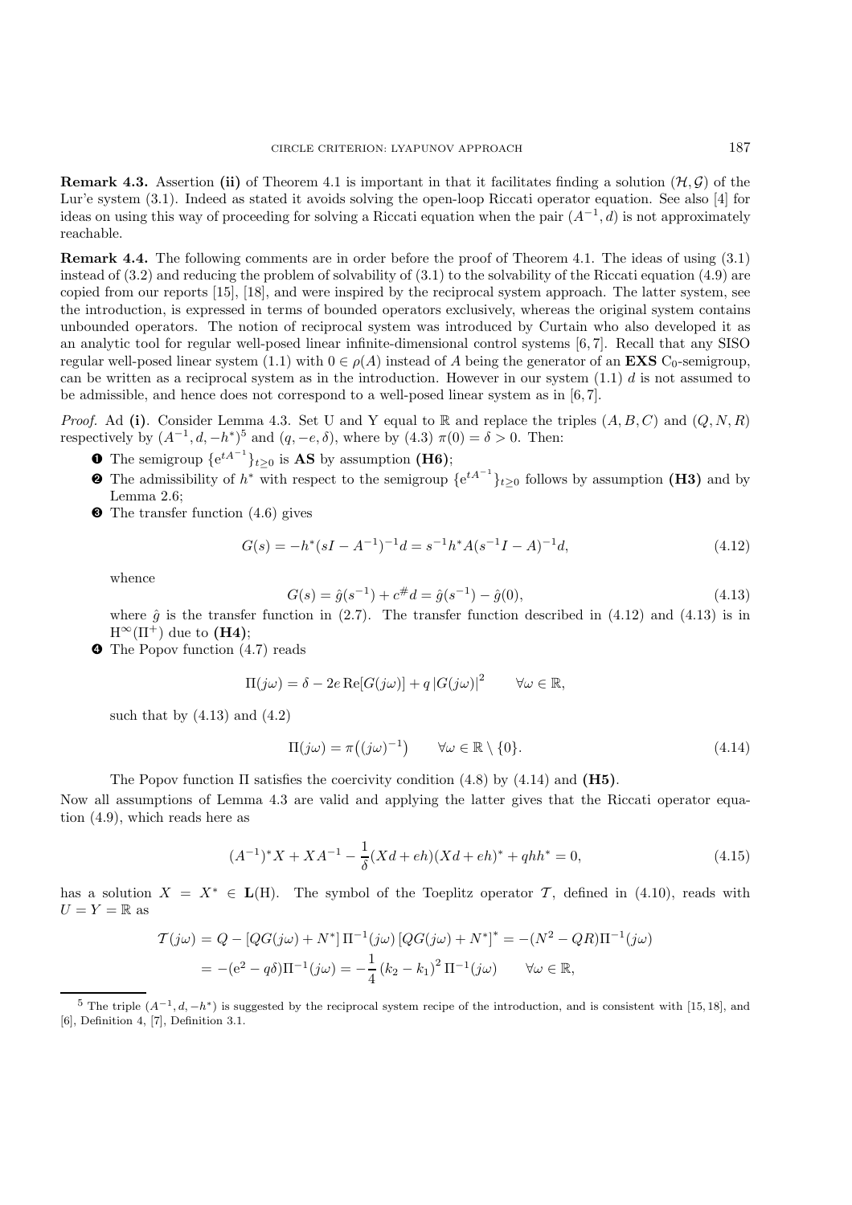**Remark 4.3.** Assertion **(ii)** of Theorem 4.1 is important in that it facilitates finding a solution $(\mathcal{H}, \mathcal{G})$ of the Lur'e system (3.1). Indeed as stated it avoids solving the open-loop Riccati operator equation. See also [4] for ideas on using this way of proceeding for solving a Riccati equation when the pair $(A^{-1}, d)$ is not approximately reachable.

**Remark 4.4.** The following comments are in order before the proof of Theorem 4.1. The ideas of using (3.1) instead of (3.2) and reducing the problem of solvability of (3.1) to the solvability of the Riccati equation (4.9) are copied from our reports [15], [18], and were inspired by the reciprocal system approach. The latter system, see the introduction, is expressed in terms of bounded operators exclusively, whereas the original system contains unbounded operators. The notion of reciprocal system was introduced by Curtain who also developed it as an analytic tool for regular well-posed linear infinite-dimensional control systems [6, 7]. Recall that any SISO regular well-posed linear system (1.1) with $0 \in \rho(A)$ instead of $A$ being the generator of an **EXS** $C_0$-semigroup, can be written as a reciprocal system as in the introduction. However in our system (1.1) $d$ is not assumed to be admissible, and hence does not correspond to a well-posed linear system as in [6, 7].

*Proof.* Ad **(i)**. Consider Lemma 4.3. Set U and Y equal to $\mathbb{R}$ and replace the triples $(A, B, C)$ and $(Q, N, R)$ respectively by $(A^{-1}, d, -h^*)$[5] and $(q, -e, \delta)$, where by (4.3) $\pi(0) = \delta > 0$. Then:

1. The semigroup $\{e^{tA^{-1}}\}_{t\geq 0}$ is **AS** by assumption **(H6)**;
2. The admissibility of $h^*$ with respect to the semigroup $\{e^{tA^{-1}}\}_{t\geq 0}$ follows by assumption **(H3)** and by Lemma 2.6;
3. The transfer function (4.6) gives

$$G(s) = -h^*(sI - A^{-1})^{-1}d = s^{-1}h^*A(s^{-1}I - A)^{-1}d, \tag{4.12}$$

whence

$$G(s) = \hat{g}(s^{-1}) + c^{\#}d = \hat{g}(s^{-1}) - \hat{g}(0), \tag{4.13}$$

where $\hat{g}$ is the transfer function in (2.7). The transfer function described in (4.12) and (4.13) is in $\mathrm{H}^\infty(\Pi^+)$ due to **(H4)**;
4. The Popov function (4.7) reads

$$\Pi(j\omega) = \delta - 2e\,\mathrm{Re}[G(j\omega)] + q\,|G(j\omega)|^2 \qquad \forall \omega \in \mathbb{R},$$

such that by (4.13) and (4.2)

$$\Pi(j\omega) = \pi\big((j\omega)^{-1}\big) \qquad \forall \omega \in \mathbb{R}\setminus\{0\}. \tag{4.14}$$

The Popov function $\Pi$ satisfies the coercivity condition (4.8) by (4.14) and **(H5)**.

Now all assumptions of Lemma 4.3 are valid and applying the latter gives that the Riccati operator equation (4.9), which reads here as

$$(A^{-1})^*X + XA^{-1} - \frac{1}{\delta}(Xd + eh)(Xd + eh)^* + qhh^* = 0, \tag{4.15}$$

has a solution $X = X^* \in \mathbf{L}(\mathrm{H})$. The symbol of the Toeplitz operator $\mathcal{T}$, defined in (4.10), reads with $U = Y = \mathbb{R}$ as

$$\begin{aligned}
\mathcal{T}(j\omega) &= Q - [QG(j\omega) + N^*]\,\Pi^{-1}(j\omega)\,[QG(j\omega) + N^*]^* = -(N^2 - QR)\Pi^{-1}(j\omega) \\
&= -(e^2 - q\delta)\Pi^{-1}(j\omega) = -\frac{1}{4}\,(k_2 - k_1)^2\,\Pi^{-1}(j\omega) \qquad \forall \omega \in \mathbb{R},
\end{aligned}$$

---

[5] The triple $(A^{-1}, d, -h^*)$ is suggested by the reciprocal system recipe of the introduction, and is consistent with [15, 18], and [6], Definition 4, [7], Definition 3.1.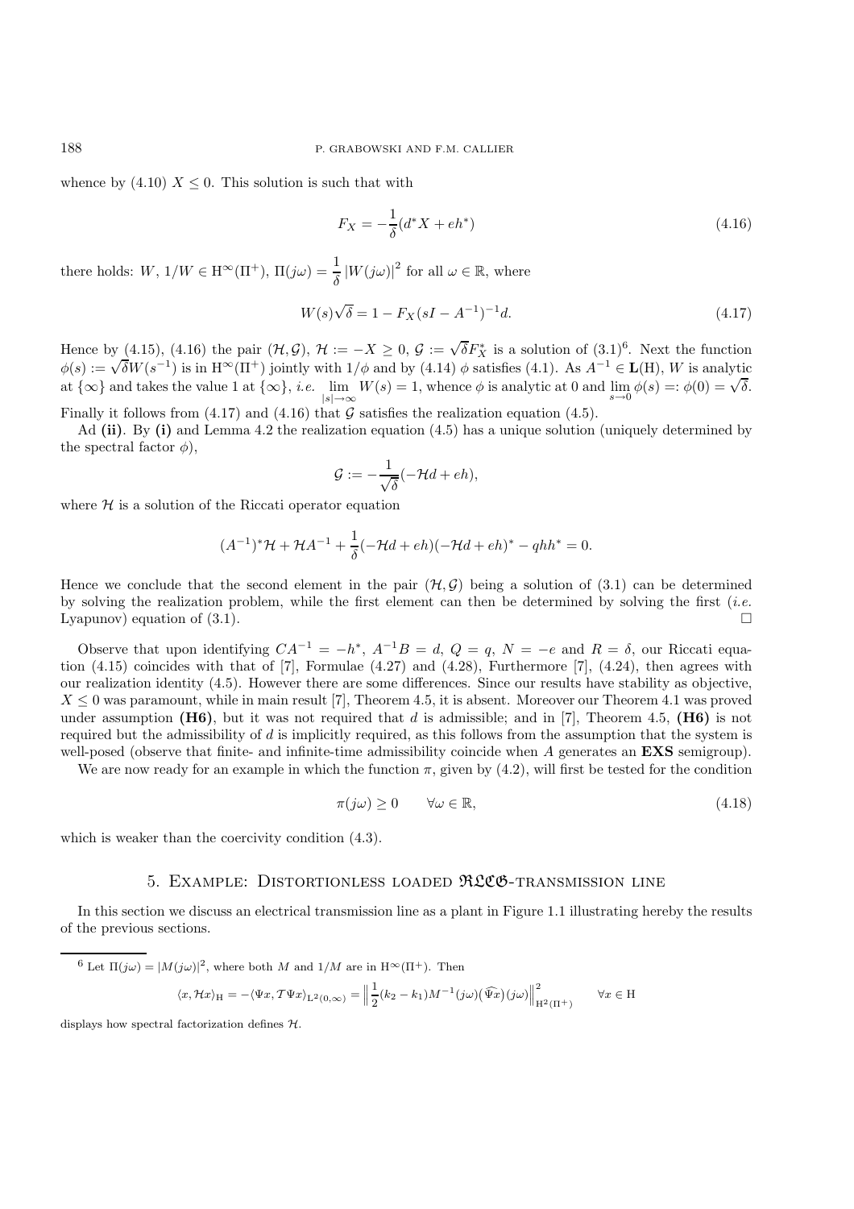whence by (4.10) $X \le 0$. This solution is such that with

$$F_X = -\frac{1}{\delta}(d^*X + eh^*) \tag{4.16}$$

there holds: $W,\ 1/W \in \mathrm{H}^\infty(\Pi^+)$, $\Pi(j\omega) = \dfrac{1}{\delta}\left|W(j\omega)\right|^2$ for all $\omega \in \mathbb{R}$, where

$$W(s)\sqrt{\delta} = 1 - F_X(sI - A^{-1})^{-1}d. \tag{4.17}$$

Hence by (4.15), (4.16) the pair $(\mathcal{H}, \mathcal{G})$, $\mathcal{H} := -X \ge 0$, $\mathcal{G} := \sqrt{\delta}F_X^*$ is a solution of (3.1)[6]. Next the function $\phi(s) := \sqrt{\delta}W(s^{-1})$ is in $\mathrm{H}^\infty(\Pi^+)$ jointly with $1/\phi$ and by (4.14) $\phi$ satisfies (4.1). As $A^{-1} \in \mathbf{L}(\mathrm{H})$, $W$ is analytic at $\{\infty\}$ and takes the value 1 at $\{\infty\}$, *i.e.* $\lim\limits_{|s|\to\infty} W(s) = 1$, whence $\phi$ is analytic at 0 and $\lim\limits_{s\to 0}\phi(s) =: \phi(0) = \sqrt{\delta}$. Finally it follows from (4.17) and (4.16) that $\mathcal{G}$ satisfies the realization equation (4.5).

Ad **(ii)**. By **(i)** and Lemma 4.2 the realization equation (4.5) has a unique solution (uniquely determined by the spectral factor $\phi$),

$$\mathcal{G} := -\frac{1}{\sqrt{\delta}}(-\mathcal{H}d + eh),$$

where $\mathcal{H}$ is a solution of the Riccati operator equation

$$(A^{-1})^*\mathcal{H} + \mathcal{H}A^{-1} + \frac{1}{\delta}(-\mathcal{H}d + eh)(-\mathcal{H}d + eh)^* - qhh^* = 0.$$

Hence we conclude that the second element in the pair $(\mathcal{H}, \mathcal{G})$ being a solution of (3.1) can be determined by solving the realization problem, while the first element can then be determined by solving the first (*i.e.* Lyapunov) equation of (3.1). □

Observe that upon identifying $CA^{-1} = -h^*$, $A^{-1}B = d$, $Q = q$, $N = -e$ and $R = \delta$, our Riccati equation (4.15) coincides with that of [7], Formulae (4.27) and (4.28), Furthermore [7], (4.24), then agrees with our realization identity (4.5). However there are some differences. Since our results have stability as objective, $X \le 0$ was paramount, while in main result [7], Theorem 4.5, it is absent. Moreover our Theorem 4.1 was proved under assumption **(H6)**, but it was not required that $d$ is admissible; and in [7], Theorem 4.5, **(H6)** is not required but the admissibility of $d$ is implicitly required, as this follows from the assumption that the system is well-posed (observe that finite- and infinite-time admissibility coincide when $A$ generates an **EXS** semigroup).

We are now ready for an example in which the function $\pi$, given by (4.2), will first be tested for the condition

$$\pi(j\omega) \ge 0 \qquad \forall \omega \in \mathbb{R}, \tag{4.18}$$

which is weaker than the coercivity condition (4.3).

## 5. Example: Distortionless loaded $\mathfrak{RLCG}$-transmission line

In this section we discuss an electrical transmission line as a plant in Figure 1.1 illustrating hereby the results of the previous sections.

---

[6] Let $\Pi(j\omega) = |M(j\omega)|^2$, where both $M$ and $1/M$ are in $\mathrm{H}^\infty(\Pi^+)$. Then

$$\langle x, \mathcal{H}x\rangle_{\mathrm{H}} = -\langle \Psi x, \mathcal{T}\Psi x\rangle_{\mathrm{L}^2(0,\infty)} = \left\| \frac{1}{2}(k_2 - k_1)M^{-1}(j\omega)\big(\widehat{\Psi x}\big)(j\omega)\right\|^2_{\mathrm{H}^2(\Pi^+)} \qquad \forall x \in \mathrm{H}$$

displays how spectral factorization defines $\mathcal{H}$.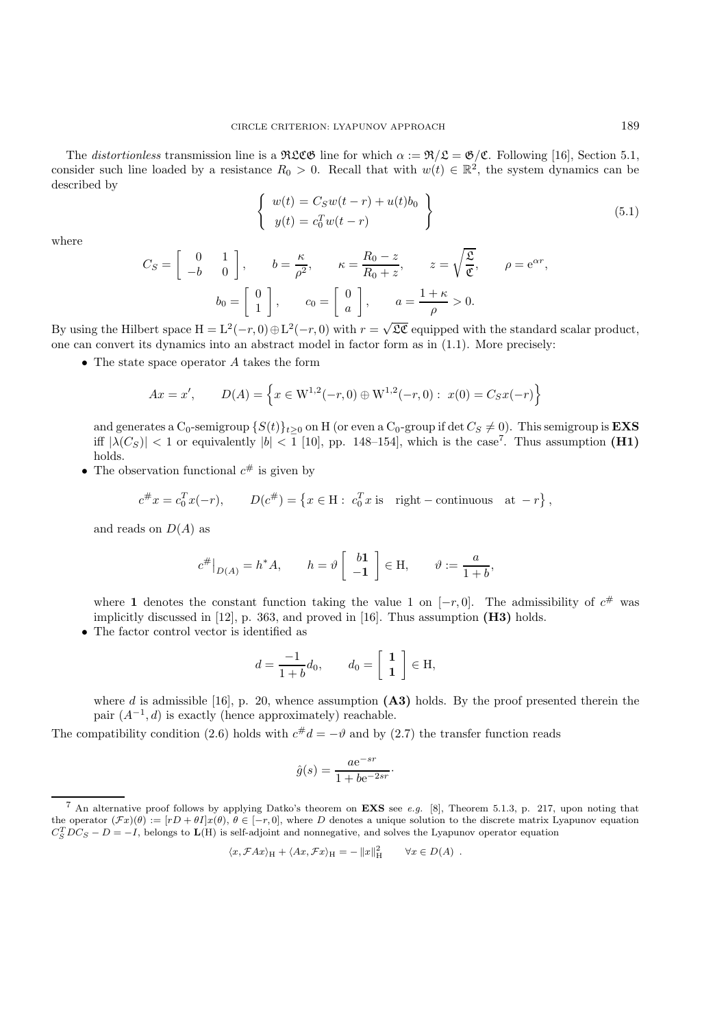The *distortionless* transmission line is a $\mathfrak{RLCG}$ line for which $\alpha := \mathfrak{R}/\mathfrak{L} = \mathfrak{G}/\mathfrak{C}$. Following [16], Section 5.1, consider such line loaded by a resistance $R_0 > 0$. Recall that with $w(t) \in \mathbb{R}^2$, the system dynamics can be described by

$$\left\{ \begin{array}{l} w(t) = C_S w(t-r) + u(t) b_0 \\ y(t) = c_0^T w(t-r) \end{array} \right\} \tag{5.1}$$

where

$$C_S = \begin{bmatrix} 0 & 1 \\ -b & 0 \end{bmatrix}, \qquad b = \frac{\kappa}{\rho^2}, \qquad \kappa = \frac{R_0 - z}{R_0 + z}, \qquad z = \sqrt{\frac{\mathfrak{L}}{\mathfrak{C}}}, \qquad \rho = \mathrm{e}^{\alpha r},$$

$$b_0 = \begin{bmatrix} 0 \\ 1 \end{bmatrix}, \qquad c_0 = \begin{bmatrix} 0 \\ a \end{bmatrix}, \qquad a = \frac{1+\kappa}{\rho} > 0.$$

By using the Hilbert space $\mathrm{H} = \mathrm{L}^2(-r,0) \oplus \mathrm{L}^2(-r,0)$ with $r = \sqrt{\mathfrak{LC}}$ equipped with the standard scalar product, one can convert its dynamics into an abstract model in factor form as in (1.1). More precisely:

- The state space operator $A$ takes the form

$$Ax = x', \qquad D(A) = \left\{ x \in \mathrm{W}^{1,2}(-r,0) \oplus \mathrm{W}^{1,2}(-r,0) : \; x(0) = C_S x(-r) \right\}$$

  and generates a $\mathrm{C}_0$-semigroup $\{S(t)\}_{t \geq 0}$ on H (or even a $\mathrm{C}_0$-group if $\det C_S \neq 0$). This semigroup is **EXS** iff $|\lambda(C_S)| < 1$ or equivalently $|b| < 1$ [10], pp. 148–154], which is the case[7]. Thus assumption **(H1)** holds.

- The observation functional $c^\#$ is given by

$$c^\# x = c_0^T x(-r), \qquad D(c^\#) = \left\{ x \in \mathrm{H} : \; c_0^T x \text{ is } \quad \text{right} - \text{continuous} \quad \text{at } -r \right\},$$

  and reads on $D(A)$ as

$$c^\#\big|_{D(A)} = h^* A, \qquad h = \vartheta \begin{bmatrix} b\mathbf{1} \\ -\mathbf{1} \end{bmatrix} \in \mathrm{H}, \qquad \vartheta := \frac{a}{1+b},$$

  where $\mathbf{1}$ denotes the constant function taking the value 1 on $[-r,0]$. The admissibility of $c^\#$ was implicitly discussed in [12], p. 363, and proved in [16]. Thus assumption **(H3)** holds.

- The factor control vector is identified as

$$d = \frac{-1}{1+b} d_0, \qquad d_0 = \begin{bmatrix} \mathbf{1} \\ \mathbf{1} \end{bmatrix} \in \mathrm{H},$$

  where $d$ is admissible [16], p. 20, whence assumption **(A3)** holds. By the proof presented therein the pair $(A^{-1}, d)$ is exactly (hence approximately) reachable.

The compatibility condition (2.6) holds with $c^\# d = -\vartheta$ and by (2.7) the transfer function reads

$$\hat{g}(s) = \frac{a\mathrm{e}^{-sr}}{1 + b\mathrm{e}^{-2sr}}.$$

---

[7] An alternative proof follows by applying Datko's theorem on **EXS** see *e.g.* [8], Theorem 5.1.3, p. 217, upon noting that the operator $(\mathcal{F}x)(\theta) := [rD + \theta I]x(\theta)$, $\theta \in [-r,0]$, where $D$ denotes a unique solution to the discrete matrix Lyapunov equation $C_S^T D C_S - D = -I$, belongs to $\mathbf{L}(\mathrm{H})$ is self-adjoint and nonnegative, and solves the Lyapunov operator equation

$$\langle x, \mathcal{F}Ax \rangle_{\mathrm{H}} + \langle Ax, \mathcal{F}x \rangle_{\mathrm{H}} = -\|x\|^2_{\mathrm{H}} \qquad \forall x \in D(A) \; .$$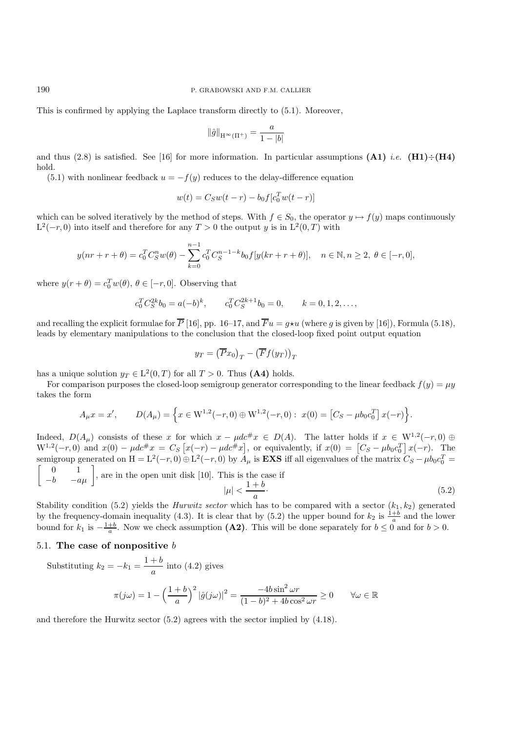This is confirmed by applying the Laplace transform directly to (5.1). Moreover,

$$\|\hat{g}\|_{\mathrm{H}^\infty(\Pi^+)} = \frac{a}{1-|b|}$$

and thus (2.8) is satisfied. See [16] for more information. In particular assumptions **(A1)** *i.e.* **(H1)÷(H4)** hold.

(5.1) with nonlinear feedback $u = -f(y)$ reduces to the delay-difference equation

$$w(t) = C_S w(t-r) - b_0 f[c_0^T w(t-r)]$$

which can be solved iteratively by the method of steps. With $f \in S_0$, the operator $y \mapsto f(y)$ maps continuously $\mathrm{L}^2(-r,0)$ into itself and therefore for any $T>0$ the output $y$ is in $\mathrm{L}^2(0,T)$ with

$$y(nr + r + \theta) = c_0^T C_S^n w(\theta) - \sum_{k=0}^{n-1} c_0^T C_S^{n-1-k} b_0 f[y(kr + r + \theta)], \quad n \in \mathbb{N}, n \geq 2,\ \theta \in [-r,0],$$

where $y(r+\theta) = c_0^T w(\theta)$, $\theta \in [-r,0]$. Observing that

$$c_0^T C_S^{2k} b_0 = a(-b)^k, \qquad c_0^T C_S^{2k+1} b_0 = 0, \qquad k = 0,1,2,\ldots,$$

and recalling the explicit formulae for $\overline{P}$ [16], pp. 16–17, and $\overline{F}u = g \star u$ (where $g$ is given by [16]), Formula (5.18), leads by elementary manipulations to the conclusion that the closed-loop fixed point output equation

$$y_T = \left(\overline{P}x_0\right)_T - \left(\overline{F}f(y_T)\right)_T$$

has a unique solution $y_T \in \mathrm{L}^2(0,T)$ for all $T>0$. Thus **(A4)** holds.

For comparison purposes the closed-loop semigroup generator corresponding to the linear feedback $f(y) = \mu y$ takes the form

$$A_\mu x = x', \qquad D(A_\mu) = \Big\{ x \in \mathrm{W}^{1,2}(-r,0) \oplus \mathrm{W}^{1,2}(-r,0) : \ x(0) = \left[C_S - \mu b_0 c_0^T\right] x(-r) \Big\}.$$

Indeed, $D(A_\mu)$ consists of these $x$ for which $x - \mu d c^\# x \in D(A)$. The latter holds if $x \in \mathrm{W}^{1,2}(-r,0) \oplus \mathrm{W}^{1,2}(-r,0)$ and $x(0) - \mu d c^\# x = C_S\left[x(-r) - \mu d c^\# x\right]$, or equivalently, if $x(0) = \left[C_S - \mu b_0 c_0^T\right] x(-r)$. The semigroup generated on $\mathrm{H} = \mathrm{L}^2(-r,0) \oplus \mathrm{L}^2(-r,0)$ by $A_\mu$ is **EXS** iff all eigenvalues of the matrix $C_S - \mu b_0 c_0^T = \begin{bmatrix} 0 & 1 \\ -b & -a\mu \end{bmatrix}$, are in the open unit disk [10]. This is the case if

$$|\mu| < \frac{1+b}{a}\cdot \tag{5.2}$$

Stability condition (5.2) yields the *Hurwitz sector* which has to be compared with a sector $(k_1, k_2)$ generated by the frequency-domain inequality (4.3). It is clear that by (5.2) the upper bound for $k_2$ is $\frac{1+b}{a}$ and the lower bound for $k_1$ is $-\frac{1+b}{a}$. Now we check assumption **(A2)**. This will be done separately for $b \leq 0$ and for $b > 0$.

### 5.1. **The case of nonpositive** $b$

Substituting $k_2 = -k_1 = \dfrac{1+b}{a}$ into (4.2) gives

$$\pi(j\omega) = 1 - \Big(\frac{1+b}{a}\Big)^2 |\hat{g}(j\omega)|^2 = \frac{-4b \sin^2 \omega r}{(1-b)^2 + 4b\cos^2 \omega r} \geq 0 \qquad \forall \omega \in \mathbb{R}$$

and therefore the Hurwitz sector (5.2) agrees with the sector implied by (4.18).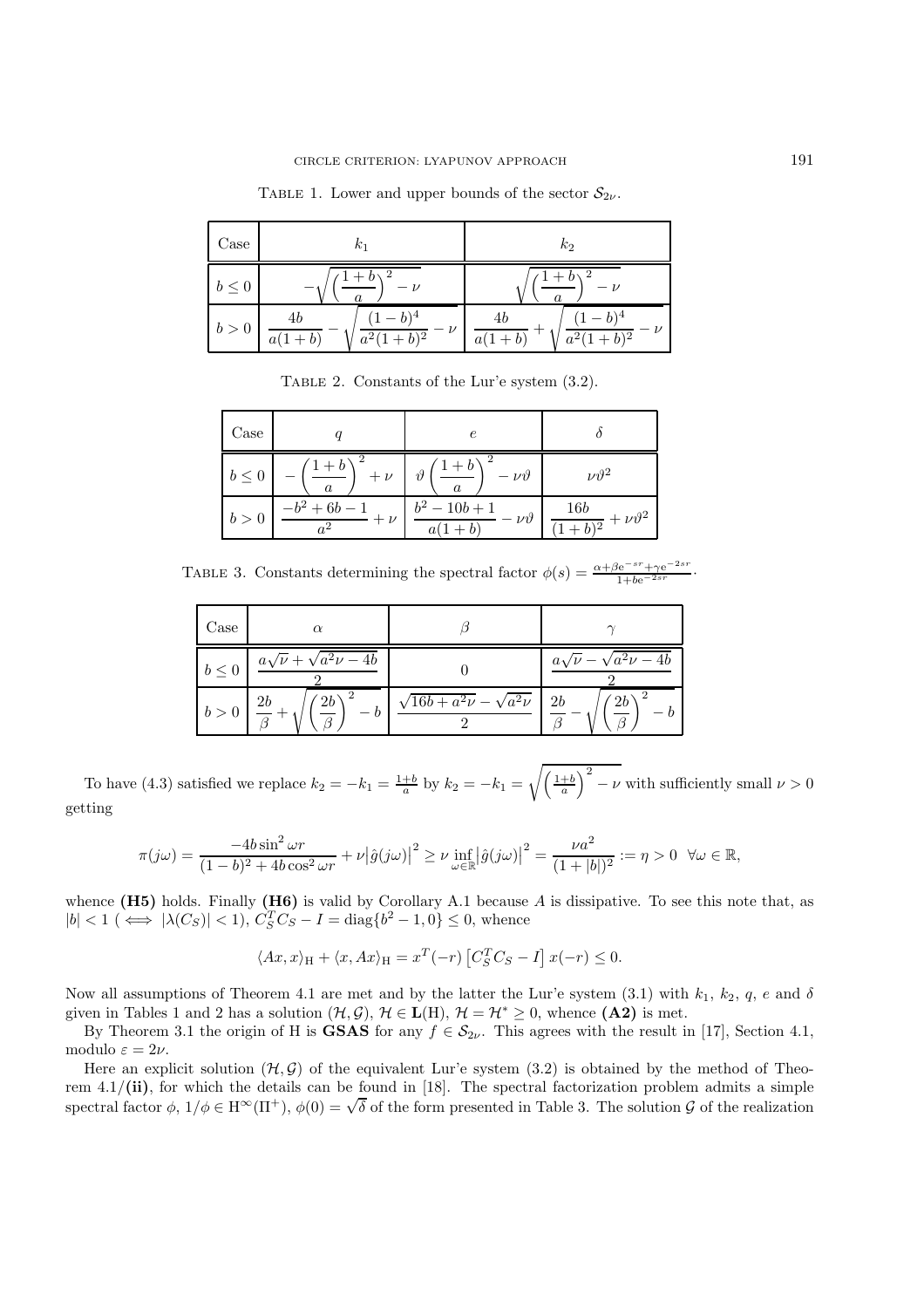Table 1. Lower and upper bounds of the sector $\mathcal{S}_{2\nu}$.

| Case | $k_1$ | $k_2$ |
|---|---|---|
| $b \leq 0$ | $-\sqrt{\left(\frac{1+b}{a}\right)^2 - \nu}$ | $\sqrt{\left(\frac{1+b}{a}\right)^2 - \nu}$ |
| $b > 0$ | $\frac{4b}{a(1+b)} - \sqrt{\frac{(1-b)^4}{a^2(1+b)^2} - \nu}$ | $\frac{4b}{a(1+b)} + \sqrt{\frac{(1-b)^4}{a^2(1+b)^2} - \nu}$ |

Table 2. Constants of the Lur'e system (3.2).

| Case | $q$ | $e$ | $\delta$ |
|---|---|---|---|
| $b \leq 0$ | $-\left(\frac{1+b}{a}\right)^2 + \nu$ | $\vartheta\left(\frac{1+b}{a}\right)^2 - \nu\vartheta$ | $\nu\vartheta^2$ |
| $b > 0$ | $\frac{-b^2+6b-1}{a^2} + \nu$ | $\frac{b^2-10b+1}{a(1+b)} - \nu\vartheta$ | $\frac{16b}{(1+b)^2} + \nu\vartheta^2$ |

Table 3. Constants determining the spectral factor $\phi(s) = \frac{\alpha+\beta e^{-sr}+\gamma e^{-2sr}}{1+be^{-2sr}}$.

| Case | $\alpha$ | $\beta$ | $\gamma$ |
|---|---|---|---|
| $b \leq 0$ | $\frac{a\sqrt{\nu}+\sqrt{a^2\nu-4b}}{2}$ | $0$ | $\frac{a\sqrt{\nu}-\sqrt{a^2\nu-4b}}{2}$ |
| $b > 0$ | $\frac{2b}{\beta} + \sqrt{\left(\frac{2b}{\beta}\right)^2 - b}$ | $\frac{\sqrt{16b+a^2\nu}-\sqrt{a^2\nu}}{2}$ | $\frac{2b}{\beta} - \sqrt{\left(\frac{2b}{\beta}\right)^2 - b}$ |

To have (4.3) satisfied we replace $k_2 = -k_1 = \frac{1+b}{a}$ by $k_2 = -k_1 = \sqrt{\left(\frac{1+b}{a}\right)^2 - \nu}$ with sufficiently small $\nu > 0$ getting

$$\pi(j\omega) = \frac{-4b\sin^2\omega r}{(1-b)^2 + 4b\cos^2\omega r} + \nu\left|\hat{g}(j\omega)\right|^2 \geq \nu \inf_{\omega\in\mathbb{R}}\left|\hat{g}(j\omega)\right|^2 = \frac{\nu a^2}{(1+|b|)^2} := \eta > 0 \quad \forall\omega\in\mathbb{R},$$

whence **(H5)** holds. Finally **(H6)** is valid by Corollary A.1 because $A$ is dissipative. To see this note that, as $|b| < 1$ ($\iff |\lambda(C_S)| < 1$), $C_S^T C_S - I = \operatorname{diag}\{b^2-1, 0\} \leq 0$, whence

$$\langle Ax, x\rangle_{\mathrm{H}} + \langle x, Ax\rangle_{\mathrm{H}} = x^T(-r)\left[C_S^T C_S - I\right]x(-r) \leq 0.$$

Now all assumptions of Theorem 4.1 are met and by the latter the Lur'e system (3.1) with $k_1$, $k_2$, $q$, $e$ and $\delta$ given in Tables 1 and 2 has a solution $(\mathcal{H}, \mathcal{G})$, $\mathcal{H} \in \mathbf{L}(\mathrm{H})$, $\mathcal{H} = \mathcal{H}^* \geq 0$, whence **(A2)** is met.

By Theorem 3.1 the origin of H is **GSAS** for any $f \in \mathcal{S}_{2\nu}$. This agrees with the result in [17], Section 4.1, modulo $\varepsilon = 2\nu$.

Here an explicit solution $(\mathcal{H}, \mathcal{G})$ of the equivalent Lur'e system (3.2) is obtained by the method of Theorem 4.1/**(ii)**, for which the details can be found in [18]. The spectral factorization problem admits a simple spectral factor $\phi$, $1/\phi \in \mathrm{H}^\infty(\Pi^+)$, $\phi(0) = \sqrt{\delta}$ of the form presented in Table 3. The solution $\mathcal{G}$ of the realization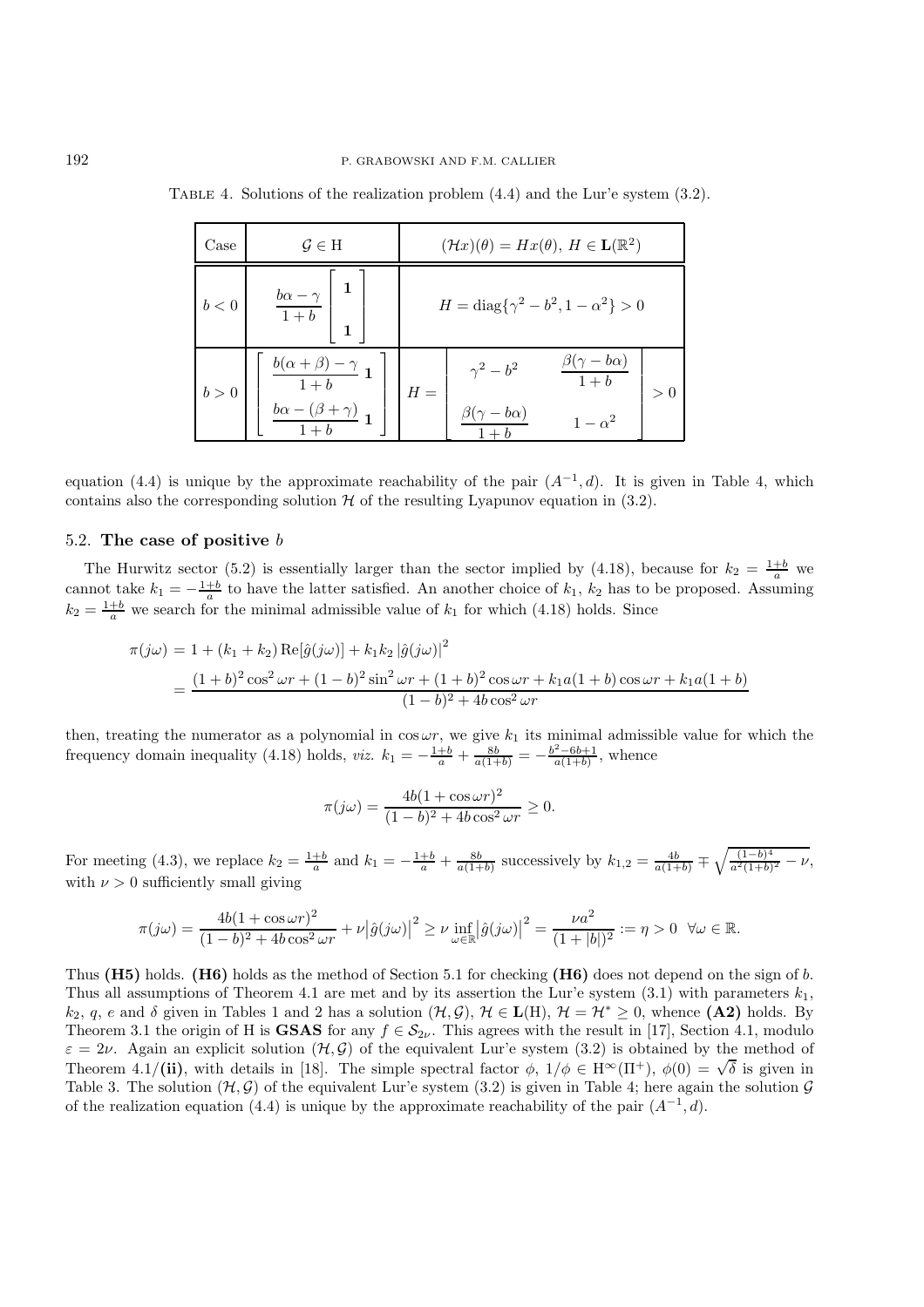Table 4. Solutions of the realization problem (4.4) and the Lur'e system (3.2).

| Case | $\mathcal{G} \in \mathrm{H}$ | $(\mathcal{H}x)(\theta) = Hx(\theta),\ H \in \mathbf{L}(\mathbb{R}^2)$ |
|---|---|---|
| $b < 0$ | $\dfrac{b\alpha - \gamma}{1+b} \begin{bmatrix} \mathbf{1} \\ \mathbf{1} \end{bmatrix}$ | $H = \mathrm{diag}\{\gamma^2 - b^2, 1 - \alpha^2\} > 0$ |
| $b > 0$ | $\begin{bmatrix} \dfrac{b(\alpha+\beta) - \gamma}{1+b}\,\mathbf{1} \\ \dfrac{b\alpha - (\beta+\gamma)}{1+b}\,\mathbf{1} \end{bmatrix}$ | $H = \begin{bmatrix} \gamma^2 - b^2 & \dfrac{\beta(\gamma - b\alpha)}{1+b} \\ \dfrac{\beta(\gamma - b\alpha)}{1+b} & 1 - \alpha^2 \end{bmatrix} > 0$ |

equation (4.4) is unique by the approximate reachability of the pair $(A^{-1}, d)$. It is given in Table 4, which contains also the corresponding solution $\mathcal{H}$ of the resulting Lyapunov equation in (3.2).

### 5.2. The case of positive $b$

The Hurwitz sector (5.2) is essentially larger than the sector implied by (4.18), because for $k_2 = \frac{1+b}{a}$ we cannot take $k_1 = -\frac{1+b}{a}$ to have the latter satisfied. An another choice of $k_1$, $k_2$ has to be proposed. Assuming $k_2 = \frac{1+b}{a}$ we search for the minimal admissible value of $k_1$ for which (4.18) holds. Since

$$
\begin{aligned}
\pi(j\omega) &= 1 + (k_1 + k_2)\operatorname{Re}[\hat{g}(j\omega)] + k_1 k_2 \left|\hat{g}(j\omega)\right|^2 \\
&= \frac{(1+b)^2\cos^2\omega r + (1-b)^2\sin^2\omega r + (1+b)^2\cos\omega r + k_1 a(1+b)\cos\omega r + k_1 a(1+b)}{(1-b)^2 + 4b\cos^2\omega r}
\end{aligned}
$$

then, treating the numerator as a polynomial in $\cos\omega r$, we give $k_1$ its minimal admissible value for which the frequency domain inequality (4.18) holds, *viz.* $k_1 = -\frac{1+b}{a} + \frac{8b}{a(1+b)} = -\frac{b^2-6b+1}{a(1+b)}$, whence

$$
\pi(j\omega) = \frac{4b(1+\cos\omega r)^2}{(1-b)^2 + 4b\cos^2\omega r} \geq 0.
$$

For meeting (4.3), we replace $k_2 = \frac{1+b}{a}$ and $k_1 = -\frac{1+b}{a} + \frac{8b}{a(1+b)}$ successively by $k_{1,2} = \frac{4b}{a(1+b)} \mp \sqrt{\frac{(1-b)^4}{a^2(1+b)^2} - \nu}$, with $\nu > 0$ sufficiently small giving

$$
\pi(j\omega) = \frac{4b(1+\cos\omega r)^2}{(1-b)^2 + 4b\cos^2\omega r} + \nu\left|\hat{g}(j\omega)\right|^2 \geq \nu \inf_{\omega\in\mathbb{R}}\left|\hat{g}(j\omega)\right|^2 = \frac{\nu a^2}{(1+|b|)^2} := \eta > 0 \quad \forall \omega \in \mathbb{R}.
$$

Thus **(H5)** holds. **(H6)** holds as the method of Section 5.1 for checking **(H6)** does not depend on the sign of $b$. Thus all assumptions of Theorem 4.1 are met and by its assertion the Lur'e system (3.1) with parameters $k_1$, $k_2$, $q$, $e$ and $\delta$ given in Tables 1 and 2 has a solution $(\mathcal{H}, \mathcal{G})$, $\mathcal{H} \in \mathbf{L}(\mathrm{H})$, $\mathcal{H} = \mathcal{H}^* \geq 0$, whence **(A2)** holds. By Theorem 3.1 the origin of H is **GSAS** for any $f \in \mathcal{S}_{2\nu}$. This agrees with the result in [17], Section 4.1, modulo $\varepsilon = 2\nu$. Again an explicit solution $(\mathcal{H}, \mathcal{G})$ of the equivalent Lur'e system (3.2) is obtained by the method of Theorem 4.1/**(ii)**, with details in [18]. The simple spectral factor $\phi$, $1/\phi \in \mathrm{H}^\infty(\Pi^+)$, $\phi(0) = \sqrt{\delta}$ is given in Table 3. The solution $(\mathcal{H}, \mathcal{G})$ of the equivalent Lur'e system (3.2) is given in Table 4; here again the solution $\mathcal{G}$ of the realization equation (4.4) is unique by the approximate reachability of the pair $(A^{-1}, d)$.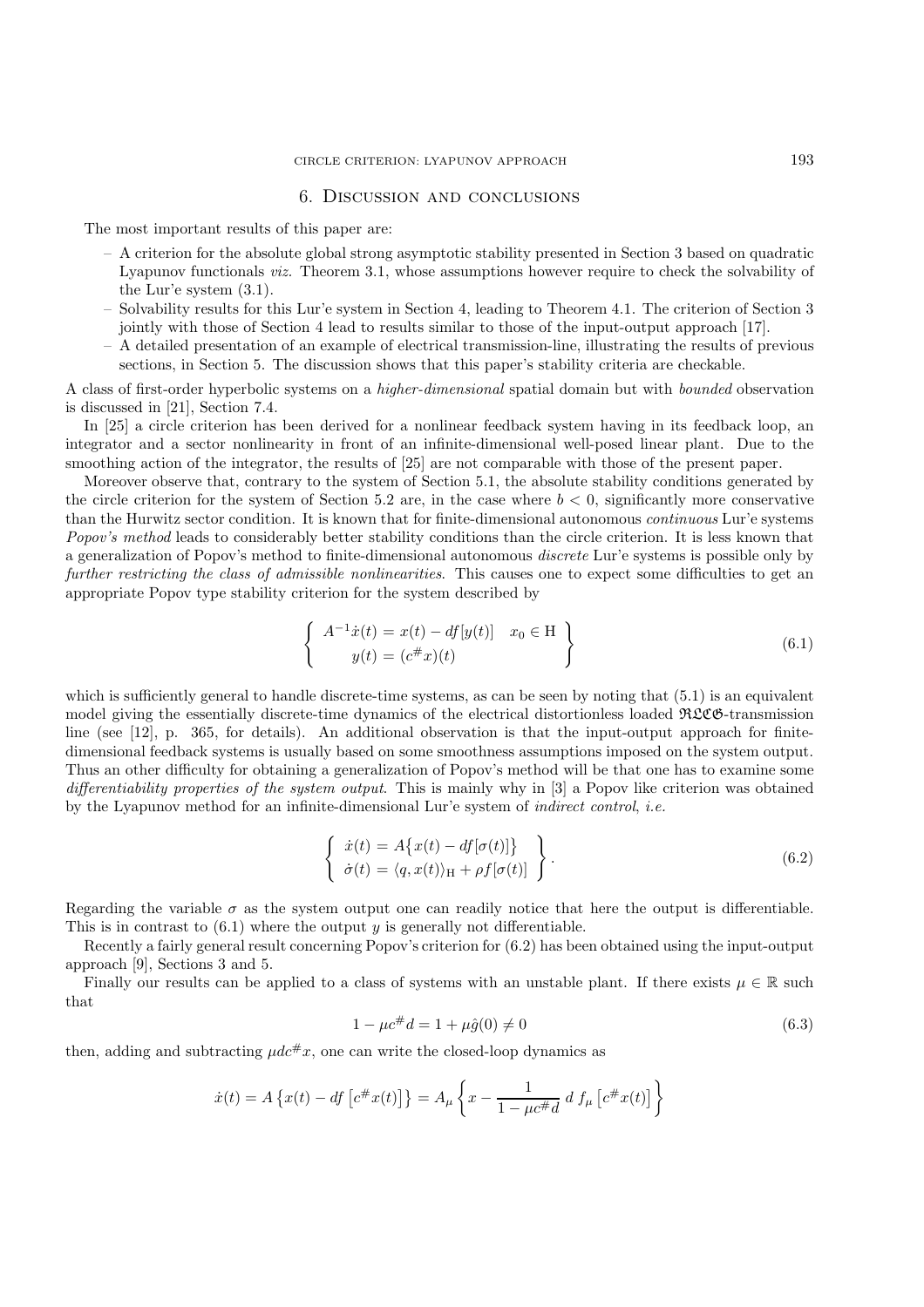## 6. Discussion and conclusions

The most important results of this paper are:

- A criterion for the absolute global strong asymptotic stability presented in Section 3 based on quadratic Lyapunov functionals *viz.* Theorem 3.1, whose assumptions however require to check the solvability of the Lur'e system (3.1).
- Solvability results for this Lur'e system in Section 4, leading to Theorem 4.1. The criterion of Section 3 jointly with those of Section 4 lead to results similar to those of the input-output approach [17].
- A detailed presentation of an example of electrical transmission-line, illustrating the results of previous sections, in Section 5. The discussion shows that this paper's stability criteria are checkable.

A class of first-order hyperbolic systems on a *higher-dimensional* spatial domain but with *bounded* observation is discussed in [21], Section 7.4.

In [25] a circle criterion has been derived for a nonlinear feedback system having in its feedback loop, an integrator and a sector nonlinearity in front of an infinite-dimensional well-posed linear plant. Due to the smoothing action of the integrator, the results of [25] are not comparable with those of the present paper.

Moreover observe that, contrary to the system of Section 5.1, the absolute stability conditions generated by the circle criterion for the system of Section 5.2 are, in the case where $b < 0$, significantly more conservative than the Hurwitz sector condition. It is known that for finite-dimensional autonomous *continuous* Lur'e systems *Popov's method* leads to considerably better stability conditions than the circle criterion. It is less known that a generalization of Popov's method to finite-dimensional autonomous *discrete* Lur'e systems is possible only by *further restricting the class of admissible nonlinearities*. This causes one to expect some difficulties to get an appropriate Popov type stability criterion for the system described by

$$\left\{ \begin{array}{l} A^{-1}\dot{x}(t) = x(t) - df[y(t)] \quad x_0 \in \mathrm{H} \\ \qquad y(t) = (c^{\#}x)(t) \end{array} \right\} \tag{6.1}$$

which is sufficiently general to handle discrete-time systems, as can be seen by noting that (5.1) is an equivalent model giving the essentially discrete-time dynamics of the electrical distortionless loaded $\mathfrak{RLCG}$-transmission line (see [12], p. 365, for details). An additional observation is that the input-output approach for finite-dimensional feedback systems is usually based on some smoothness assumptions imposed on the system output. Thus an other difficulty for obtaining a generalization of Popov's method will be that one has to examine some *differentiability properties of the system output*. This is mainly why in [3] a Popov like criterion was obtained by the Lyapunov method for an infinite-dimensional Lur'e system of *indirect control*, *i.e.*

$$\left\{ \begin{array}{l} \dot{x}(t) = A\big\{x(t) - df[\sigma(t)]\big\} \\ \dot{\sigma}(t) = \langle q, x(t)\rangle_{\mathrm{H}} + \rho f[\sigma(t)] \end{array} \right\}. \tag{6.2}$$

Regarding the variable $\sigma$ as the system output one can readily notice that here the output is differentiable. This is in contrast to (6.1) where the output $y$ is generally not differentiable.

Recently a fairly general result concerning Popov's criterion for (6.2) has been obtained using the input-output approach [9], Sections 3 and 5.

Finally our results can be applied to a class of systems with an unstable plant. If there exists $\mu \in \mathbb{R}$ such that

$$1 - \mu c^{\#} d = 1 + \mu \hat{g}(0) \neq 0 \tag{6.3}$$

then, adding and subtracting $\mu d c^{\#} x$, one can write the closed-loop dynamics as

$$\dot{x}(t) = A\left\{x(t) - df\left[c^{\#}x(t)\right]\right\} = A_\mu \left\{ x - \frac{1}{1 - \mu c^{\#} d}\, d\, f_\mu \left[c^{\#}x(t)\right] \right\}$$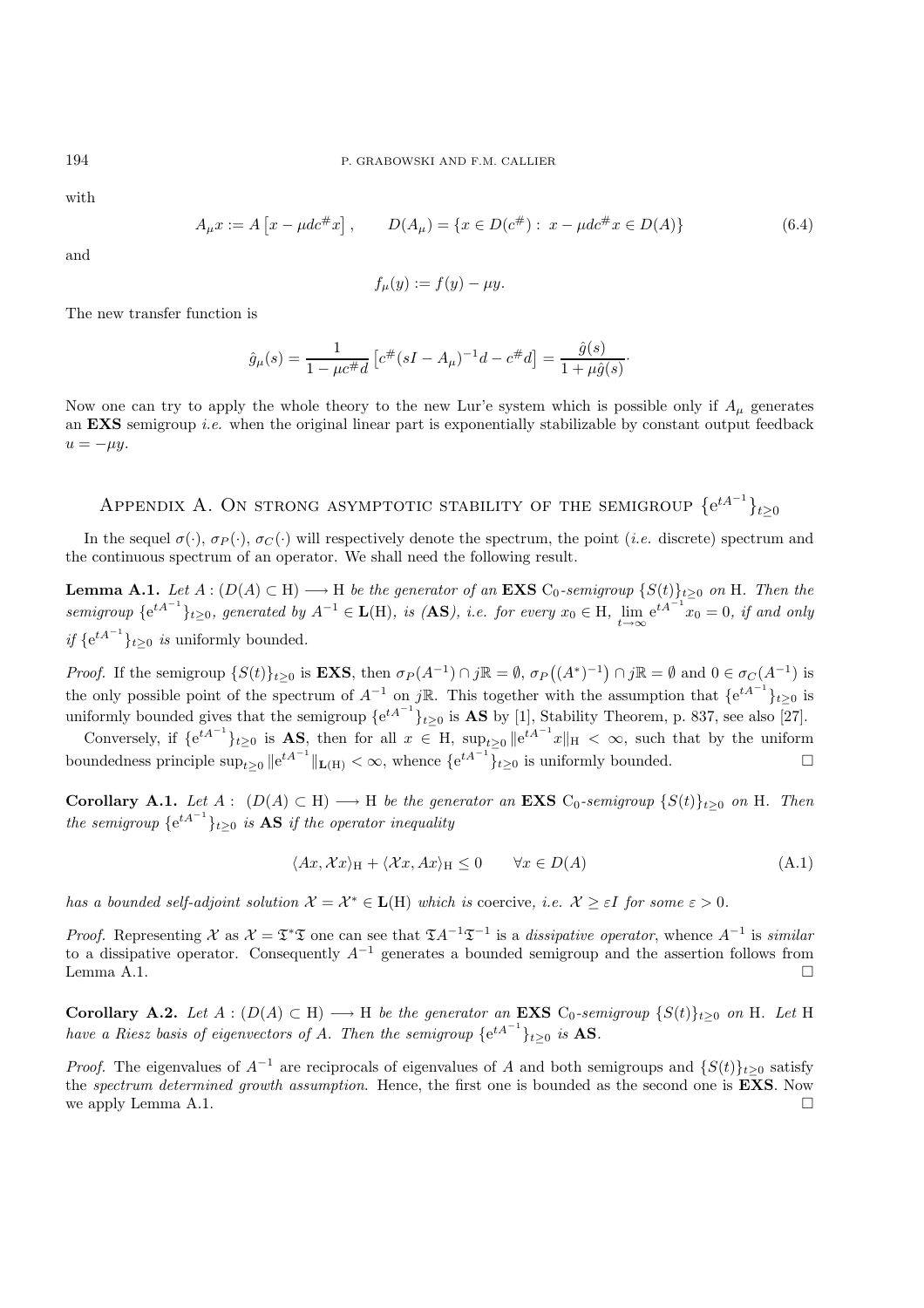with

$$A_\mu x := A\left[x - \mu d c^\# x\right], \qquad D(A_\mu) = \{x \in D(c^\#) : \; x - \mu d c^\# x \in D(A)\} \tag{6.4}$$

and

$$f_\mu(y) := f(y) - \mu y.$$

The new transfer function is

$$\hat{g}_\mu(s) = \frac{1}{1 - \mu c^\# d}\left[c^\#(sI - A_\mu)^{-1}d - c^\# d\right] = \frac{\hat{g}(s)}{1 + \mu \hat{g}(s)}\cdot$$

Now one can try to apply the whole theory to the new Lur'e system which is possible only if $A_\mu$ generates an **EXS** semigroup *i.e.* when the original linear part is exponentially stabilizable by constant output feedback $u = -\mu y$.

## Appendix A. On strong asymptotic stability of the semigroup $\{e^{tA^{-1}}\}_{t\geq 0}$

In the sequel $\sigma(\cdot)$, $\sigma_P(\cdot)$, $\sigma_C(\cdot)$ will respectively denote the spectrum, the point (*i.e.* discrete) spectrum and the continuous spectrum of an operator. We shall need the following result.

**Lemma A.1.** *Let $A : (D(A) \subset \mathrm{H}) \longrightarrow \mathrm{H}$ be the generator of an* **EXS** *$\mathrm{C}_0$-semigroup $\{S(t)\}_{t\geq 0}$ on $\mathrm{H}$. Then the semigroup $\{e^{tA^{-1}}\}_{t\geq 0}$, generated by $A^{-1} \in \mathbf{L}(\mathrm{H})$, is (***AS***), i.e. for every $x_0 \in \mathrm{H}$, $\lim_{t\to\infty} e^{tA^{-1}}x_0 = 0$, if and only if $\{e^{tA^{-1}}\}_{t\geq 0}$ is* uniformly bounded.

*Proof.* If the semigroup $\{S(t)\}_{t\geq 0}$ is **EXS**, then $\sigma_P(A^{-1}) \cap j\mathbb{R} = \emptyset$, $\sigma_P\big((A^*)^{-1}\big) \cap j\mathbb{R} = \emptyset$ and $0 \in \sigma_C(A^{-1})$ is the only possible point of the spectrum of $A^{-1}$ on $j\mathbb{R}$. This together with the assumption that $\{e^{tA^{-1}}\}_{t\geq 0}$ is uniformly bounded gives that the semigroup $\{e^{tA^{-1}}\}_{t\geq 0}$ is **AS** by [1], Stability Theorem, p. 837, see also [27].

Conversely, if $\{e^{tA^{-1}}\}_{t\geq 0}$ is **AS**, then for all $x \in \mathrm{H}$, $\sup_{t\geq 0} \|e^{tA^{-1}}x\|_{\mathrm{H}} < \infty$, such that by the uniform boundedness principle $\sup_{t\geq 0} \|e^{tA^{-1}}\|_{\mathbf{L}(\mathrm{H})} < \infty$, whence $\{e^{tA^{-1}}\}_{t\geq 0}$ is uniformly bounded. $\square$

**Corollary A.1.** *Let $A : (D(A) \subset \mathrm{H}) \longrightarrow \mathrm{H}$ be the generator an* **EXS** *$\mathrm{C}_0$-semigroup $\{S(t)\}_{t\geq 0}$ on $\mathrm{H}$. Then the semigroup $\{e^{tA^{-1}}\}_{t\geq 0}$ is* **AS** *if the operator inequality*

$$\langle Ax, \mathcal{X}x\rangle_{\mathrm{H}} + \langle \mathcal{X}x, Ax\rangle_{\mathrm{H}} \leq 0 \qquad \forall x \in D(A) \tag{A.1}$$

*has a bounded self-adjoint solution $\mathcal{X} = \mathcal{X}^* \in \mathbf{L}(\mathrm{H})$ which is* coercive*, i.e. $\mathcal{X} \geq \varepsilon I$ for some $\varepsilon > 0$.*

*Proof.* Representing $\mathcal{X}$ as $\mathcal{X} = \mathfrak{T}^*\mathfrak{T}$ one can see that $\mathfrak{T}A^{-1}\mathfrak{T}^{-1}$ is a *dissipative operator*, whence $A^{-1}$ is *similar* to a dissipative operator. Consequently $A^{-1}$ generates a bounded semigroup and the assertion follows from Lemma A.1. $\square$

**Corollary A.2.** *Let $A : (D(A) \subset \mathrm{H}) \longrightarrow \mathrm{H}$ be the generator an* **EXS** *$\mathrm{C}_0$-semigroup $\{S(t)\}_{t\geq 0}$ on $\mathrm{H}$. Let $\mathrm{H}$ have a Riesz basis of eigenvectors of $A$. Then the semigroup $\{e^{tA^{-1}}\}_{t\geq 0}$ is* **AS**.

*Proof.* The eigenvalues of $A^{-1}$ are reciprocals of eigenvalues of $A$ and both semigroups and $\{S(t)\}_{t\geq 0}$ satisfy the *spectrum determined growth assumption*. Hence, the first one is bounded as the second one is **EXS**. Now we apply Lemma A.1. $\square$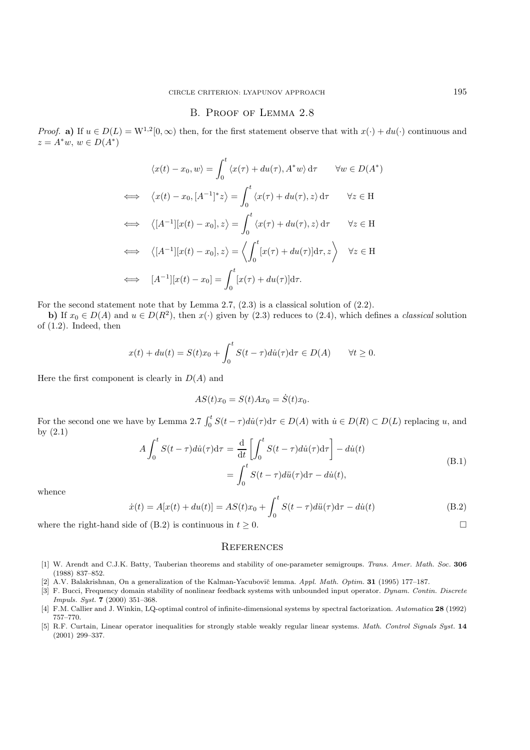## B. Proof of Lemma 2.8

*Proof.* **a)** If $u \in D(L) = \mathrm{W}^{1,2}[0,\infty)$ then, for the first statement observe that with $x(\cdot) + du(\cdot)$ continuous and $z = A^*w$, $w \in D(A^*)$

$$
\begin{aligned}
& \langle x(t) - x_0, w\rangle = \int_0^t \langle x(\tau) + du(\tau), A^* w\rangle \,\mathrm{d}\tau \qquad \forall w \in D(A^*) \\
\iff \quad & \left\langle x(t) - x_0, [A^{-1}]^* z\right\rangle = \int_0^t \langle x(\tau) + du(\tau), z\rangle \,\mathrm{d}\tau \qquad \forall z \in \mathrm{H} \\
\iff \quad & \left\langle [A^{-1}][x(t) - x_0], z\right\rangle = \int_0^t \langle x(\tau) + du(\tau), z\rangle \,\mathrm{d}\tau \qquad \forall z \in \mathrm{H} \\
\iff \quad & \left\langle [A^{-1}][x(t) - x_0], z\right\rangle = \left\langle \int_0^t [x(\tau) + du(\tau)]\mathrm{d}\tau, z\right\rangle \quad \forall z \in \mathrm{H} \\
\iff \quad & [A^{-1}][x(t) - x_0] = \int_0^t [x(\tau) + du(\tau)]\mathrm{d}\tau.
\end{aligned}
$$

For the second statement note that by Lemma 2.7, (2.3) is a classical solution of (2.2).

**b)** If $x_0 \in D(A)$ and $u \in D(R^2)$, then $x(\cdot)$ given by (2.3) reduces to (2.4), which defines a *classical* solution of (1.2). Indeed, then

$$
x(t) + du(t) = S(t)x_0 + \int_0^t S(t-\tau)d\dot{u}(\tau)\mathrm{d}\tau \in D(A) \qquad \forall t \geq 0.
$$

Here the first component is clearly in $D(A)$ and

$$
AS(t)x_0 = S(t)Ax_0 = \dot{S}(t)x_0.
$$

For the second one we have by Lemma 2.7 $\int_0^t S(t-\tau)d\dot{u}(\tau)\mathrm{d}\tau \in D(A)$ with $\dot{u} \in D(R) \subset D(L)$ replacing $u$, and by (2.1)

$$
\begin{aligned}
A\int_0^t S(t-\tau)d\dot{u}(\tau)\mathrm{d}\tau &= \frac{\mathrm{d}}{\mathrm{d}t}\left[\int_0^t S(t-\tau)d\dot{u}(\tau)\mathrm{d}\tau\right] - d\dot{u}(t) \\
&= \int_0^t S(t-\tau)d\ddot{u}(\tau)\mathrm{d}\tau - d\dot{u}(t),
\end{aligned}
\tag{B.1}
$$

whence

$$
\dot{x}(t) = A[x(t) + du(t)] = AS(t)x_0 + \int_0^t S(t-\tau)d\ddot{u}(\tau)\mathrm{d}\tau - d\dot{u}(t) \tag{B.2}
$$

where the right-hand side of (B.2) is continuous in $t \geq 0$. $\square$

## References

[1] W. Arendt and C.J.K. Batty, Tauberian theorems and stability of one-parameter semigroups. *Trans. Amer. Math. Soc.* **306** (1988) 837–852.

[2] A.V. Balakrishnan, On a generalization of the Kalman-Yacubovič lemma. *Appl. Math. Optim.* **31** (1995) 177–187.

[3] F. Bucci, Frequency domain stability of nonlinear feedback systems with unbounded input operator. *Dynam. Contin. Discrete Impuls. Syst.* **7** (2000) 351–368.

[4] F.M. Callier and J. Winkin, LQ-optimal control of infinite-dimensional systems by spectral factorization. *Automatica* **28** (1992) 757–770.

[5] R.F. Curtain, Linear operator inequalities for strongly stable weakly regular linear systems. *Math. Control Signals Syst.* **14** (2001) 299–337.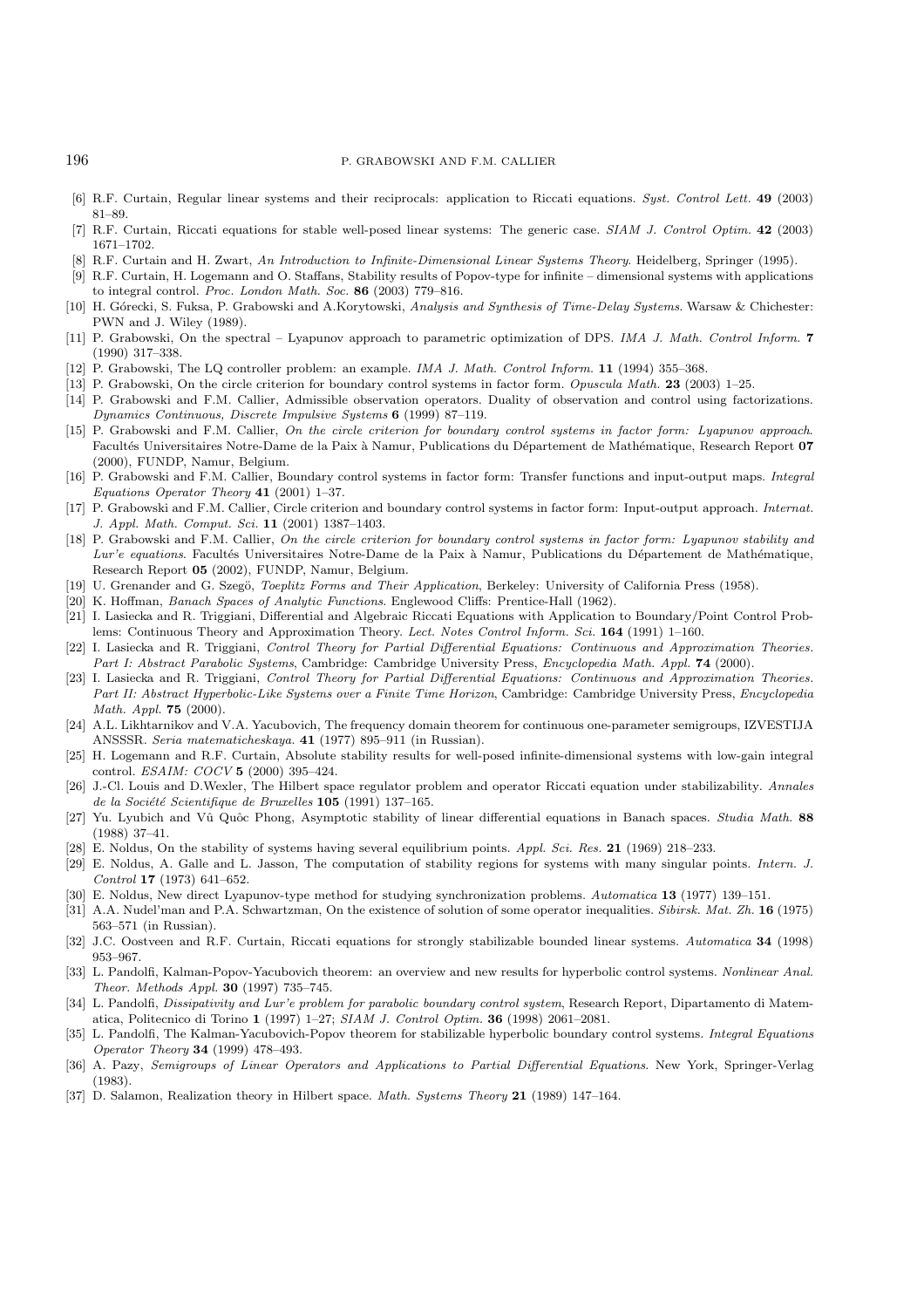[6] R.F. Curtain, Regular linear systems and their reciprocals: application to Riccati equations. *Syst. Control Lett.* **49** (2003) 81–89.

[7] R.F. Curtain, Riccati equations for stable well-posed linear systems: The generic case. *SIAM J. Control Optim.* **42** (2003) 1671–1702.

[8] R.F. Curtain and H. Zwart, *An Introduction to Infinite-Dimensional Linear Systems Theory*. Heidelberg, Springer (1995).

[9] R.F. Curtain, H. Logemann and O. Staffans, Stability results of Popov-type for infinite – dimensional systems with applications to integral control. *Proc. London Math. Soc.* **86** (2003) 779–816.

[10] H. Górecki, S. Fuksa, P. Grabowski and A.Korytowski, *Analysis and Synthesis of Time-Delay Systems*. Warsaw & Chichester: PWN and J. Wiley (1989).

[11] P. Grabowski, On the spectral – Lyapunov approach to parametric optimization of DPS. *IMA J. Math. Control Inform.* **7** (1990) 317–338.

[12] P. Grabowski, The LQ controller problem: an example. *IMA J. Math. Control Inform.* **11** (1994) 355–368.

[13] P. Grabowski, On the circle criterion for boundary control systems in factor form. *Opuscula Math.* **23** (2003) 1–25.

[14] P. Grabowski and F.M. Callier, Admissible observation operators. Duality of observation and control using factorizations. *Dynamics Continuous, Discrete Impulsive Systems* **6** (1999) 87–119.

[15] P. Grabowski and F.M. Callier, *On the circle criterion for boundary control systems in factor form: Lyapunov approach*. Facultés Universitaires Notre-Dame de la Paix à Namur, Publications du Département de Mathématique, Research Report **07** (2000), FUNDP, Namur, Belgium.

[16] P. Grabowski and F.M. Callier, Boundary control systems in factor form: Transfer functions and input-output maps. *Integral Equations Operator Theory* **41** (2001) 1–37.

[17] P. Grabowski and F.M. Callier, Circle criterion and boundary control systems in factor form: Input-output approach. *Internat. J. Appl. Math. Comput. Sci.* **11** (2001) 1387–1403.

[18] P. Grabowski and F.M. Callier, *On the circle criterion for boundary control systems in factor form: Lyapunov stability and Lur'e equations*. Facultés Universitaires Notre-Dame de la Paix à Namur, Publications du Département de Mathématique, Research Report **05** (2002), FUNDP, Namur, Belgium.

[19] U. Grenander and G. Szegö, *Toeplitz Forms and Their Application*, Berkeley: University of California Press (1958).

[20] K. Hoffman, *Banach Spaces of Analytic Functions*. Englewood Cliffs: Prentice-Hall (1962).

[21] I. Lasiecka and R. Triggiani, Differential and Algebraic Riccati Equations with Application to Boundary/Point Control Problems: Continuous Theory and Approximation Theory. *Lect. Notes Control Inform. Sci.* **164** (1991) 1–160.

[22] I. Lasiecka and R. Triggiani, *Control Theory for Partial Differential Equations: Continuous and Approximation Theories. Part I: Abstract Parabolic Systems*, Cambridge: Cambridge University Press, *Encyclopedia Math. Appl.* **74** (2000).

[23] I. Lasiecka and R. Triggiani, *Control Theory for Partial Differential Equations: Continuous and Approximation Theories. Part II: Abstract Hyperbolic-Like Systems over a Finite Time Horizon*, Cambridge: Cambridge University Press, *Encyclopedia Math. Appl.* **75** (2000).

[24] A.L. Likhtarnikov and V.A. Yacubovich, The frequency domain theorem for continuous one-parameter semigroups, IZVESTIJA ANSSSR. *Seria matematicheskaya.* **41** (1977) 895–911 (in Russian).

[25] H. Logemann and R.F. Curtain, Absolute stability results for well-posed infinite-dimensional systems with low-gain integral control. *ESAIM: COCV* **5** (2000) 395–424.

[26] J.-Cl. Louis and D.Wexler, The Hilbert space regulator problem and operator Riccati equation under stabilizability. *Annales de la Société Scientifique de Bruxelles* **105** (1991) 137–165.

[27] Yu. Lyubich and Vũ Quôc Phong, Asymptotic stability of linear differential equations in Banach spaces. *Studia Math.* **88** (1988) 37–41.

[28] E. Noldus, On the stability of systems having several equilibrium points. *Appl. Sci. Res.* **21** (1969) 218–233.

[29] E. Noldus, A. Galle and L. Jasson, The computation of stability regions for systems with many singular points. *Intern. J. Control* **17** (1973) 641–652.

[30] E. Noldus, New direct Lyapunov-type method for studying synchronization problems. *Automatica* **13** (1977) 139–151.

[31] A.A. Nudel'man and P.A. Schwartzman, On the existence of solution of some operator inequalities. *Sibirsk. Mat. Zh.* **16** (1975) 563–571 (in Russian).

[32] J.C. Oostveen and R.F. Curtain, Riccati equations for strongly stabilizable bounded linear systems. *Automatica* **34** (1998) 953–967.

[33] L. Pandolfi, Kalman-Popov-Yacubovich theorem: an overview and new results for hyperbolic control systems. *Nonlinear Anal. Theor. Methods Appl.* **30** (1997) 735–745.

[34] L. Pandolfi, *Dissipativity and Lur'e problem for parabolic boundary control system*, Research Report, Dipartamento di Matematica, Politecnico di Torino **1** (1997) 1–27; *SIAM J. Control Optim.* **36** (1998) 2061–2081.

[35] L. Pandolfi, The Kalman-Yacubovich-Popov theorem for stabilizable hyperbolic boundary control systems. *Integral Equations Operator Theory* **34** (1999) 478–493.

[36] A. Pazy, *Semigroups of Linear Operators and Applications to Partial Differential Equations*. New York, Springer-Verlag (1983).

[37] D. Salamon, Realization theory in Hilbert space. *Math. Systems Theory* **21** (1989) 147–164.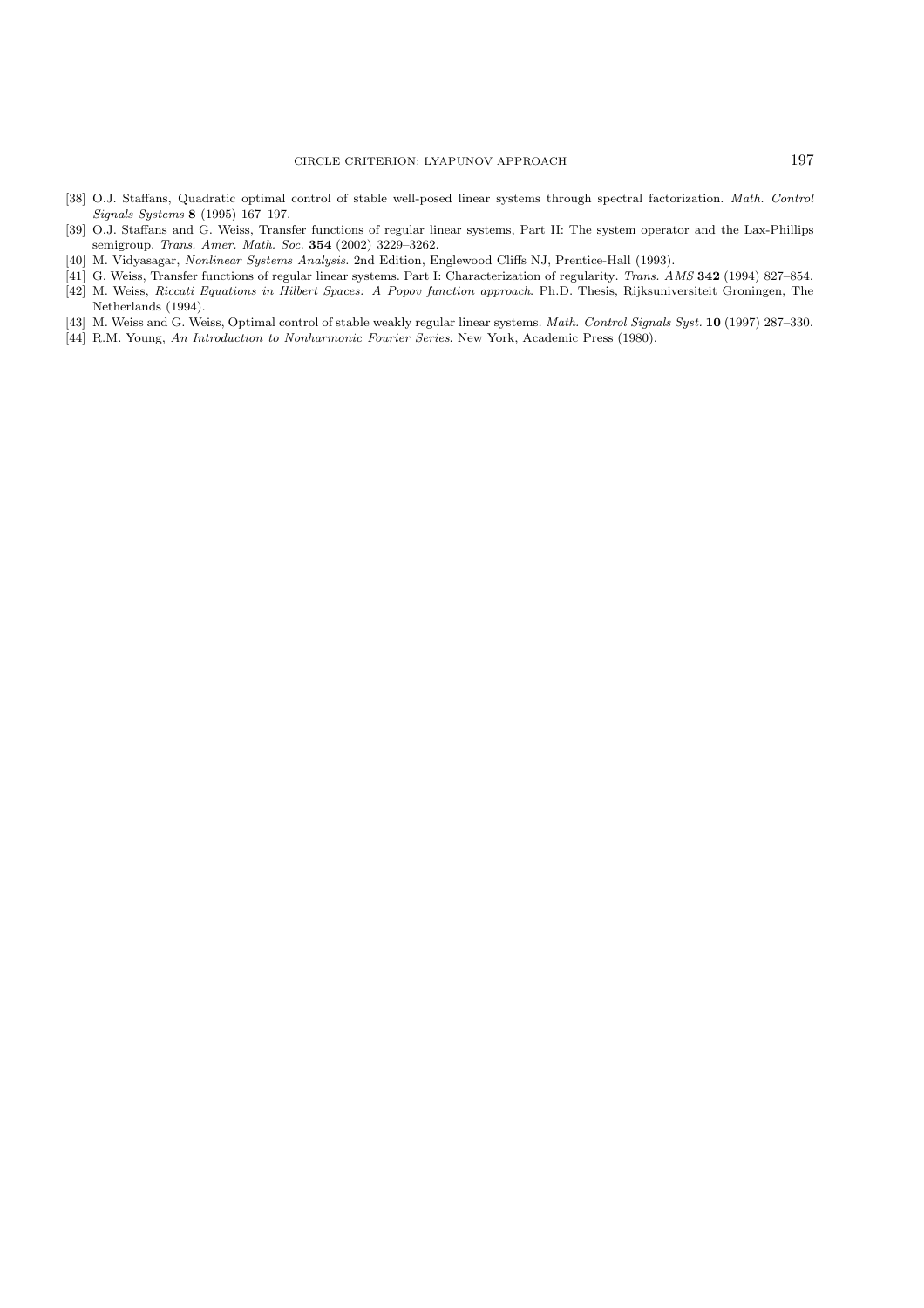[38] O.J. Staffans, Quadratic optimal control of stable well-posed linear systems through spectral factorization. *Math. Control Signals Systems* **8** (1995) 167–197.

[39] O.J. Staffans and G. Weiss, Transfer functions of regular linear systems, Part II: The system operator and the Lax-Phillips semigroup. *Trans. Amer. Math. Soc.* **354** (2002) 3229–3262.

[40] M. Vidyasagar, *Nonlinear Systems Analysis*. 2nd Edition, Englewood Cliffs NJ, Prentice-Hall (1993).

[41] G. Weiss, Transfer functions of regular linear systems. Part I: Characterization of regularity. *Trans. AMS* **342** (1994) 827–854.

[42] M. Weiss, *Riccati Equations in Hilbert Spaces: A Popov function approach*. Ph.D. Thesis, Rijksuniversiteit Groningen, The Netherlands (1994).

[43] M. Weiss and G. Weiss, Optimal control of stable weakly regular linear systems. *Math. Control Signals Syst.* **10** (1997) 287–330.

[44] R.M. Young, *An Introduction to Nonharmonic Fourier Series*. New York, Academic Press (1980).